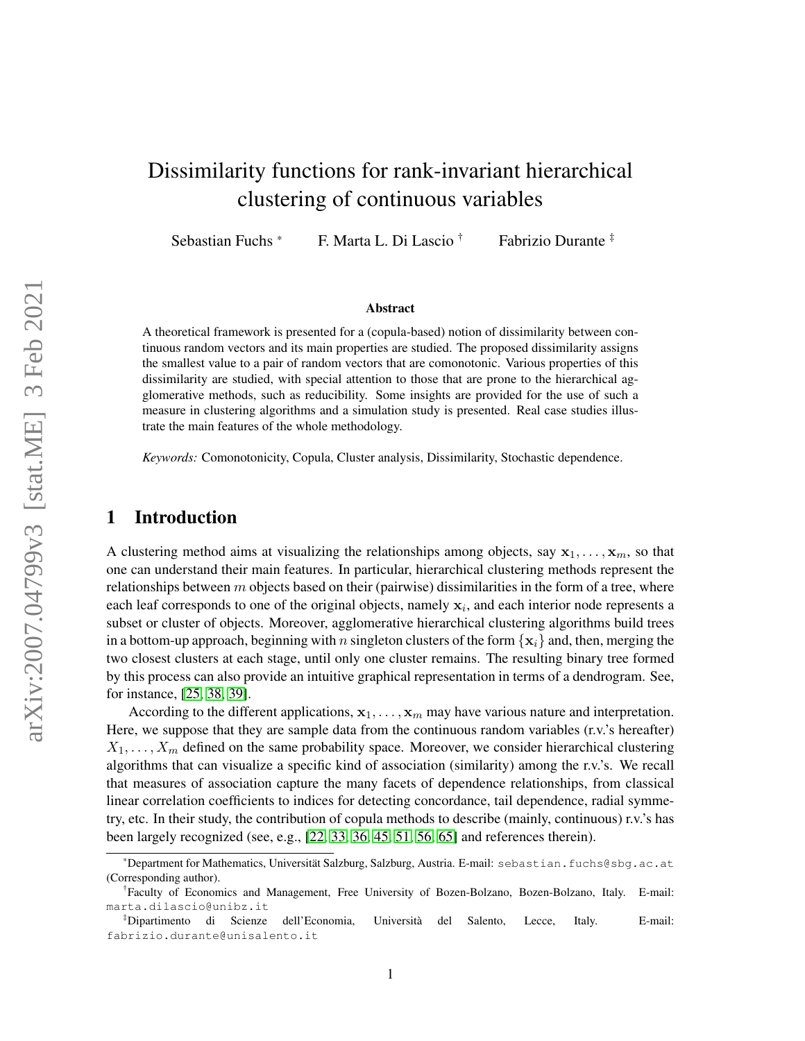# Dissimilarity functions for rank-invariant hierarchical clustering of continuous variables

Sebastian Fuchs [*] F. Marta L. Di Lascio [†] Fabrizio Durante [‡]

### Abstract

A theoretical framework is presented for a (copula-based) notion of dissimilarity between continuous random vectors and its main properties are studied. The proposed dissimilarity assigns the smallest value to a pair of random vectors that are comonotonic. Various properties of this dissimilarity are studied, with special attention to those that are prone to the hierarchical agglomerative methods, such as reducibility. Some insights are provided for the use of such a measure in clustering algorithms and a simulation study is presented. Real case studies illustrate the main features of the whole methodology.

*Keywords:* Comonotonicity, Copula, Cluster analysis, Dissimilarity, Stochastic dependence.

## 1 Introduction

A clustering method aims at visualizing the relationships among objects, say $\mathbf{x}_1, \dots, \mathbf{x}_m$, so that one can understand their main features. In particular, hierarchical clustering methods represent the relationships between $m$ objects based on their (pairwise) dissimilarities in the form of a tree, where each leaf corresponds to one of the original objects, namely $\mathbf{x}_i$, and each interior node represents a subset or cluster of objects. Moreover, agglomerative hierarchical clustering algorithms build trees in a bottom-up approach, beginning with $n$ singleton clusters of the form $\{\mathbf{x}_i\}$ and, then, merging the two closest clusters at each stage, until only one cluster remains. The resulting binary tree formed by this process can also provide an intuitive graphical representation in terms of a dendrogram. See, for instance, [25, 38, 39].

According to the different applications, $\mathbf{x}_1, \dots, \mathbf{x}_m$ may have various nature and interpretation. Here, we suppose that they are sample data from the continuous random variables (r.v.'s hereafter) $X_1, \dots, X_m$ defined on the same probability space. Moreover, we consider hierarchical clustering algorithms that can visualize a specific kind of association (similarity) among the r.v.'s. We recall that measures of association capture the many facets of dependence relationships, from classical linear correlation coefficients to indices for detecting concordance, tail dependence, radial symmetry, etc. In their study, the contribution of copula methods to describe (mainly, continuous) r.v.'s has been largely recognized (see, e.g., [22, 33, 36, 45, 51, 56, 65] and references therein).

---

[*] Department for Mathematics, Universität Salzburg, Salzburg, Austria. E-mail: sebastian.fuchs@sbg.ac.at (Corresponding author).

[†] Faculty of Economics and Management, Free University of Bozen-Bolzano, Bozen-Bolzano, Italy. E-mail: marta.dilascio@unibz.it

[‡] Dipartimento di Scienze dell'Economia, Università del Salento, Lecce, Italy. E-mail: fabrizio.durante@unisalento.it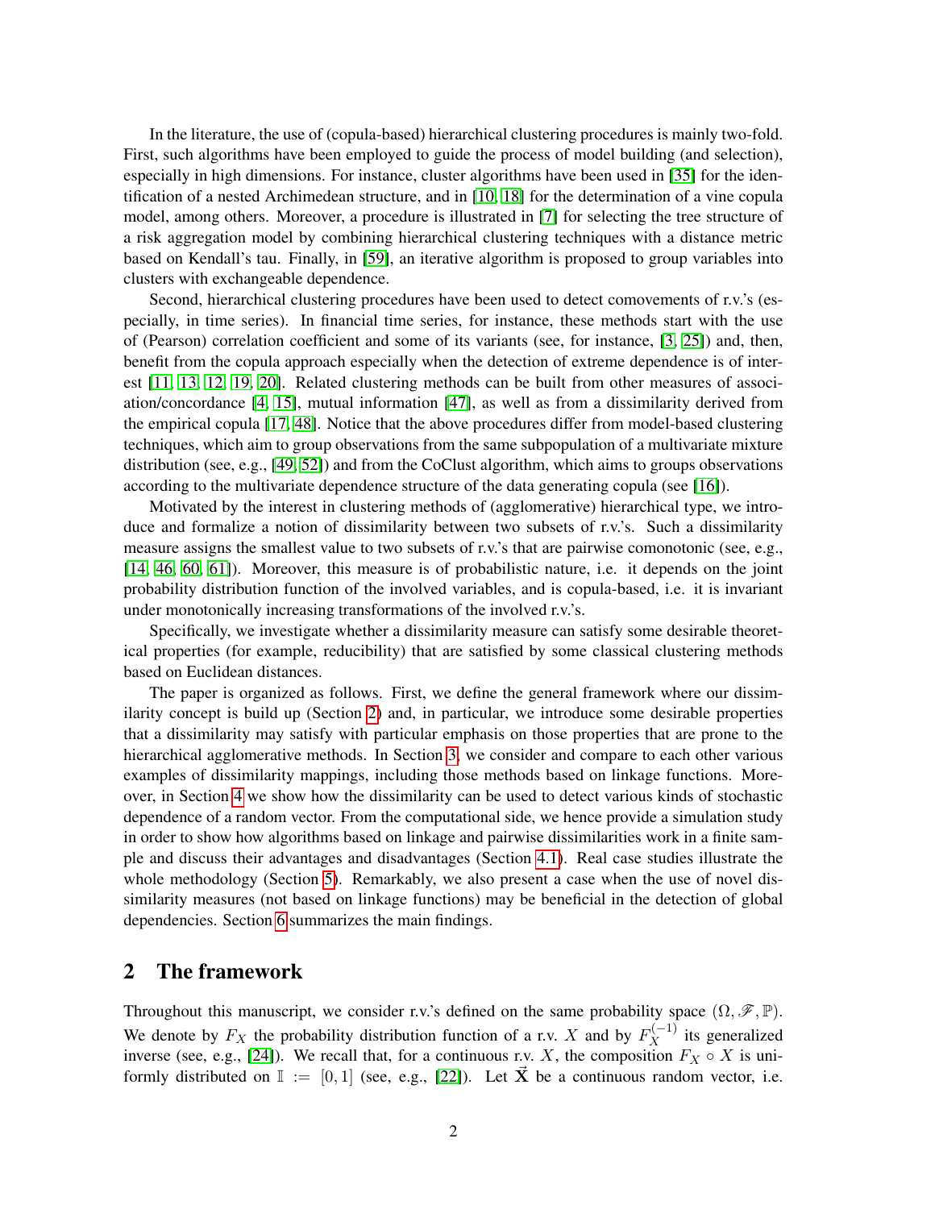In the literature, the use of (copula-based) hierarchical clustering procedures is mainly two-fold. First, such algorithms have been employed to guide the process of model building (and selection), especially in high dimensions. For instance, cluster algorithms have been used in [35] for the identification of a nested Archimedean structure, and in [10, 18] for the determination of a vine copula model, among others. Moreover, a procedure is illustrated in [7] for selecting the tree structure of a risk aggregation model by combining hierarchical clustering techniques with a distance metric based on Kendall's tau. Finally, in [59], an iterative algorithm is proposed to group variables into clusters with exchangeable dependence.

Second, hierarchical clustering procedures have been used to detect comovements of r.v.'s (especially, in time series). In financial time series, for instance, these methods start with the use of (Pearson) correlation coefficient and some of its variants (see, for instance, [3, 25]) and, then, benefit from the copula approach especially when the detection of extreme dependence is of interest [11, 13, 12, 19, 20]. Related clustering methods can be built from other measures of association/concordance [4, 15], mutual information [47], as well as from a dissimilarity derived from the empirical copula [17, 48]. Notice that the above procedures differ from model-based clustering techniques, which aim to group observations from the same subpopulation of a multivariate mixture distribution (see, e.g., [49, 52]) and from the CoClust algorithm, which aims to groups observations according to the multivariate dependence structure of the data generating copula (see [16]).

Motivated by the interest in clustering methods of (agglomerative) hierarchical type, we introduce and formalize a notion of dissimilarity between two subsets of r.v.'s. Such a dissimilarity measure assigns the smallest value to two subsets of r.v.'s that are pairwise comonotonic (see, e.g., [14, 46, 60, 61]). Moreover, this measure is of probabilistic nature, i.e. it depends on the joint probability distribution function of the involved variables, and is copula-based, i.e. it is invariant under monotonically increasing transformations of the involved r.v.'s.

Specifically, we investigate whether a dissimilarity measure can satisfy some desirable theoretical properties (for example, reducibility) that are satisfied by some classical clustering methods based on Euclidean distances.

The paper is organized as follows. First, we define the general framework where our dissimilarity concept is build up (Section 2) and, in particular, we introduce some desirable properties that a dissimilarity may satisfy with particular emphasis on those properties that are prone to the hierarchical agglomerative methods. In Section 3, we consider and compare to each other various examples of dissimilarity mappings, including those methods based on linkage functions. Moreover, in Section 4 we show how the dissimilarity can be used to detect various kinds of stochastic dependence of a random vector. From the computational side, we hence provide a simulation study in order to show how algorithms based on linkage and pairwise dissimilarities work in a finite sample and discuss their advantages and disadvantages (Section 4.1). Real case studies illustrate the whole methodology (Section 5). Remarkably, we also present a case when the use of novel dissimilarity measures (not based on linkage functions) may be beneficial in the detection of global dependencies. Section 6 summarizes the main findings.

## 2 The framework

Throughout this manuscript, we consider r.v.'s defined on the same probability space $(\Omega, \mathscr{F}, \mathbb{P})$. We denote by $F_X$ the probability distribution function of a r.v. $X$ and by $F_X^{(-1)}$ its generalized inverse (see, e.g., [24]). We recall that, for a continuous r.v. $X$, the composition $F_X \circ X$ is uniformly distributed on $\mathbb{I} := [0, 1]$ (see, e.g., [22]). Let $\vec{\mathbf{X}}$ be a continuous random vector, i.e.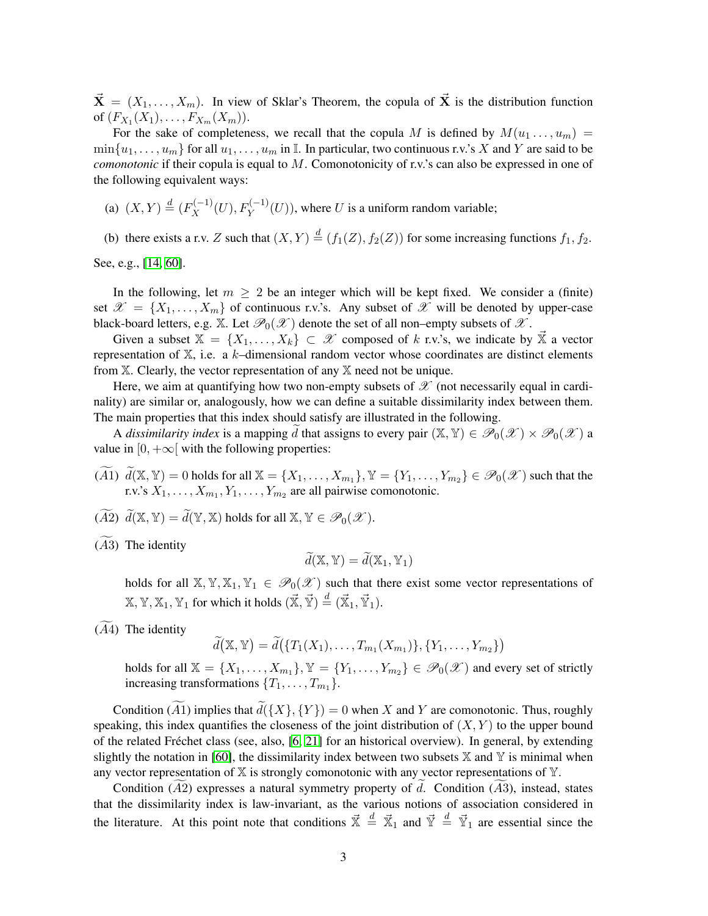$\vec{\mathbf{X}} = (X_1, \dots, X_m)$. In view of Sklar's Theorem, the copula of $\vec{\mathbf{X}}$ is the distribution function of $(F_{X_1}(X_1), \dots, F_{X_m}(X_m))$.

For the sake of completeness, we recall that the copula $M$ is defined by $M(u_1 \dots, u_m) = \min\{u_1, \dots, u_m\}$ for all $u_1, \dots, u_m$ in $\mathbb{I}$. In particular, two continuous r.v.'s $X$ and $Y$ are said to be *comonotonic* if their copula is equal to $M$. Comonotonicity of r.v.'s can also be expressed in one of the following equivalent ways:

(a) $(X, Y) \overset{d}{=} (F_X^{(-1)}(U), F_Y^{(-1)}(U))$, where $U$ is a uniform random variable;

(b) there exists a r.v. $Z$ such that $(X, Y) \overset{d}{=} (f_1(Z), f_2(Z))$ for some increasing functions $f_1, f_2$.

See, e.g., [14, 60].

In the following, let $m \geq 2$ be an integer which will be kept fixed. We consider a (finite) set $\mathscr{X} = \{X_1, \dots, X_m\}$ of continuous r.v.'s. Any subset of $\mathscr{X}$ will be denoted by upper-case black-board letters, e.g. $\mathbb{X}$. Let $\mathscr{P}_0(\mathscr{X})$ denote the set of all non–empty subsets of $\mathscr{X}$.

Given a subset $\mathbb{X} = \{X_1, \dots, X_k\} \subset \mathscr{X}$ composed of $k$ r.v.'s, we indicate by $\vec{\mathbb{X}}$ a vector representation of $\mathbb{X}$, i.e. a $k$–dimensional random vector whose coordinates are distinct elements from $\mathbb{X}$. Clearly, the vector representation of any $\mathbb{X}$ need not be unique.

Here, we aim at quantifying how two non-empty subsets of $\mathscr{X}$ (not necessarily equal in cardinality) are similar or, analogously, how we can define a suitable dissimilarity index between them. The main properties that this index should satisfy are illustrated in the following.

A *dissimilarity index* is a mapping $\widetilde{d}$ that assigns to every pair $(\mathbb{X}, \mathbb{Y}) \in \mathscr{P}_0(\mathscr{X}) \times \mathscr{P}_0(\mathscr{X})$ a value in $[0, +\infty[$ with the following properties:

$(\widetilde{A1})$ $\widetilde{d}(\mathbb{X}, \mathbb{Y}) = 0$ holds for all $\mathbb{X} = \{X_1, \dots, X_{m_1}\}, \mathbb{Y} = \{Y_1, \dots, Y_{m_2}\} \in \mathscr{P}_0(\mathscr{X})$ such that the r.v.'s $X_1, \dots, X_{m_1}, Y_1, \dots, Y_{m_2}$ are all pairwise comonotonic.

$(\widetilde{A2})$ $\widetilde{d}(\mathbb{X}, \mathbb{Y}) = \widetilde{d}(\mathbb{Y}, \mathbb{X})$ holds for all $\mathbb{X}, \mathbb{Y} \in \mathscr{P}_0(\mathscr{X})$.

$(\widetilde{A3})$ The identity

$$\widetilde{d}(\mathbb{X}, \mathbb{Y}) = \widetilde{d}(\mathbb{X}_1, \mathbb{Y}_1)$$

holds for all $\mathbb{X}, \mathbb{Y}, \mathbb{X}_1, \mathbb{Y}_1 \in \mathscr{P}_0(\mathscr{X})$ such that there exist some vector representations of $\mathbb{X}, \mathbb{Y}, \mathbb{X}_1, \mathbb{Y}_1$ for which it holds $(\vec{\mathbb{X}}, \vec{\mathbb{Y}}) \overset{d}{=} (\vec{\mathbb{X}}_1, \vec{\mathbb{Y}}_1)$.

$(\widetilde{A4})$ The identity

$$\widetilde{d}\big(\mathbb{X}, \mathbb{Y}\big) = \widetilde{d}\big(\{T_1(X_1), \dots, T_{m_1}(X_{m_1})\}, \{Y_1, \dots, Y_{m_2}\}\big)$$

holds for all $\mathbb{X} = \{X_1, \dots, X_{m_1}\}, \mathbb{Y} = \{Y_1, \dots, Y_{m_2}\} \in \mathscr{P}_0(\mathscr{X})$ and every set of strictly increasing transformations $\{T_1, \dots, T_{m_1}\}$.

Condition $(\widetilde{A1})$ implies that $\widetilde{d}(\{X\}, \{Y\}) = 0$ when $X$ and $Y$ are comonotonic. Thus, roughly speaking, this index quantifies the closeness of the joint distribution of $(X, Y)$ to the upper bound of the related Fréchet class (see, also, [6, 21] for an historical overview). In general, by extending slightly the notation in [60], the dissimilarity index between two subsets $\mathbb{X}$ and $\mathbb{Y}$ is minimal when any vector representation of $\mathbb{X}$ is strongly comonotonic with any vector representations of $\mathbb{Y}$.

Condition $(\widetilde{A2})$ expresses a natural symmetry property of $\widetilde{d}$. Condition $(\widetilde{A3})$, instead, states that the dissimilarity index is law-invariant, as the various notions of association considered in the literature. At this point note that conditions $\vec{\mathbb{X}} \overset{d}{=} \vec{\mathbb{X}}_1$ and $\vec{\mathbb{Y}} \overset{d}{=} \vec{\mathbb{Y}}_1$ are essential since the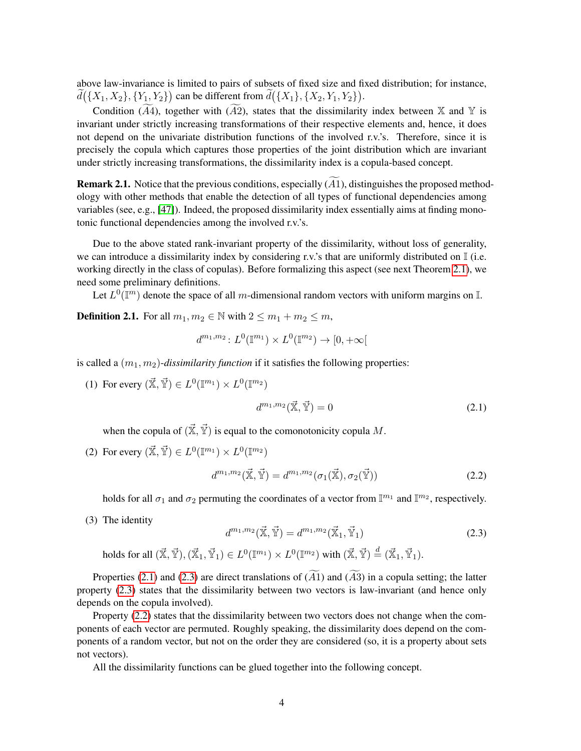above law-invariance is limited to pairs of subsets of fixed size and fixed distribution; for instance, $\widetilde{d}(\{X_1, X_2\}, \{Y_1, Y_2\})$ can be different from $\widetilde{d}(\{X_1\}, \{X_2, Y_1, Y_2\})$.

Condition $(\widetilde{A4})$, together with $(\widetilde{A2})$, states that the dissimilarity index between $\mathbb{X}$ and $\mathbb{Y}$ is invariant under strictly increasing transformations of their respective elements and, hence, it does not depend on the univariate distribution functions of the involved r.v.'s. Therefore, since it is precisely the copula which captures those properties of the joint distribution which are invariant under strictly increasing transformations, the dissimilarity index is a copula-based concept.

**Remark 2.1.** Notice that the previous conditions, especially $(\widetilde{A1})$, distinguishes the proposed methodology with other methods that enable the detection of all types of functional dependencies among variables (see, e.g., [47]). Indeed, the proposed dissimilarity index essentially aims at finding monotonic functional dependencies among the involved r.v.'s.

Due to the above stated rank-invariant property of the dissimilarity, without loss of generality, we can introduce a dissimilarity index by considering r.v.'s that are uniformly distributed on $\mathbb{I}$ (i.e. working directly in the class of copulas). Before formalizing this aspect (see next Theorem 2.1), we need some preliminary definitions.

Let $L^0(\mathbb{I}^m)$ denote the space of all $m$-dimensional random vectors with uniform margins on $\mathbb{I}$.

**Definition 2.1.** For all $m_1, m_2 \in \mathbb{N}$ with $2 \leq m_1 + m_2 \leq m$,

$$d^{m_1,m_2} \colon L^0(\mathbb{I}^{m_1}) \times L^0(\mathbb{I}^{m_2}) \to [0, +\infty[$$

is called a $(m_1, m_2)$-*dissimilarity function* if it satisfies the following properties:

(1) For every $(\vec{\mathbb{X}}, \vec{\mathbb{Y}}) \in L^0(\mathbb{I}^{m_1}) \times L^0(\mathbb{I}^{m_2})$

$$d^{m_1,m_2}(\vec{\mathbb{X}}, \vec{\mathbb{Y}}) = 0 \tag{2.1}$$

when the copula of $(\vec{\mathbb{X}}, \vec{\mathbb{Y}})$ is equal to the comonotonicity copula $M$.

(2) For every $(\vec{\mathbb{X}}, \vec{\mathbb{Y}}) \in L^0(\mathbb{I}^{m_1}) \times L^0(\mathbb{I}^{m_2})$

$$d^{m_1,m_2}(\vec{\mathbb{X}}, \vec{\mathbb{Y}}) = d^{m_1,m_2}(\sigma_1(\vec{\mathbb{X}}), \sigma_2(\vec{\mathbb{Y}})) \tag{2.2}$$

holds for all $\sigma_1$ and $\sigma_2$ permuting the coordinates of a vector from $\mathbb{I}^{m_1}$ and $\mathbb{I}^{m_2}$, respectively.

(3) The identity

$$d^{m_1,m_2}(\vec{\mathbb{X}}, \vec{\mathbb{Y}}) = d^{m_1,m_2}(\vec{\mathbb{X}}_1, \vec{\mathbb{Y}}_1) \tag{2.3}$$

holds for all $(\vec{\mathbb{X}}, \vec{\mathbb{Y}}), (\vec{\mathbb{X}}_1, \vec{\mathbb{Y}}_1) \in L^0(\mathbb{I}^{m_1}) \times L^0(\mathbb{I}^{m_2})$ with $(\vec{\mathbb{X}}, \vec{\mathbb{Y}}) \stackrel{d}{=} (\vec{\mathbb{X}}_1, \vec{\mathbb{Y}}_1)$.

Properties (2.1) and (2.3) are direct translations of $(\widetilde{A1})$ and $(\widetilde{A3})$ in a copula setting; the latter property (2.3) states that the dissimilarity between two vectors is law-invariant (and hence only depends on the copula involved).

Property (2.2) states that the dissimilarity between two vectors does not change when the components of each vector are permuted. Roughly speaking, the dissimilarity does depend on the components of a random vector, but not on the order they are considered (so, it is a property about sets not vectors).

All the dissimilarity functions can be glued together into the following concept.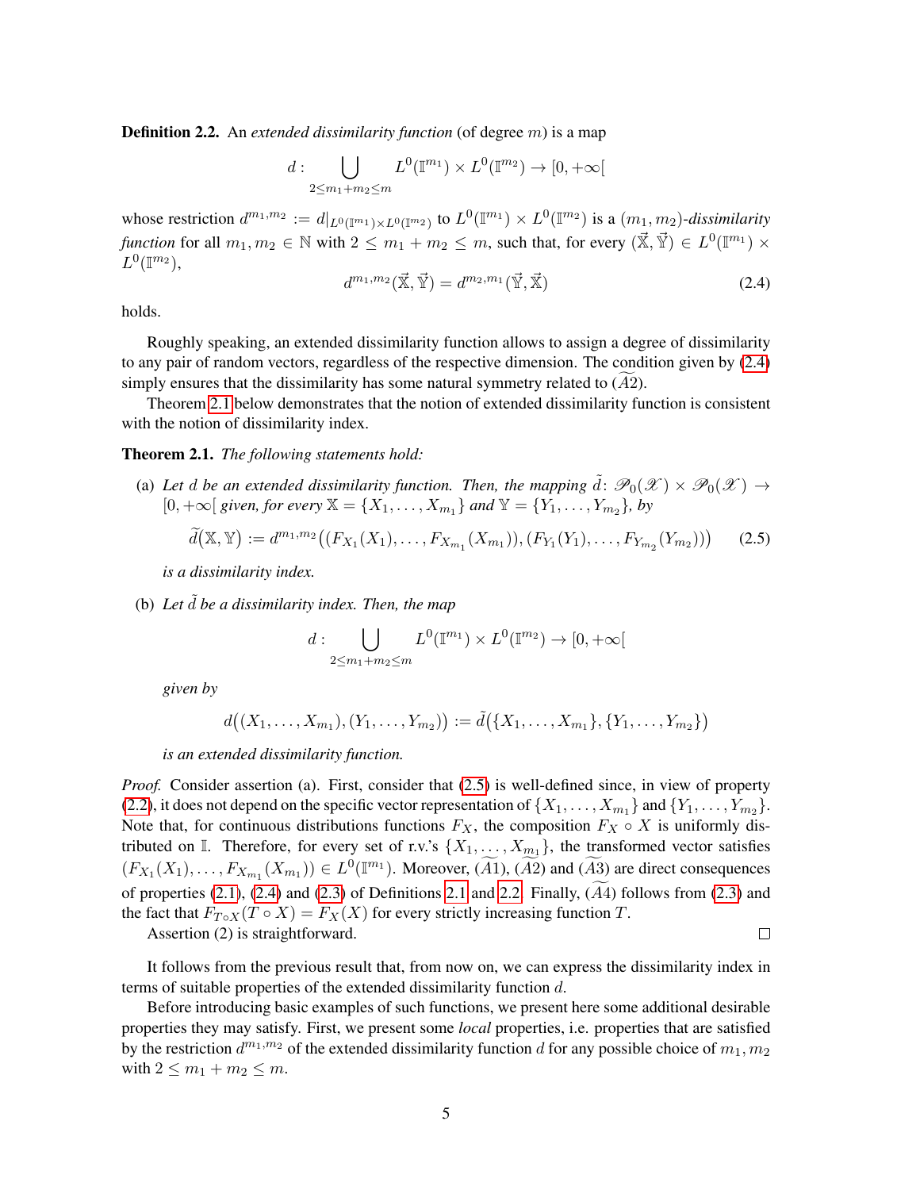**Definition 2.2.** An *extended dissimilarity function* (of degree $m$) is a map

$$d : \bigcup_{2 \le m_1 + m_2 \le m} L^0(\mathbb{I}^{m_1}) \times L^0(\mathbb{I}^{m_2}) \to [0, +\infty[$$

whose restriction $d^{m_1,m_2} := d|_{L^0(\mathbb{I}^{m_1}) \times L^0(\mathbb{I}^{m_2})}$ to $L^0(\mathbb{I}^{m_1}) \times L^0(\mathbb{I}^{m_2})$ is a $(m_1, m_2)$*-dissimilarity function* for all $m_1, m_2 \in \mathbb{N}$ with $2 \le m_1 + m_2 \le m$, such that, for every $(\vec{\mathbb{X}}, \vec{\mathbb{Y}}) \in L^0(\mathbb{I}^{m_1}) \times L^0(\mathbb{I}^{m_2})$,

$$d^{m_1,m_2}(\vec{\mathbb{X}}, \vec{\mathbb{Y}}) = d^{m_2,m_1}(\vec{\mathbb{Y}}, \vec{\mathbb{X}}) \tag{2.4}$$

holds.

Roughly speaking, an extended dissimilarity function allows to assign a degree of dissimilarity to any pair of random vectors, regardless of the respective dimension. The condition given by (2.4) simply ensures that the dissimilarity has some natural symmetry related to $(\widetilde{A2})$.

Theorem 2.1 below demonstrates that the notion of extended dissimilarity function is consistent with the notion of dissimilarity index.

**Theorem 2.1.** *The following statements hold:*

(a) *Let $d$ be an extended dissimilarity function. Then, the mapping $\tilde{d}\colon \mathscr{P}_0(\mathscr{X}) \times \mathscr{P}_0(\mathscr{X}) \to [0, +\infty[$ given, for every $\mathbb{X} = \{X_1, \dots, X_{m_1}\}$ and $\mathbb{Y} = \{Y_1, \dots, Y_{m_2}\}$, by*

$$\widetilde{d}(\mathbb{X}, \mathbb{Y}) := d^{m_1,m_2}\big((F_{X_1}(X_1), \dots, F_{X_{m_1}}(X_{m_1})), (F_{Y_1}(Y_1), \dots, F_{Y_{m_2}}(Y_{m_2}))\big) \tag{2.5}$$

*is a dissimilarity index.*

(b) *Let $\tilde{d}$ be a dissimilarity index. Then, the map*

$$d : \bigcup_{2 \le m_1 + m_2 \le m} L^0(\mathbb{I}^{m_1}) \times L^0(\mathbb{I}^{m_2}) \to [0, +\infty[$$

*given by*

$$d\big((X_1, \dots, X_{m_1}), (Y_1, \dots, Y_{m_2})\big) := \tilde{d}\big(\{X_1, \dots, X_{m_1}\}, \{Y_1, \dots, Y_{m_2}\}\big)$$

*is an extended dissimilarity function.*

*Proof.* Consider assertion (a). First, consider that (2.5) is well-defined since, in view of property (2.2), it does not depend on the specific vector representation of $\{X_1, \dots, X_{m_1}\}$ and $\{Y_1, \dots, Y_{m_2}\}$. Note that, for continuous distributions functions $F_X$, the composition $F_X \circ X$ is uniformly distributed on $\mathbb{I}$. Therefore, for every set of r.v.'s $\{X_1, \dots, X_{m_1}\}$, the transformed vector satisfies $(F_{X_1}(X_1), \dots, F_{X_{m_1}}(X_{m_1})) \in L^0(\mathbb{I}^{m_1})$. Moreover, $(\widetilde{A1})$, $(\widetilde{A2})$ and $(\widetilde{A3})$ are direct consequences of properties (2.1), (2.4) and (2.3) of Definitions 2.1 and 2.2. Finally, $(\widetilde{A4})$ follows from (2.3) and the fact that $F_{T \circ X}(T \circ X) = F_X(X)$ for every strictly increasing function $T$.

Assertion (2) is straightforward. $\square$

It follows from the previous result that, from now on, we can express the dissimilarity index in terms of suitable properties of the extended dissimilarity function $d$.

Before introducing basic examples of such functions, we present here some additional desirable properties they may satisfy. First, we present some *local* properties, i.e. properties that are satisfied by the restriction $d^{m_1,m_2}$ of the extended dissimilarity function $d$ for any possible choice of $m_1, m_2$ with $2 \le m_1 + m_2 \le m$.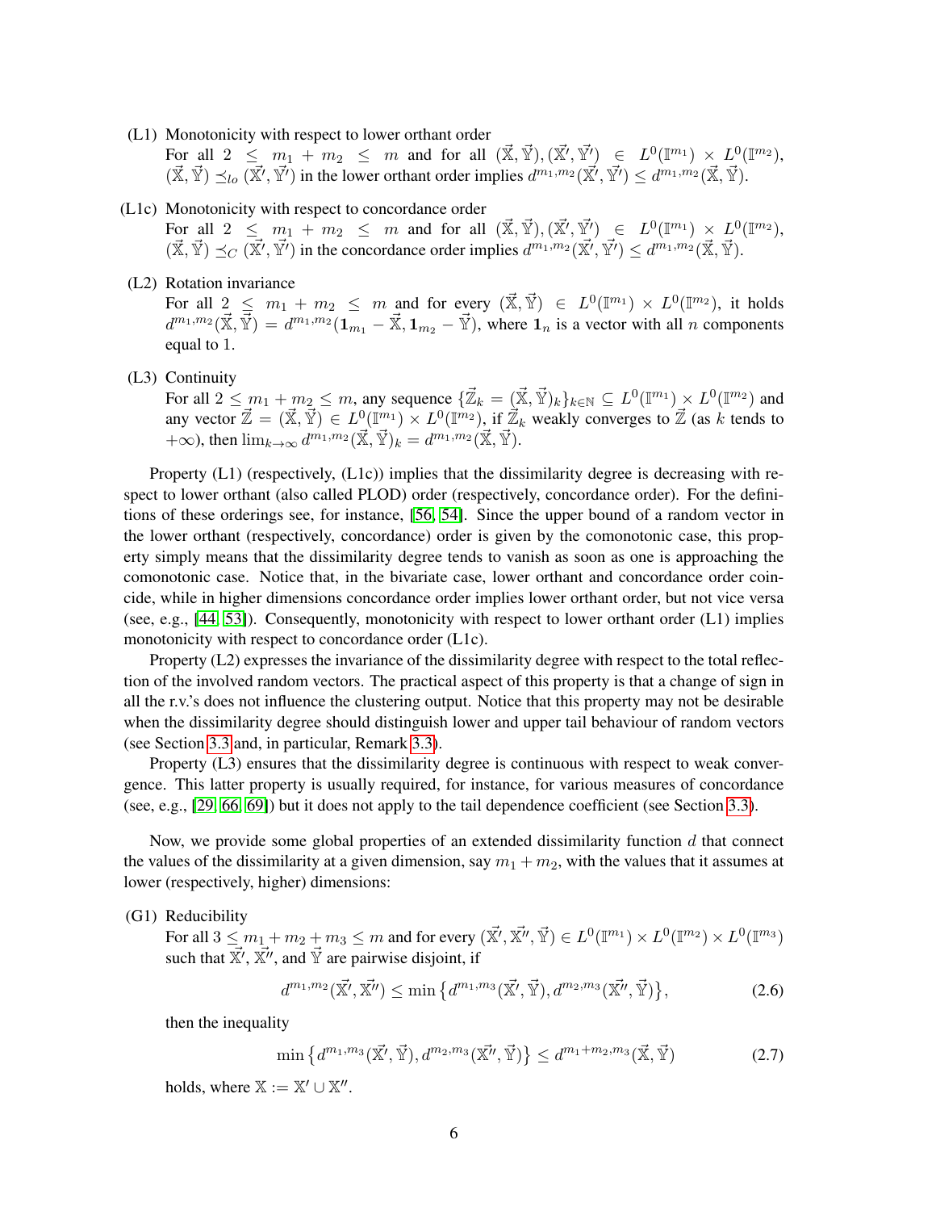(L1) Monotonicity with respect to lower orthant order
For all $2 \leq m_1 + m_2 \leq m$ and for all $(\vec{\mathbb{X}}, \vec{\mathbb{Y}}), (\vec{\mathbb{X}'}, \vec{\mathbb{Y}'}) \in L^0(\mathbb{I}^{m_1}) \times L^0(\mathbb{I}^{m_2})$, $(\vec{\mathbb{X}}, \vec{\mathbb{Y}}) \preceq_{lo} (\vec{\mathbb{X}'}, \vec{\mathbb{Y}'})$ in the lower orthant order implies $d^{m_1,m_2}(\vec{\mathbb{X}'}, \vec{\mathbb{Y}'}) \leq d^{m_1,m_2}(\vec{\mathbb{X}}, \vec{\mathbb{Y}})$.

(L1c) Monotonicity with respect to concordance order
For all $2 \leq m_1 + m_2 \leq m$ and for all $(\vec{\mathbb{X}}, \vec{\mathbb{Y}}), (\vec{\mathbb{X}'}, \vec{\mathbb{Y}'}) \in L^0(\mathbb{I}^{m_1}) \times L^0(\mathbb{I}^{m_2})$, $(\vec{\mathbb{X}}, \vec{\mathbb{Y}}) \preceq_{C} (\vec{\mathbb{X}'}, \vec{\mathbb{Y}'})$ in the concordance order implies $d^{m_1,m_2}(\vec{\mathbb{X}'}, \vec{\mathbb{Y}'}) \leq d^{m_1,m_2}(\vec{\mathbb{X}}, \vec{\mathbb{Y}})$.

(L2) Rotation invariance
For all $2 \leq m_1 + m_2 \leq m$ and for every $(\vec{\mathbb{X}}, \vec{\mathbb{Y}}) \in L^0(\mathbb{I}^{m_1}) \times L^0(\mathbb{I}^{m_2})$, it holds $d^{m_1,m_2}(\vec{\mathbb{X}}, \vec{\mathbb{Y}}) = d^{m_1,m_2}(\mathbf{1}_{m_1} - \vec{\mathbb{X}}, \mathbf{1}_{m_2} - \vec{\mathbb{Y}})$, where $\mathbf{1}_n$ is a vector with all $n$ components equal to 1.

(L3) Continuity
For all $2 \leq m_1 + m_2 \leq m$, any sequence $\{\vec{\mathbb{Z}}_k = (\vec{\mathbb{X}}, \vec{\mathbb{Y}})_k\}_{k \in \mathbb{N}} \subseteq L^0(\mathbb{I}^{m_1}) \times L^0(\mathbb{I}^{m_2})$ and any vector $\vec{\mathbb{Z}} = (\vec{\mathbb{X}}, \vec{\mathbb{Y}}) \in L^0(\mathbb{I}^{m_1}) \times L^0(\mathbb{I}^{m_2})$, if $\vec{\mathbb{Z}}_k$ weakly converges to $\vec{\mathbb{Z}}$ (as $k$ tends to $+\infty$), then $\lim_{k\to\infty} d^{m_1,m_2}(\vec{\mathbb{X}}, \vec{\mathbb{Y}})_k = d^{m_1,m_2}(\vec{\mathbb{X}}, \vec{\mathbb{Y}})$.

Property (L1) (respectively, (L1c)) implies that the dissimilarity degree is decreasing with respect to lower orthant (also called PLOD) order (respectively, concordance order). For the definitions of these orderings see, for instance, [56, 54]. Since the upper bound of a random vector in the lower orthant (respectively, concordance) order is given by the comonotonic case, this property simply means that the dissimilarity degree tends to vanish as soon as one is approaching the comonotonic case. Notice that, in the bivariate case, lower orthant and concordance order coincide, while in higher dimensions concordance order implies lower orthant order, but not vice versa (see, e.g., [44, 53]). Consequently, monotonicity with respect to lower orthant order (L1) implies monotonicity with respect to concordance order (L1c).

Property (L2) expresses the invariance of the dissimilarity degree with respect to the total reflection of the involved random vectors. The practical aspect of this property is that a change of sign in all the r.v.'s does not influence the clustering output. Notice that this property may not be desirable when the dissimilarity degree should distinguish lower and upper tail behaviour of random vectors (see Section 3.3 and, in particular, Remark 3.3).

Property (L3) ensures that the dissimilarity degree is continuous with respect to weak convergence. This latter property is usually required, for instance, for various measures of concordance (see, e.g., [29, 66, 69]) but it does not apply to the tail dependence coefficient (see Section 3.3).

Now, we provide some global properties of an extended dissimilarity function $d$ that connect the values of the dissimilarity at a given dimension, say $m_1 + m_2$, with the values that it assumes at lower (respectively, higher) dimensions:

(G1) Reducibility
For all $3 \leq m_1 + m_2 + m_3 \leq m$ and for every $(\vec{\mathbb{X}'}, \vec{\mathbb{X}''}, \vec{\mathbb{Y}}) \in L^0(\mathbb{I}^{m_1}) \times L^0(\mathbb{I}^{m_2}) \times L^0(\mathbb{I}^{m_3})$ such that $\vec{\mathbb{X}'}$, $\vec{\mathbb{X}''}$, and $\vec{\mathbb{Y}}$ are pairwise disjoint, if

$$d^{m_1,m_2}(\vec{\mathbb{X}'}, \vec{\mathbb{X}''}) \leq \min\left\{d^{m_1,m_3}(\vec{\mathbb{X}'}, \vec{\mathbb{Y}}), d^{m_2,m_3}(\vec{\mathbb{X}''}, \vec{\mathbb{Y}})\right\}, \tag{2.6}$$

then the inequality

$$\min\left\{d^{m_1,m_3}(\vec{\mathbb{X}'}, \vec{\mathbb{Y}}), d^{m_2,m_3}(\vec{\mathbb{X}''}, \vec{\mathbb{Y}})\right\} \leq d^{m_1+m_2,m_3}(\vec{\mathbb{X}}, \vec{\mathbb{Y}}) \tag{2.7}$$

holds, where $\mathbb{X} := \mathbb{X}' \cup \mathbb{X}''$.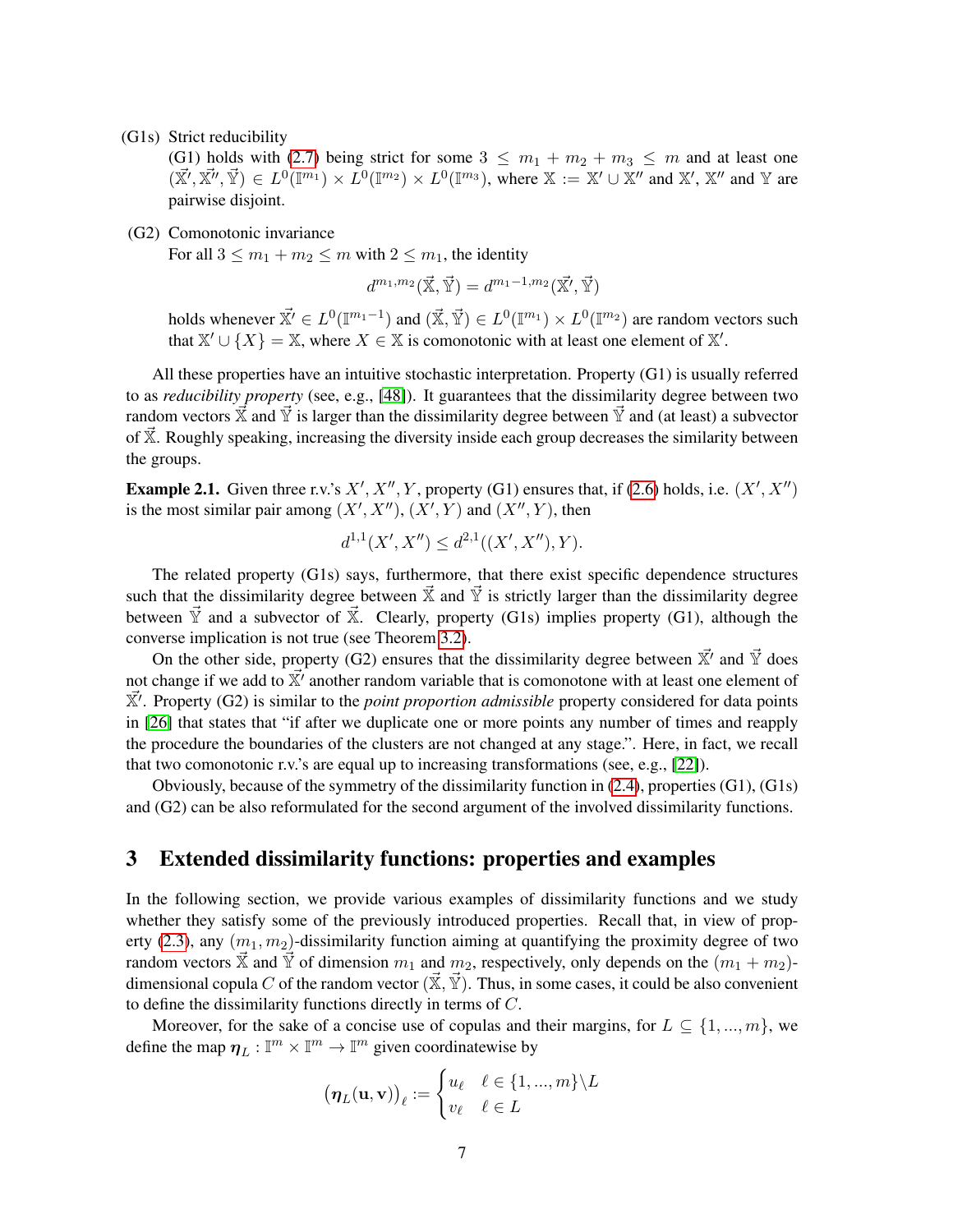(G1s) Strict reducibility

(G1) holds with (2.7) being strict for some $3 \leq m_1 + m_2 + m_3 \leq m$ and at least one $(\vec{\mathbb{X}}', \vec{\mathbb{X}}'', \vec{\mathbb{Y}}) \in L^0(\mathbb{I}^{m_1}) \times L^0(\mathbb{I}^{m_2}) \times L^0(\mathbb{I}^{m_3})$, where $\mathbb{X} := \mathbb{X}' \cup \mathbb{X}''$ and $\mathbb{X}'$, $\mathbb{X}''$ and $\mathbb{Y}$ are pairwise disjoint.

(G2) Comonotonic invariance

For all $3 \leq m_1 + m_2 \leq m$ with $2 \leq m_1$, the identity

$$d^{m_1,m_2}(\vec{\mathbb{X}}, \vec{\mathbb{Y}}) = d^{m_1-1,m_2}(\vec{\mathbb{X}}', \vec{\mathbb{Y}})$$

holds whenever $\vec{\mathbb{X}}' \in L^0(\mathbb{I}^{m_1-1})$ and $(\vec{\mathbb{X}}, \vec{\mathbb{Y}}) \in L^0(\mathbb{I}^{m_1}) \times L^0(\mathbb{I}^{m_2})$ are random vectors such that $\mathbb{X}' \cup \{X\} = \mathbb{X}$, where $X \in \mathbb{X}$ is comonotonic with at least one element of $\mathbb{X}'$.

All these properties have an intuitive stochastic interpretation. Property (G1) is usually referred to as *reducibility property* (see, e.g., [48]). It guarantees that the dissimilarity degree between two random vectors $\vec{\mathbb{X}}$ and $\vec{\mathbb{Y}}$ is larger than the dissimilarity degree between $\vec{\mathbb{Y}}$ and (at least) a subvector of $\vec{\mathbb{X}}$. Roughly speaking, increasing the diversity inside each group decreases the similarity between the groups.

**Example 2.1.** Given three r.v.'s $X', X'', Y$, property (G1) ensures that, if (2.6) holds, i.e. $(X', X'')$ is the most similar pair among $(X', X'')$, $(X', Y)$ and $(X'', Y)$, then

$$d^{1,1}(X', X'') \leq d^{2,1}((X', X''), Y).$$

The related property (G1s) says, furthermore, that there exist specific dependence structures such that the dissimilarity degree between $\vec{\mathbb{X}}$ and $\vec{\mathbb{Y}}$ is strictly larger than the dissimilarity degree between $\vec{\mathbb{Y}}$ and a subvector of $\vec{\mathbb{X}}$. Clearly, property (G1s) implies property (G1), although the converse implication is not true (see Theorem 3.2).

On the other side, property (G2) ensures that the dissimilarity degree between $\vec{\mathbb{X}}'$ and $\vec{\mathbb{Y}}$ does not change if we add to $\vec{\mathbb{X}}'$ another random variable that is comonotone with at least one element of $\vec{\mathbb{X}}'$. Property (G2) is similar to the *point proportion admissible* property considered for data points in [26] that states that "if after we duplicate one or more points any number of times and reapply the procedure the boundaries of the clusters are not changed at any stage.". Here, in fact, we recall that two comonotonic r.v.'s are equal up to increasing transformations (see, e.g., [22]).

Obviously, because of the symmetry of the dissimilarity function in (2.4), properties (G1), (G1s) and (G2) can be also reformulated for the second argument of the involved dissimilarity functions.

# 3 Extended dissimilarity functions: properties and examples

In the following section, we provide various examples of dissimilarity functions and we study whether they satisfy some of the previously introduced properties. Recall that, in view of property (2.3), any $(m_1, m_2)$-dissimilarity function aiming at quantifying the proximity degree of two random vectors $\vec{\mathbb{X}}$ and $\vec{\mathbb{Y}}$ of dimension $m_1$ and $m_2$, respectively, only depends on the $(m_1 + m_2)$-dimensional copula $C$ of the random vector $(\vec{\mathbb{X}}, \vec{\mathbb{Y}})$. Thus, in some cases, it could be also convenient to define the dissimilarity functions directly in terms of $C$.

Moreover, for the sake of a concise use of copulas and their margins, for $L \subseteq \{1, ..., m\}$, we define the map $\boldsymbol{\eta}_L : \mathbb{I}^m \times \mathbb{I}^m \to \mathbb{I}^m$ given coordinatewise by

$$\left(\boldsymbol{\eta}_L(\mathbf{u}, \mathbf{v})\right)_\ell := \begin{cases} u_\ell & \ell \in \{1, ..., m\} \backslash L \\ v_\ell & \ell \in L \end{cases}$$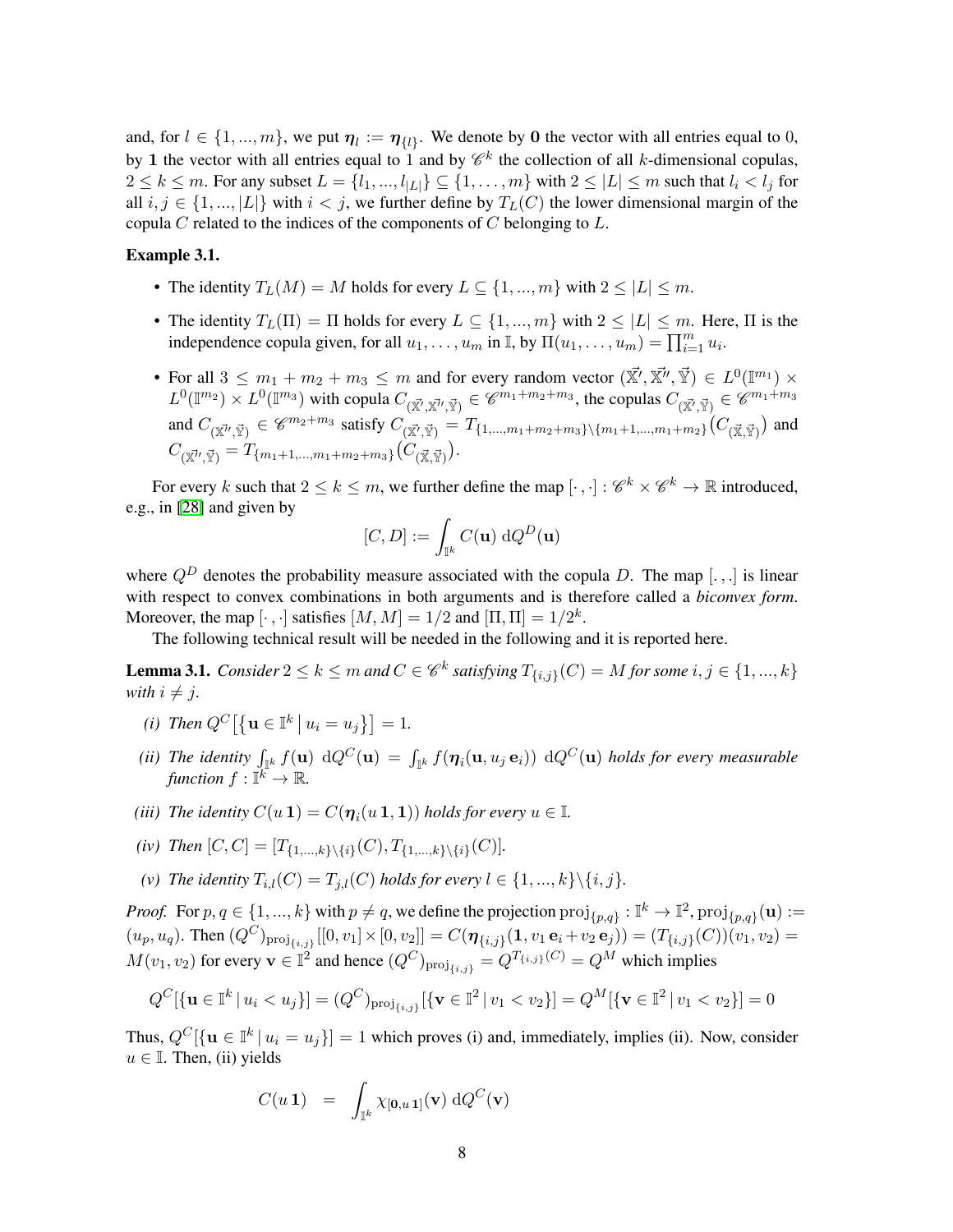and, for $l \in \{1, ..., m\}$, we put $\boldsymbol{\eta}_l := \boldsymbol{\eta}_{\{l\}}$. We denote by $\mathbf{0}$ the vector with all entries equal to 0, by $\mathbf{1}$ the vector with all entries equal to 1 and by $\mathscr{C}^k$ the collection of all $k$-dimensional copulas, $2 \leq k \leq m$. For any subset $L = \{l_1, ..., l_{|L|}\} \subseteq \{1, \dots, m\}$ with $2 \leq |L| \leq m$ such that $l_i < l_j$ for all $i, j \in \{1, ..., |L|\}$ with $i < j$, we further define by $T_L(C)$ the lower dimensional margin of the copula $C$ related to the indices of the components of $C$ belonging to $L$.

**Example 3.1.**

- The identity $T_L(M) = M$ holds for every $L \subseteq \{1, ..., m\}$ with $2 \leq |L| \leq m$.
- The identity $T_L(\Pi) = \Pi$ holds for every $L \subseteq \{1, ..., m\}$ with $2 \leq |L| \leq m$. Here, $\Pi$ is the independence copula given, for all $u_1, \dots, u_m$ in $\mathbb{I}$, by $\Pi(u_1, \dots, u_m) = \prod_{i=1}^m u_i$.
- For all $3 \leq m_1 + m_2 + m_3 \leq m$ and for every random vector $(\vec{\mathbb{X}}', \vec{\mathbb{X}}'', \vec{\mathbb{Y}}) \in L^0(\mathbb{I}^{m_1}) \times L^0(\mathbb{I}^{m_2}) \times L^0(\mathbb{I}^{m_3})$ with copula $C_{(\vec{\mathbb{X}}', \vec{\mathbb{X}}'', \vec{\mathbb{Y}})} \in \mathscr{C}^{m_1+m_2+m_3}$, the copulas $C_{(\vec{\mathbb{X}}', \vec{\mathbb{Y}})} \in \mathscr{C}^{m_1+m_3}$ and $C_{(\vec{\mathbb{X}}'', \vec{\mathbb{Y}})} \in \mathscr{C}^{m_2+m_3}$ satisfy $C_{(\vec{\mathbb{X}}', \vec{\mathbb{Y}})} = T_{\{1,...,m_1+m_2+m_3\} \setminus \{m_1+1,...,m_1+m_2\}}(C_{(\vec{\mathbb{X}}, \vec{\mathbb{Y}})})$ and $C_{(\vec{\mathbb{X}}'', \vec{\mathbb{Y}})} = T_{\{m_1+1,...,m_1+m_2+m_3\}}(C_{(\vec{\mathbb{X}}, \vec{\mathbb{Y}})})$.

For every $k$ such that $2 \leq k \leq m$, we further define the map $[\cdot\,, \cdot] : \mathscr{C}^k \times \mathscr{C}^k \to \mathbb{R}$ introduced, e.g., in [28] and given by

$$[C, D] := \int_{\mathbb{I}^k} C(\mathbf{u}) \, \mathrm{d}Q^D(\mathbf{u})$$

where $Q^D$ denotes the probability measure associated with the copula $D$. The map $[.\,,.]$ is linear with respect to convex combinations in both arguments and is therefore called a *biconvex form*. Moreover, the map $[\cdot\,, \cdot]$ satisfies $[M, M] = 1/2$ and $[\Pi, \Pi] = 1/2^k$.

The following technical result will be needed in the following and it is reported here.

**Lemma 3.1.** *Consider $2 \leq k \leq m$ and $C \in \mathscr{C}^k$ satisfying $T_{\{i,j\}}(C) = M$ for some $i, j \in \{1, ..., k\}$ with $i \neq j$.*

*(i) Then $Q^C\big[\{\mathbf{u} \in \mathbb{I}^k \,|\, u_i = u_j\}\big] = 1$.*

*(ii) The identity $\int_{\mathbb{I}^k} f(\mathbf{u}) \; \mathrm{d}Q^C(\mathbf{u}) = \int_{\mathbb{I}^k} f(\boldsymbol{\eta}_i(\mathbf{u}, u_j \, \mathbf{e}_i)) \; \mathrm{d}Q^C(\mathbf{u})$ holds for every measurable function $f : \mathbb{I}^k \to \mathbb{R}$.*

*(iii) The identity $C(u \, \mathbf{1}) = C(\boldsymbol{\eta}_i(u \, \mathbf{1}, \mathbf{1}))$ holds for every $u \in \mathbb{I}$.*

*(iv) Then $[C, C] = [T_{\{1,...,k\} \setminus \{i\}}(C), T_{\{1,...,k\} \setminus \{i\}}(C)]$.*

*(v) The identity $T_{i,l}(C) = T_{j,l}(C)$ holds for every $l \in \{1, ..., k\} \setminus \{i, j\}$.*

*Proof.* For $p, q \in \{1, ..., k\}$ with $p \neq q$, we define the projection $\mathrm{proj}_{\{p,q\}} : \mathbb{I}^k \to \mathbb{I}^2$, $\mathrm{proj}_{\{p,q\}}(\mathbf{u}) := (u_p, u_q)$. Then $(Q^C)_{\mathrm{proj}_{\{i,j\}}}[[0, v_1] \times [0, v_2]] = C(\boldsymbol{\eta}_{\{i,j\}}(\mathbf{1}, v_1 \, \mathbf{e}_i + v_2 \, \mathbf{e}_j)) = (T_{\{i,j\}}(C))(v_1, v_2) = M(v_1, v_2)$ for every $\mathbf{v} \in \mathbb{I}^2$ and hence $(Q^C)_{\mathrm{proj}_{\{i,j\}}} = Q^{T_{\{i,j\}}(C)} = Q^M$ which implies

$$Q^C[\{\mathbf{u} \in \mathbb{I}^k \,|\, u_i < u_j\}] = (Q^C)_{\mathrm{proj}_{\{i,j\}}}[\{\mathbf{v} \in \mathbb{I}^2 \,|\, v_1 < v_2\}] = Q^M[\{\mathbf{v} \in \mathbb{I}^2 \,|\, v_1 < v_2\}] = 0$$

Thus, $Q^C[\{\mathbf{u} \in \mathbb{I}^k \,|\, u_i = u_j\}] = 1$ which proves (i) and, immediately, implies (ii). Now, consider $u \in \mathbb{I}$. Then, (ii) yields

$$C(u \, \mathbf{1}) \;\; = \;\; \int_{\mathbb{I}^k} \chi_{[\mathbf{0}, u \, \mathbf{1}]}(\mathbf{v}) \, \mathrm{d}Q^C(\mathbf{v})$$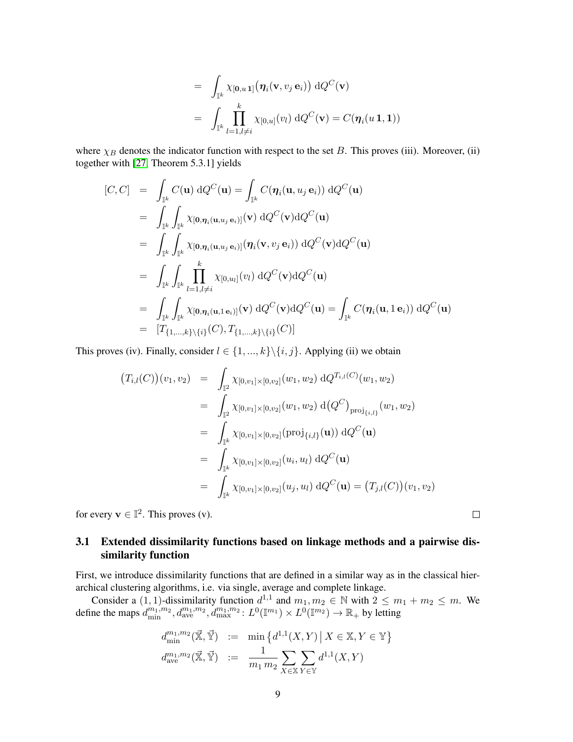$$
\begin{aligned}
&= \int_{\mathbb{I}^k} \chi_{[\mathbf{0}, u\,\mathbf{1}]}\big(\boldsymbol{\eta}_i(\mathbf{v}, v_j\,\mathbf{e}_i)\big)\;\mathrm{d}Q^C(\mathbf{v}) \\
&= \int_{\mathbb{I}^k} \prod_{l=1, l\neq i}^{k} \chi_{[0,u]}(v_l)\;\mathrm{d}Q^C(\mathbf{v}) = C(\boldsymbol{\eta}_i(u\,\mathbf{1}, \mathbf{1}))
\end{aligned}
$$

where $\chi_B$ denotes the indicator function with respect to the set $B$. This proves (iii). Moreover, (ii) together with [27, Theorem 5.3.1] yields

$$
\begin{aligned}
[C, C] &= \int_{\mathbb{I}^k} C(\mathbf{u})\;\mathrm{d}Q^C(\mathbf{u}) = \int_{\mathbb{I}^k} C(\boldsymbol{\eta}_i(\mathbf{u}, u_j\,\mathbf{e}_i))\;\mathrm{d}Q^C(\mathbf{u}) \\
&= \int_{\mathbb{I}^k} \int_{\mathbb{I}^k} \chi_{[\mathbf{0}, \boldsymbol{\eta}_i(\mathbf{u}, u_j\,\mathbf{e}_i)]}(\mathbf{v})\;\mathrm{d}Q^C(\mathbf{v})\mathrm{d}Q^C(\mathbf{u}) \\
&= \int_{\mathbb{I}^k} \int_{\mathbb{I}^k} \chi_{[\mathbf{0}, \boldsymbol{\eta}_i(\mathbf{u}, u_j\,\mathbf{e}_i)]}(\boldsymbol{\eta}_i(\mathbf{v}, v_j\,\mathbf{e}_i))\;\mathrm{d}Q^C(\mathbf{v})\mathrm{d}Q^C(\mathbf{u}) \\
&= \int_{\mathbb{I}^k} \int_{\mathbb{I}^k} \prod_{l=1, l\neq i}^{k} \chi_{[0, u_l]}(v_l)\;\mathrm{d}Q^C(\mathbf{v})\mathrm{d}Q^C(\mathbf{u}) \\
&= \int_{\mathbb{I}^k} \int_{\mathbb{I}^k} \chi_{[\mathbf{0}, \boldsymbol{\eta}_i(\mathbf{u}, 1\,\mathbf{e}_i)]}(\mathbf{v})\;\mathrm{d}Q^C(\mathbf{v})\mathrm{d}Q^C(\mathbf{u}) = \int_{\mathbb{I}^k} C(\boldsymbol{\eta}_i(\mathbf{u}, 1\,\mathbf{e}_i))\;\mathrm{d}Q^C(\mathbf{u}) \\
&= [T_{\{1,\dots,k\}\setminus\{i\}}(C), T_{\{1,\dots,k\}\setminus\{i\}}(C)]
\end{aligned}
$$

This proves (iv). Finally, consider $l \in \{1, ..., k\}\setminus\{i, j\}$. Applying (ii) we obtain

$$
\begin{aligned}
\big(T_{i,l}(C)\big)(v_1, v_2) &= \int_{\mathbb{I}^2} \chi_{[0,v_1]\times[0,v_2]}(w_1, w_2)\;\mathrm{d}Q^{T_{i,l}(C)}(w_1, w_2) \\
&= \int_{\mathbb{I}^2} \chi_{[0,v_1]\times[0,v_2]}(w_1, w_2)\;\mathrm{d}\big(Q^C\big)_{\mathrm{proj}_{\{i,l\}}}(w_1, w_2) \\
&= \int_{\mathbb{I}^k} \chi_{[0,v_1]\times[0,v_2]}(\mathrm{proj}_{\{i,l\}}(\mathbf{u}))\;\mathrm{d}Q^C(\mathbf{u}) \\
&= \int_{\mathbb{I}^k} \chi_{[0,v_1]\times[0,v_2]}(u_i, u_l)\;\mathrm{d}Q^C(\mathbf{u}) \\
&= \int_{\mathbb{I}^k} \chi_{[0,v_1]\times[0,v_2]}(u_j, u_l)\;\mathrm{d}Q^C(\mathbf{u}) = \big(T_{j,l}(C)\big)(v_1, v_2)
\end{aligned}
$$

for every $\mathbf{v} \in \mathbb{I}^2$. This proves (v). □

### 3.1 Extended dissimilarity functions based on linkage methods and a pairwise dissimilarity function

First, we introduce dissimilarity functions that are defined in a similar way as in the classical hierarchical clustering algorithms, i.e. via single, average and complete linkage.

Consider a $(1,1)$-dissimilarity function $d^{1,1}$ and $m_1, m_2 \in \mathbb{N}$ with $2 \leq m_1 + m_2 \leq m$. We define the maps $d_{\min}^{m_1,m_2}, d_{\mathrm{ave}}^{m_1,m_2}, d_{\max}^{m_1,m_2} \colon L^0(\mathbb{I}^{m_1}) \times L^0(\mathbb{I}^{m_2}) \to \mathbb{R}_+$ by letting

$$
\begin{aligned}
d_{\min}^{m_1,m_2}(\vec{\mathbb{X}}, \vec{\mathbb{Y}}) &:= \min\big\{ d^{1,1}(X, Y) \,\big|\, X \in \mathbb{X}, Y \in \mathbb{Y} \big\} \\
d_{\mathrm{ave}}^{m_1,m_2}(\vec{\mathbb{X}}, \vec{\mathbb{Y}}) &:= \frac{1}{m_1\, m_2} \sum_{X\in\mathbb{X}} \sum_{Y\in\mathbb{Y}} d^{1,1}(X, Y)
\end{aligned}
$$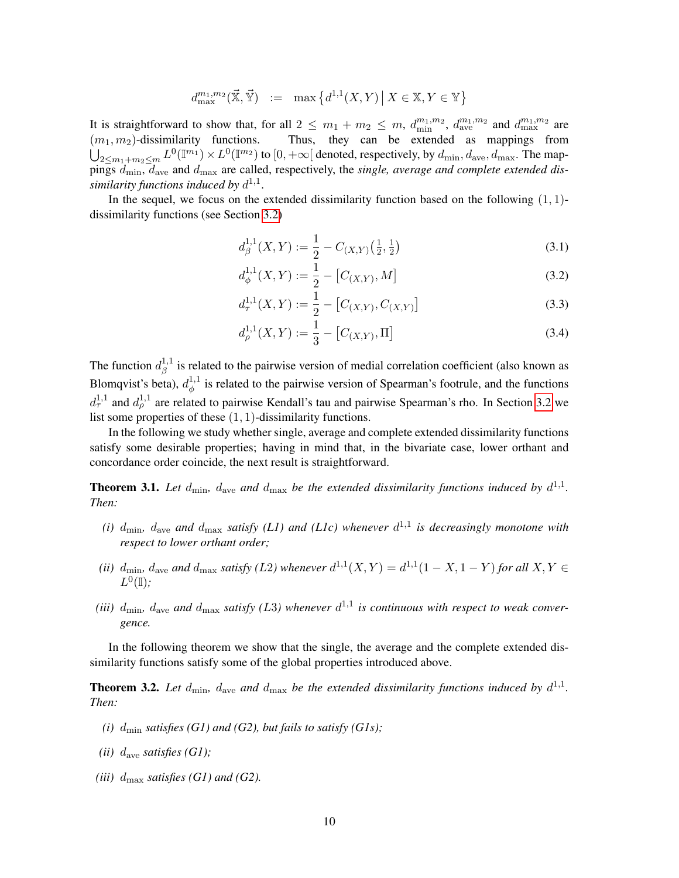$$d_{\max}^{m_1,m_2}(\vec{\mathbb{X}},\vec{\mathbb{Y}}) \;:=\; \max\left\{d^{1,1}(X,Y)\,\middle|\, X\in\mathbb{X}, Y\in\mathbb{Y}\right\}$$

It is straightforward to show that, for all $2 \le m_1 + m_2 \le m$, $d_{\min}^{m_1,m_2}$, $d_{\text{ave}}^{m_1,m_2}$ and $d_{\max}^{m_1,m_2}$ are $(m_1, m_2)$-dissimilarity functions. Thus, they can be extended as mappings from $\bigcup_{2\le m_1+m_2\le m} L^0(\mathbb{I}^{m_1})\times L^0(\mathbb{I}^{m_2})$ to $[0,+\infty[$ denoted, respectively, by $d_{\min}, d_{\text{ave}}, d_{\max}$. The mappings $d_{\min}$, $d_{\text{ave}}$ and $d_{\max}$ are called, respectively, the *single, average and complete extended dissimilarity functions induced by* $d^{1,1}$.

In the sequel, we focus on the extended dissimilarity function based on the following $(1,1)$-dissimilarity functions (see Section 3.2)

$$d_{\beta}^{1,1}(X,Y) := \frac{1}{2} - C_{(X,Y)}\big(\tfrac{1}{2},\tfrac{1}{2}\big) \tag{3.1}$$

$$d_{\phi}^{1,1}(X,Y) := \frac{1}{2} - \big[C_{(X,Y)}, M\big] \tag{3.2}$$

$$d_{\tau}^{1,1}(X,Y) := \frac{1}{2} - \big[C_{(X,Y)}, C_{(X,Y)}\big] \tag{3.3}$$

$$d_{\rho}^{1,1}(X,Y) := \frac{1}{3} - \big[C_{(X,Y)}, \Pi\big] \tag{3.4}$$

The function $d_{\beta}^{1,1}$ is related to the pairwise version of medial correlation coefficient (also known as Blomqvist's beta), $d_{\phi}^{1,1}$ is related to the pairwise version of Spearman's footrule, and the functions $d_{\tau}^{1,1}$ and $d_{\rho}^{1,1}$ are related to pairwise Kendall's tau and pairwise Spearman's rho. In Section 3.2 we list some properties of these $(1,1)$-dissimilarity functions.

In the following we study whether single, average and complete extended dissimilarity functions satisfy some desirable properties; having in mind that, in the bivariate case, lower orthant and concordance order coincide, the next result is straightforward.

**Theorem 3.1.** *Let $d_{\min}$, $d_{\text{ave}}$ and $d_{\max}$ be the extended dissimilarity functions induced by $d^{1,1}$. Then:*

*(i) $d_{\min}$, $d_{\text{ave}}$ and $d_{\max}$ satisfy (L1) and (L1c) whenever $d^{1,1}$ is decreasingly monotone with respect to lower orthant order;*

*(ii) $d_{\min}$, $d_{\text{ave}}$ and $d_{\max}$ satisfy (L2) whenever $d^{1,1}(X,Y) = d^{1,1}(1-X, 1-Y)$ for all $X, Y \in L^0(\mathbb{I})$;*

*(iii) $d_{\min}$, $d_{\text{ave}}$ and $d_{\max}$ satisfy (L3) whenever $d^{1,1}$ is continuous with respect to weak convergence.*

In the following theorem we show that the single, the average and the complete extended dissimilarity functions satisfy some of the global properties introduced above.

**Theorem 3.2.** *Let $d_{\min}$, $d_{\text{ave}}$ and $d_{\max}$ be the extended dissimilarity functions induced by $d^{1,1}$. Then:*

*(i) $d_{\min}$ satisfies (G1) and (G2), but fails to satisfy (G1s);*

*(ii) $d_{\text{ave}}$ satisfies (G1);*

*(iii) $d_{\max}$ satisfies (G1) and (G2).*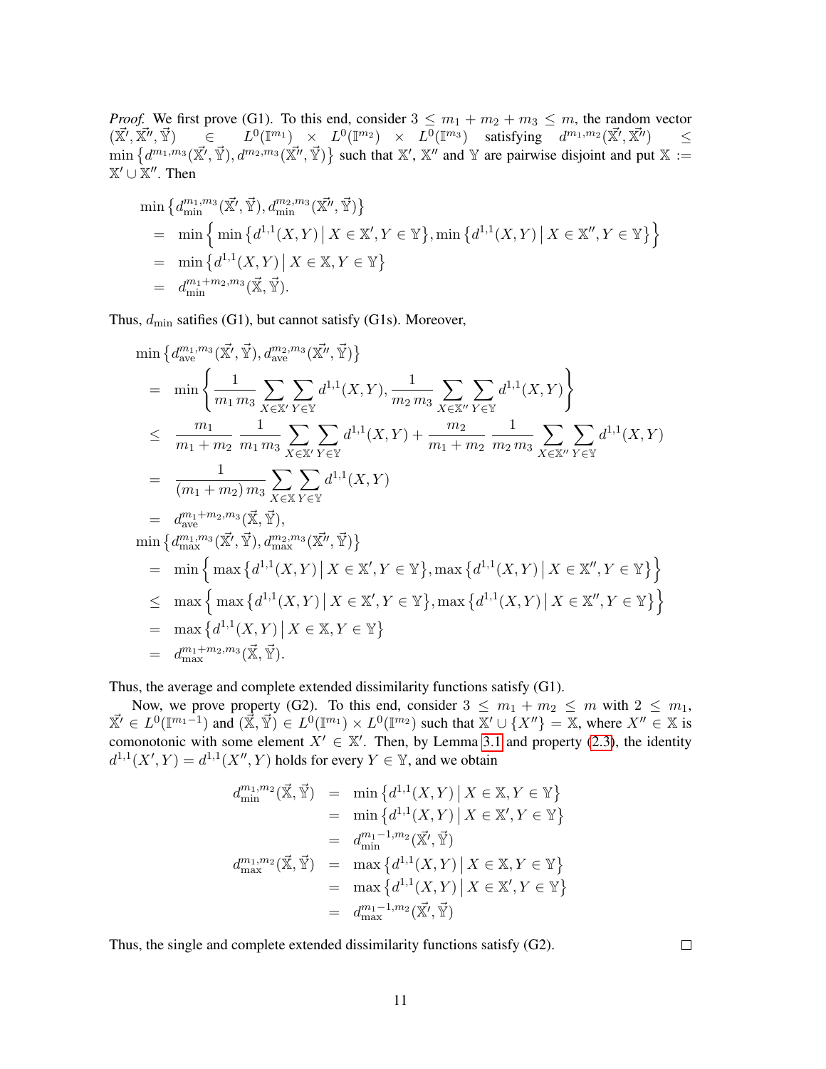*Proof.* We first prove (G1). To this end, consider $3 \leq m_1 + m_2 + m_3 \leq m$, the random vector $(\vec{\mathbb{X}'}, \vec{\mathbb{X}''}, \vec{\mathbb{Y}}) \in L^0(\mathbb{I}^{m_1}) \times L^0(\mathbb{I}^{m_2}) \times L^0(\mathbb{I}^{m_3})$ satisfying $d^{m_1,m_2}(\vec{\mathbb{X}'}, \vec{\mathbb{X}''}) \leq \min\{d^{m_1,m_3}(\vec{\mathbb{X}'}, \vec{\mathbb{Y}}), d^{m_2,m_3}(\vec{\mathbb{X}''}, \vec{\mathbb{Y}})\}$ such that $\mathbb{X}'$, $\mathbb{X}''$ and $\mathbb{Y}$ are pairwise disjoint and put $\mathbb{X} := \mathbb{X}' \cup \mathbb{X}''$. Then

$$
\begin{aligned}
&\min\{d_{\min}^{m_1,m_3}(\vec{\mathbb{X}'}, \vec{\mathbb{Y}}), d_{\min}^{m_2,m_3}(\vec{\mathbb{X}''}, \vec{\mathbb{Y}})\} \\
&\quad = \min\Big\{ \min\{d^{1,1}(X,Y) \,|\, X \in \mathbb{X}', Y \in \mathbb{Y}\}, \min\{d^{1,1}(X,Y) \,|\, X \in \mathbb{X}'', Y \in \mathbb{Y}\}\Big\} \\
&\quad = \min\{d^{1,1}(X,Y) \,|\, X \in \mathbb{X}, Y \in \mathbb{Y}\} \\
&\quad = d_{\min}^{m_1+m_2,m_3}(\vec{\mathbb{X}}, \vec{\mathbb{Y}}).
\end{aligned}
$$

Thus, $d_{\min}$ satifies (G1), but cannot satisfy (G1s). Moreover,

$$
\begin{aligned}
&\min\{d_{\text{ave}}^{m_1,m_3}(\vec{\mathbb{X}'}, \vec{\mathbb{Y}}), d_{\text{ave}}^{m_2,m_3}(\vec{\mathbb{X}''}, \vec{\mathbb{Y}})\} \\
&\quad = \min\left\{ \frac{1}{m_1\, m_3} \sum_{X \in \mathbb{X}'} \sum_{Y \in \mathbb{Y}} d^{1,1}(X,Y), \frac{1}{m_2\, m_3} \sum_{X \in \mathbb{X}''} \sum_{Y \in \mathbb{Y}} d^{1,1}(X,Y) \right\} \\
&\quad \leq \frac{m_1}{m_1+m_2}\, \frac{1}{m_1\, m_3} \sum_{X \in \mathbb{X}'} \sum_{Y \in \mathbb{Y}} d^{1,1}(X,Y) + \frac{m_2}{m_1+m_2}\, \frac{1}{m_2\, m_3} \sum_{X \in \mathbb{X}''} \sum_{Y \in \mathbb{Y}} d^{1,1}(X,Y) \\
&\quad = \frac{1}{(m_1+m_2)\, m_3} \sum_{X \in \mathbb{X}} \sum_{Y \in \mathbb{Y}} d^{1,1}(X,Y) \\
&\quad = d_{\text{ave}}^{m_1+m_2,m_3}(\vec{\mathbb{X}}, \vec{\mathbb{Y}}), \\
&\min\{d_{\max}^{m_1,m_3}(\vec{\mathbb{X}'}, \vec{\mathbb{Y}}), d_{\max}^{m_2,m_3}(\vec{\mathbb{X}''}, \vec{\mathbb{Y}})\} \\
&\quad = \min\Big\{ \max\{d^{1,1}(X,Y) \,|\, X \in \mathbb{X}', Y \in \mathbb{Y}\}, \max\{d^{1,1}(X,Y) \,|\, X \in \mathbb{X}'', Y \in \mathbb{Y}\}\Big\} \\
&\quad \leq \max\Big\{ \max\{d^{1,1}(X,Y) \,|\, X \in \mathbb{X}', Y \in \mathbb{Y}\}, \max\{d^{1,1}(X,Y) \,|\, X \in \mathbb{X}'', Y \in \mathbb{Y}\}\Big\} \\
&\quad = \max\{d^{1,1}(X,Y) \,|\, X \in \mathbb{X}, Y \in \mathbb{Y}\} \\
&\quad = d_{\max}^{m_1+m_2,m_3}(\vec{\mathbb{X}}, \vec{\mathbb{Y}}).
\end{aligned}
$$

Thus, the average and complete extended dissimilarity functions satisfy (G1).

Now, we prove property (G2). To this end, consider $3 \leq m_1 + m_2 \leq m$ with $2 \leq m_1$, $\vec{\mathbb{X}'} \in L^0(\mathbb{I}^{m_1-1})$ and $(\vec{\mathbb{X}}, \vec{\mathbb{Y}}) \in L^0(\mathbb{I}^{m_1}) \times L^0(\mathbb{I}^{m_2})$ such that $\mathbb{X}' \cup \{X''\} = \mathbb{X}$, where $X'' \in \mathbb{X}$ is comonotonic with some element $X' \in \mathbb{X}'$. Then, by Lemma 3.1 and property (2.3), the identity $d^{1,1}(X',Y) = d^{1,1}(X'',Y)$ holds for every $Y \in \mathbb{Y}$, and we obtain

$$
\begin{aligned}
d_{\min}^{m_1,m_2}(\vec{\mathbb{X}}, \vec{\mathbb{Y}}) &= \min\{d^{1,1}(X,Y) \,|\, X \in \mathbb{X}, Y \in \mathbb{Y}\} \\
&= \min\{d^{1,1}(X,Y) \,|\, X \in \mathbb{X}', Y \in \mathbb{Y}\} \\
&= d_{\min}^{m_1-1,m_2}(\vec{\mathbb{X}'}, \vec{\mathbb{Y}}) \\
d_{\max}^{m_1,m_2}(\vec{\mathbb{X}}, \vec{\mathbb{Y}}) &= \max\{d^{1,1}(X,Y) \,|\, X \in \mathbb{X}, Y \in \mathbb{Y}\} \\
&= \max\{d^{1,1}(X,Y) \,|\, X \in \mathbb{X}', Y \in \mathbb{Y}\} \\
&= d_{\max}^{m_1-1,m_2}(\vec{\mathbb{X}'}, \vec{\mathbb{Y}})
\end{aligned}
$$

Thus, the single and complete extended dissimilarity functions satisfy (G2). $\square$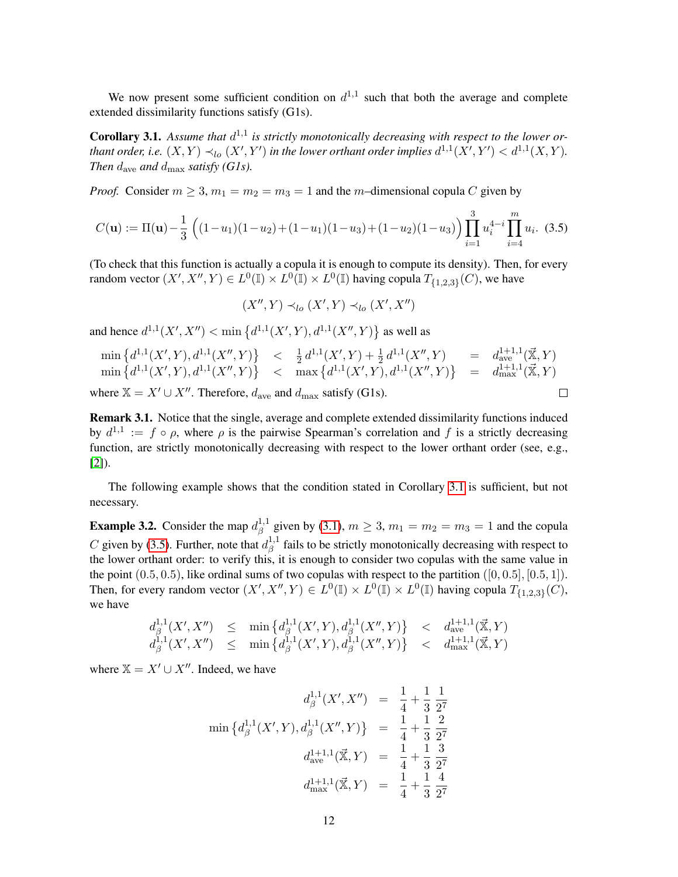We now present some sufficient condition on $d^{1,1}$ such that both the average and complete extended dissimilarity functions satisfy (G1s).

**Corollary 3.1.** *Assume that $d^{1,1}$ is strictly monotonically decreasing with respect to the lower orthant order, i.e. $(X,Y) \prec_{lo} (X',Y')$ in the lower orthant order implies $d^{1,1}(X',Y') < d^{1,1}(X,Y)$. Then $d_{\text{ave}}$ and $d_{\max}$ satisfy (G1s).*

*Proof.* Consider $m \geq 3$, $m_1 = m_2 = m_3 = 1$ and the $m$–dimensional copula $C$ given by

$$C(\mathbf{u}) := \Pi(\mathbf{u}) - \frac{1}{3}\Big((1-u_1)(1-u_2) + (1-u_1)(1-u_3) + (1-u_2)(1-u_3)\Big)\prod_{i=1}^{3} u_i^{4-i}\prod_{i=4}^{m} u_i. \quad (3.5)$$

(To check that this function is actually a copula it is enough to compute its density). Then, for every random vector $(X', X'', Y) \in L^0(\mathbb{I}) \times L^0(\mathbb{I}) \times L^0(\mathbb{I})$ having copula $T_{\{1,2,3\}}(C)$, we have

$$(X'', Y) \prec_{lo} (X', Y) \prec_{lo} (X', X'')$$

and hence $d^{1,1}(X', X'') < \min\left\{d^{1,1}(X',Y), d^{1,1}(X'',Y)\right\}$ as well as

$$\begin{aligned}
\min\left\{d^{1,1}(X',Y), d^{1,1}(X'',Y)\right\} &< \tfrac{1}{2}\, d^{1,1}(X',Y) + \tfrac{1}{2}\, d^{1,1}(X'',Y) &= d^{1+1,1}_{\text{ave}}(\vec{\mathbb{X}}, Y)\\
\min\left\{d^{1,1}(X',Y), d^{1,1}(X'',Y)\right\} &< \max\left\{d^{1,1}(X',Y), d^{1,1}(X'',Y)\right\} &= d^{1+1,1}_{\max}(\vec{\mathbb{X}}, Y)
\end{aligned}$$

where $\mathbb{X} = X' \cup X''$. Therefore, $d_{\text{ave}}$ and $d_{\max}$ satisfy (G1s). $\square$

**Remark 3.1.** Notice that the single, average and complete extended dissimilarity functions induced by $d^{1,1} := f \circ \rho$, where $\rho$ is the pairwise Spearman's correlation and $f$ is a strictly decreasing function, are strictly monotonically decreasing with respect to the lower orthant order (see, e.g., [2]).

The following example shows that the condition stated in Corollary 3.1 is sufficient, but not necessary.

**Example 3.2.** Consider the map $d^{1,1}_{\beta}$ given by (3.1), $m \geq 3$, $m_1 = m_2 = m_3 = 1$ and the copula $C$ given by (3.5). Further, note that $d^{1,1}_{\beta}$ fails to be strictly monotonically decreasing with respect to the lower orthant order: to verify this, it is enough to consider two copulas with the same value in the point $(0.5, 0.5)$, like ordinal sums of two copulas with respect to the partition $([0, 0.5], [0.5, 1])$. Then, for every random vector $(X', X'', Y) \in L^0(\mathbb{I}) \times L^0(\mathbb{I}) \times L^0(\mathbb{I})$ having copula $T_{\{1,2,3\}}(C)$, we have

$$\begin{aligned}
d^{1,1}_{\beta}(X', X'') &\leq \min\left\{d^{1,1}_{\beta}(X',Y), d^{1,1}_{\beta}(X'',Y)\right\} < d^{1+1,1}_{\text{ave}}(\vec{\mathbb{X}}, Y)\\
d^{1,1}_{\beta}(X', X'') &\leq \min\left\{d^{1,1}_{\beta}(X',Y), d^{1,1}_{\beta}(X'',Y)\right\} < d^{1+1,1}_{\max}(\vec{\mathbb{X}}, Y)
\end{aligned}$$

where $\mathbb{X} = X' \cup X''$. Indeed, we have

$$\begin{aligned}
d^{1,1}_{\beta}(X', X'') &= \frac{1}{4} + \frac{1}{3}\,\frac{1}{2^7}\\
\min\left\{d^{1,1}_{\beta}(X',Y), d^{1,1}_{\beta}(X'',Y)\right\} &= \frac{1}{4} + \frac{1}{3}\,\frac{2}{2^7}\\
d^{1+1,1}_{\text{ave}}(\vec{\mathbb{X}}, Y) &= \frac{1}{4} + \frac{1}{3}\,\frac{3}{2^7}\\
d^{1+1,1}_{\max}(\vec{\mathbb{X}}, Y) &= \frac{1}{4} + \frac{1}{3}\,\frac{4}{2^7}
\end{aligned}$$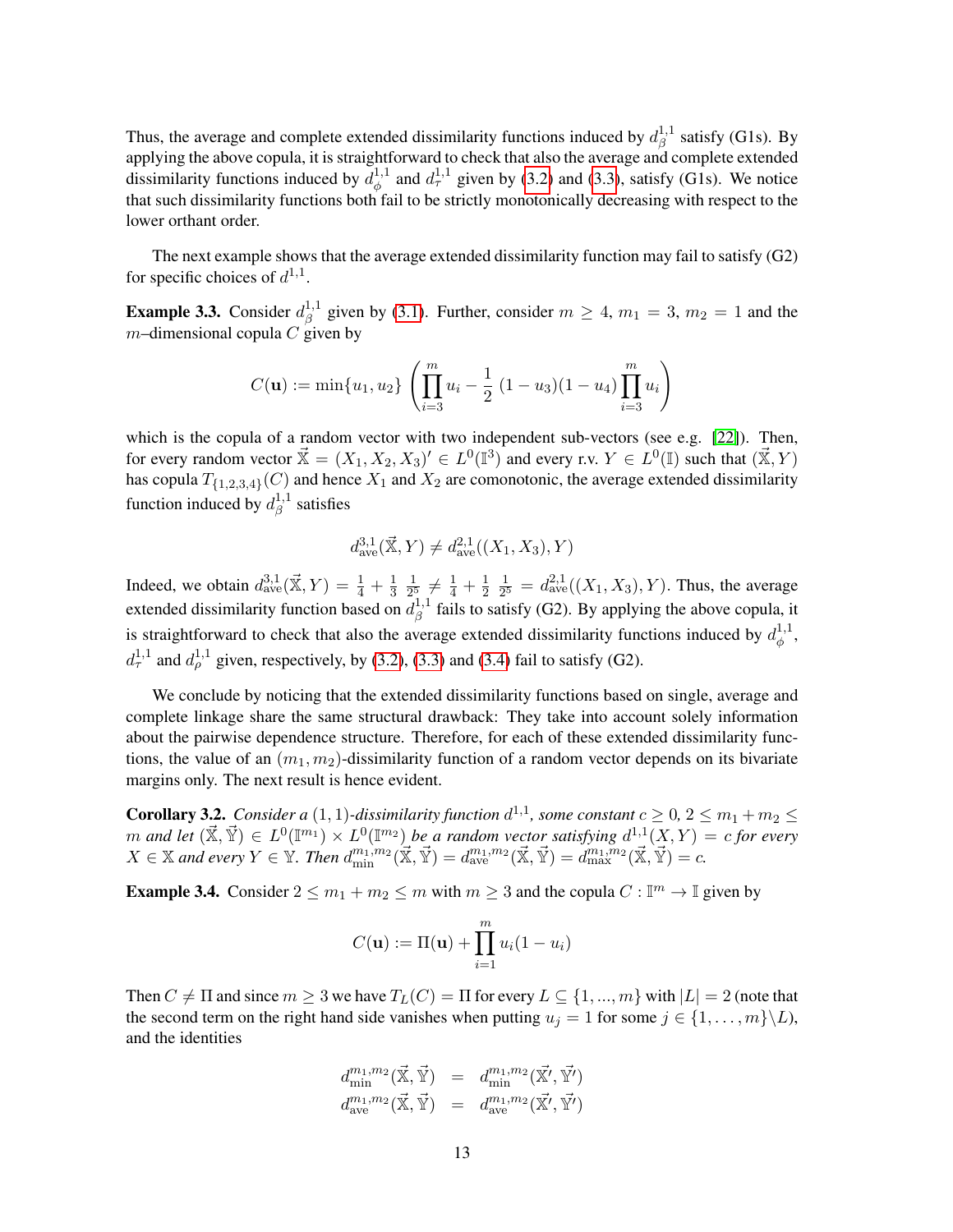Thus, the average and complete extended dissimilarity functions induced by $d_\beta^{1,1}$ satisfy (G1s). By applying the above copula, it is straightforward to check that also the average and complete extended dissimilarity functions induced by $d_\phi^{1,1}$ and $d_\tau^{1,1}$ given by (3.2) and (3.3), satisfy (G1s). We notice that such dissimilarity functions both fail to be strictly monotonically decreasing with respect to the lower orthant order.

The next example shows that the average extended dissimilarity function may fail to satisfy (G2) for specific choices of $d^{1,1}$.

**Example 3.3.** Consider $d_\beta^{1,1}$ given by (3.1). Further, consider $m \geq 4$, $m_1 = 3$, $m_2 = 1$ and the $m$–dimensional copula $C$ given by

$$C(\mathbf{u}) := \min\{u_1, u_2\} \left( \prod_{i=3}^{m} u_i - \frac{1}{2}\,(1-u_3)(1-u_4) \prod_{i=3}^{m} u_i \right)$$

which is the copula of a random vector with two independent sub-vectors (see e.g. [22]). Then, for every random vector $\vec{\mathbb{X}} = (X_1, X_2, X_3)' \in L^0(\mathbb{I}^3)$ and every r.v. $Y \in L^0(\mathbb{I})$ such that $(\vec{\mathbb{X}}, Y)$ has copula $T_{\{1,2,3,4\}}(C)$ and hence $X_1$ and $X_2$ are comonotonic, the average extended dissimilarity function induced by $d_\beta^{1,1}$ satisfies

$$d_{\text{ave}}^{3,1}(\vec{\mathbb{X}}, Y) \neq d_{\text{ave}}^{2,1}((X_1, X_3), Y)$$

Indeed, we obtain $d_{\text{ave}}^{3,1}(\vec{\mathbb{X}}, Y) = \frac{1}{4} + \frac{1}{3}\,\frac{1}{2^5} \neq \frac{1}{4} + \frac{1}{2}\,\frac{1}{2^5} = d_{\text{ave}}^{2,1}((X_1, X_3), Y)$. Thus, the average extended dissimilarity function based on $d_\beta^{1,1}$ fails to satisfy (G2). By applying the above copula, it is straightforward to check that also the average extended dissimilarity functions induced by $d_\phi^{1,1}$, $d_\tau^{1,1}$ and $d_\rho^{1,1}$ given, respectively, by (3.2), (3.3) and (3.4) fail to satisfy (G2).

We conclude by noticing that the extended dissimilarity functions based on single, average and complete linkage share the same structural drawback: They take into account solely information about the pairwise dependence structure. Therefore, for each of these extended dissimilarity functions, the value of an $(m_1, m_2)$-dissimilarity function of a random vector depends on its bivariate margins only. The next result is hence evident.

**Corollary 3.2.** *Consider a $(1,1)$-dissimilarity function $d^{1,1}$, some constant $c \geq 0$, $2 \leq m_1 + m_2 \leq m$ and let $(\vec{\mathbb{X}}, \vec{\mathbb{Y}}) \in L^0(\mathbb{I}^{m_1}) \times L^0(\mathbb{I}^{m_2})$ be a random vector satisfying $d^{1,1}(X, Y) = c$ for every $X \in \mathbb{X}$ and every $Y \in \mathbb{Y}$. Then $d_{\min}^{m_1,m_2}(\vec{\mathbb{X}}, \vec{\mathbb{Y}}) = d_{\text{ave}}^{m_1,m_2}(\vec{\mathbb{X}}, \vec{\mathbb{Y}}) = d_{\max}^{m_1,m_2}(\vec{\mathbb{X}}, \vec{\mathbb{Y}}) = c$.*

**Example 3.4.** Consider $2 \leq m_1 + m_2 \leq m$ with $m \geq 3$ and the copula $C : \mathbb{I}^m \to \mathbb{I}$ given by

$$C(\mathbf{u}) := \Pi(\mathbf{u}) + \prod_{i=1}^{m} u_i(1-u_i)$$

Then $C \neq \Pi$ and since $m \geq 3$ we have $T_L(C) = \Pi$ for every $L \subseteq \{1, ..., m\}$ with $|L| = 2$ (note that the second term on the right hand side vanishes when putting $u_j = 1$ for some $j \in \{1, \ldots, m\} \backslash L$), and the identities

$$\begin{aligned}
d_{\min}^{m_1,m_2}(\vec{\mathbb{X}}, \vec{\mathbb{Y}}) &= d_{\min}^{m_1,m_2}(\vec{\mathbb{X}}', \vec{\mathbb{Y}}') \\
d_{\text{ave}}^{m_1,m_2}(\vec{\mathbb{X}}, \vec{\mathbb{Y}}) &= d_{\text{ave}}^{m_1,m_2}(\vec{\mathbb{X}}', \vec{\mathbb{Y}}')
\end{aligned}$$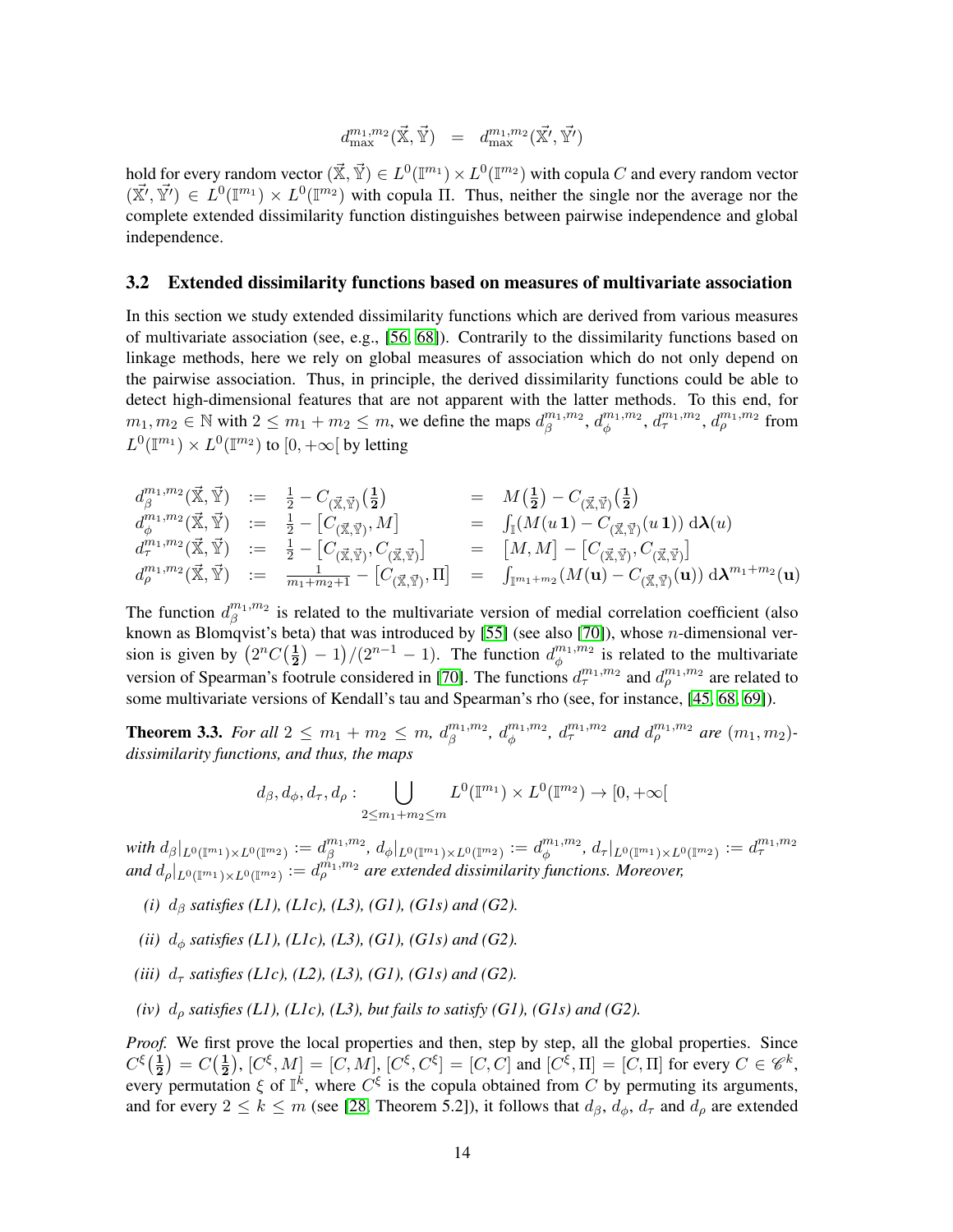$$d_{\max}^{m_1,m_2}(\vec{\mathbb{X}},\vec{\mathbb{Y}}) \;=\; d_{\max}^{m_1,m_2}(\vec{\mathbb{X}'},\vec{\mathbb{Y}'})$$

hold for every random vector $(\vec{\mathbb{X}},\vec{\mathbb{Y}}) \in L^0(\mathbb{I}^{m_1}) \times L^0(\mathbb{I}^{m_2})$ with copula $C$ and every random vector $(\vec{\mathbb{X}'},\vec{\mathbb{Y}'}) \in L^0(\mathbb{I}^{m_1}) \times L^0(\mathbb{I}^{m_2})$ with copula $\Pi$. Thus, neither the single nor the average nor the complete extended dissimilarity function distinguishes between pairwise independence and global independence.

### 3.2 Extended dissimilarity functions based on measures of multivariate association

In this section we study extended dissimilarity functions which are derived from various measures of multivariate association (see, e.g., [56, 68]). Contrarily to the dissimilarity functions based on linkage methods, here we rely on global measures of association which do not only depend on the pairwise association. Thus, in principle, the derived dissimilarity functions could be able to detect high-dimensional features that are not apparent with the latter methods. To this end, for $m_1, m_2 \in \mathbb{N}$ with $2 \le m_1 + m_2 \le m$, we define the maps $d_\beta^{m_1,m_2}$, $d_\phi^{m_1,m_2}$, $d_\tau^{m_1,m_2}$, $d_\rho^{m_1,m_2}$ from $L^0(\mathbb{I}^{m_1}) \times L^0(\mathbb{I}^{m_2})$ to $[0,+\infty[$ by letting

$$\begin{aligned}
d_\beta^{m_1,m_2}(\vec{\mathbb{X}},\vec{\mathbb{Y}}) &:= \tfrac{1}{2} - C_{(\vec{\mathbb{X}},\vec{\mathbb{Y}})}\big(\tfrac{\mathbf{1}}{\mathbf{2}}\big) &&= M\big(\tfrac{\mathbf{1}}{\mathbf{2}}\big) - C_{(\vec{\mathbb{X}},\vec{\mathbb{Y}})}\big(\tfrac{\mathbf{1}}{\mathbf{2}}\big)\\
d_\phi^{m_1,m_2}(\vec{\mathbb{X}},\vec{\mathbb{Y}}) &:= \tfrac{1}{2} - \big[C_{(\vec{\mathbb{X}},\vec{\mathbb{Y}})}, M\big] &&= \int_{\mathbb{I}} (M(u\,\mathbf{1}) - C_{(\vec{\mathbb{X}},\vec{\mathbb{Y}})}(u\,\mathbf{1}))\,\mathrm{d}\boldsymbol{\lambda}(u)\\
d_\tau^{m_1,m_2}(\vec{\mathbb{X}},\vec{\mathbb{Y}}) &:= \tfrac{1}{2} - \big[C_{(\vec{\mathbb{X}},\vec{\mathbb{Y}})}, C_{(\vec{\mathbb{X}},\vec{\mathbb{Y}})}\big] &&= \big[M, M\big] - \big[C_{(\vec{\mathbb{X}},\vec{\mathbb{Y}})}, C_{(\vec{\mathbb{X}},\vec{\mathbb{Y}})}\big]\\
d_\rho^{m_1,m_2}(\vec{\mathbb{X}},\vec{\mathbb{Y}}) &:= \tfrac{1}{m_1+m_2+1} - \big[C_{(\vec{\mathbb{X}},\vec{\mathbb{Y}})}, \Pi\big] &&= \int_{\mathbb{I}^{m_1+m_2}} (M(\mathbf{u}) - C_{(\vec{\mathbb{X}},\vec{\mathbb{Y}})}(\mathbf{u}))\,\mathrm{d}\boldsymbol{\lambda}^{m_1+m_2}(\mathbf{u})
\end{aligned}$$

The function $d_\beta^{m_1,m_2}$ is related to the multivariate version of medial correlation coefficient (also known as Blomqvist's beta) that was introduced by [55] (see also [70]), whose $n$-dimensional version is given by $\big(2^n C\big(\tfrac{\mathbf{1}}{\mathbf{2}}\big) - 1\big)/(2^{n-1} - 1)$. The function $d_\phi^{m_1,m_2}$ is related to the multivariate version of Spearman's footrule considered in [70]. The functions $d_\tau^{m_1,m_2}$ and $d_\rho^{m_1,m_2}$ are related to some multivariate versions of Kendall's tau and Spearman's rho (see, for instance, [45, 68, 69]).

**Theorem 3.3.** *For all $2 \le m_1 + m_2 \le m$, $d_\beta^{m_1,m_2}$, $d_\phi^{m_1,m_2}$, $d_\tau^{m_1,m_2}$ and $d_\rho^{m_1,m_2}$ are $(m_1,m_2)$-dissimilarity functions, and thus, the maps*

$$d_\beta, d_\phi, d_\tau, d_\rho : \bigcup_{2 \le m_1+m_2 \le m} L^0(\mathbb{I}^{m_1}) \times L^0(\mathbb{I}^{m_2}) \to [0,+\infty[$$

*with $d_\beta|_{L^0(\mathbb{I}^{m_1})\times L^0(\mathbb{I}^{m_2})} := d_\beta^{m_1,m_2}$, $d_\phi|_{L^0(\mathbb{I}^{m_1})\times L^0(\mathbb{I}^{m_2})} := d_\phi^{m_1,m_2}$, $d_\tau|_{L^0(\mathbb{I}^{m_1})\times L^0(\mathbb{I}^{m_2})} := d_\tau^{m_1,m_2}$ and $d_\rho|_{L^0(\mathbb{I}^{m_1})\times L^0(\mathbb{I}^{m_2})} := d_\rho^{m_1,m_2}$ are extended dissimilarity functions. Moreover,*

*(i) $d_\beta$ satisfies (L1), (L1c), (L3), (G1), (G1s) and (G2).*

*(ii) $d_\phi$ satisfies (L1), (L1c), (L3), (G1), (G1s) and (G2).*

*(iii) $d_\tau$ satisfies (L1c), (L2), (L3), (G1), (G1s) and (G2).*

*(iv) $d_\rho$ satisfies (L1), (L1c), (L3), but fails to satisfy (G1), (G1s) and (G2).*

*Proof.* We first prove the local properties and then, step by step, all the global properties. Since $C^\xi\big(\tfrac{\mathbf{1}}{\mathbf{2}}\big) = C\big(\tfrac{\mathbf{1}}{\mathbf{2}}\big)$, $[C^\xi, M] = [C, M]$, $[C^\xi, C^\xi] = [C, C]$ and $[C^\xi, \Pi] = [C, \Pi]$ for every $C \in \mathscr{C}^k$, every permutation $\xi$ of $\mathbb{I}^k$, where $C^\xi$ is the copula obtained from $C$ by permuting its arguments, and for every $2 \le k \le m$ (see [28, Theorem 5.2]), it follows that $d_\beta$, $d_\phi$, $d_\tau$ and $d_\rho$ are extended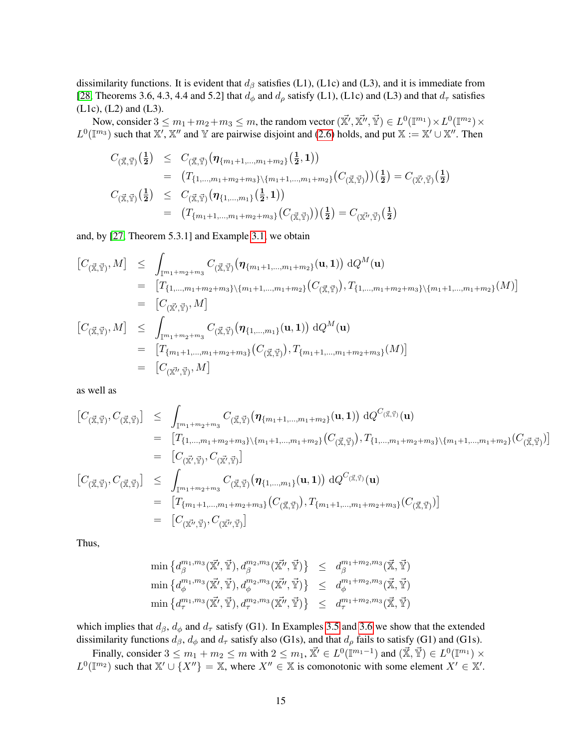dissimilarity functions. It is evident that $d_\beta$ satisfies (L1), (L1c) and (L3), and it is immediate from [28, Theorems 3.6, 4.3, 4.4 and 5.2] that $d_\phi$ and $d_\rho$ satisfy (L1), (L1c) and (L3) and that $d_\tau$ satisfies (L1c), (L2) and (L3).

Now, consider $3 \leq m_1+m_2+m_3 \leq m$, the random vector $(\vec{\mathbb{X}}', \vec{\mathbb{X}}'', \vec{\mathbb{Y}}) \in L^0(\mathbb{I}^{m_1}) \times L^0(\mathbb{I}^{m_2}) \times L^0(\mathbb{I}^{m_3})$ such that $\mathbb{X}'$, $\mathbb{X}''$ and $\mathbb{Y}$ are pairwise disjoint and (2.6) holds, and put $\mathbb{X} := \mathbb{X}' \cup \mathbb{X}''$. Then

$$
\begin{aligned}
C_{(\vec{\mathbb{X}},\vec{\mathbb{Y}})}\big(\tfrac{\mathbf{1}}{\mathbf{2}}\big) &\leq C_{(\vec{\mathbb{X}},\vec{\mathbb{Y}})}\big(\boldsymbol{\eta}_{\{m_1+1,\dots,m_1+m_2\}}(\tfrac{\mathbf{1}}{\mathbf{2}},\mathbf{1})\big) \\
&= \big(T_{\{1,\dots,m_1+m_2+m_3\}\setminus\{m_1+1,\dots,m_1+m_2\}}(C_{(\vec{\mathbb{X}},\vec{\mathbb{Y}})})\big)\big(\tfrac{\mathbf{1}}{\mathbf{2}}\big) = C_{(\vec{\mathbb{X}}',\vec{\mathbb{Y}})}\big(\tfrac{\mathbf{1}}{\mathbf{2}}\big) \\
C_{(\vec{\mathbb{X}},\vec{\mathbb{Y}})}\big(\tfrac{\mathbf{1}}{\mathbf{2}}\big) &\leq C_{(\vec{\mathbb{X}},\vec{\mathbb{Y}})}\big(\boldsymbol{\eta}_{\{1,\dots,m_1\}}(\tfrac{\mathbf{1}}{\mathbf{2}},\mathbf{1})\big) \\
&= \big(T_{\{m_1+1,\dots,m_1+m_2+m_3\}}(C_{(\vec{\mathbb{X}},\vec{\mathbb{Y}})})\big)\big(\tfrac{\mathbf{1}}{\mathbf{2}}\big) = C_{(\vec{\mathbb{X}}'',\vec{\mathbb{Y}})}\big(\tfrac{\mathbf{1}}{\mathbf{2}}\big)
\end{aligned}
$$

and, by [27, Theorem 5.3.1] and Example 3.1, we obtain

$$
\begin{aligned}
\big[C_{(\vec{\mathbb{X}},\vec{\mathbb{Y}})}, M\big] &\leq \int_{\mathbb{I}^{m_1+m_2+m_3}} C_{(\vec{\mathbb{X}},\vec{\mathbb{Y}})}\big(\boldsymbol{\eta}_{\{m_1+1,\dots,m_1+m_2\}}(\mathbf{u},\mathbf{1})\big)\, \mathrm{d}Q^M(\mathbf{u}) \\
&= \big[T_{\{1,\dots,m_1+m_2+m_3\}\setminus\{m_1+1,\dots,m_1+m_2\}}(C_{(\vec{\mathbb{X}},\vec{\mathbb{Y}})}), T_{\{1,\dots,m_1+m_2+m_3\}\setminus\{m_1+1,\dots,m_1+m_2\}}(M)\big] \\
&= \big[C_{(\vec{\mathbb{X}}',\vec{\mathbb{Y}})}, M\big] \\
\big[C_{(\vec{\mathbb{X}},\vec{\mathbb{Y}})}, M\big] &\leq \int_{\mathbb{I}^{m_1+m_2+m_3}} C_{(\vec{\mathbb{X}},\vec{\mathbb{Y}})}\big(\boldsymbol{\eta}_{\{1,\dots,m_1\}}(\mathbf{u},\mathbf{1})\big)\, \mathrm{d}Q^M(\mathbf{u}) \\
&= \big[T_{\{m_1+1,\dots,m_1+m_2+m_3\}}(C_{(\vec{\mathbb{X}},\vec{\mathbb{Y}})}), T_{\{m_1+1,\dots,m_1+m_2+m_3\}}(M)\big] \\
&= \big[C_{(\vec{\mathbb{X}}'',\vec{\mathbb{Y}})}, M\big]
\end{aligned}
$$

as well as

$$
\begin{aligned}
\big[C_{(\vec{\mathbb{X}},\vec{\mathbb{Y}})}, C_{(\vec{\mathbb{X}},\vec{\mathbb{Y}})}\big] &\leq \int_{\mathbb{I}^{m_1+m_2+m_3}} C_{(\vec{\mathbb{X}},\vec{\mathbb{Y}})}\big(\boldsymbol{\eta}_{\{m_1+1,\dots,m_1+m_2\}}(\mathbf{u},\mathbf{1})\big)\, \mathrm{d}Q^{C_{(\vec{\mathbb{X}},\vec{\mathbb{Y}})}}(\mathbf{u}) \\
&= \big[T_{\{1,\dots,m_1+m_2+m_3\}\setminus\{m_1+1,\dots,m_1+m_2\}}(C_{(\vec{\mathbb{X}},\vec{\mathbb{Y}})}), T_{\{1,\dots,m_1+m_2+m_3\}\setminus\{m_1+1,\dots,m_1+m_2\}}(C_{(\vec{\mathbb{X}},\vec{\mathbb{Y}})})\big] \\
&= \big[C_{(\vec{\mathbb{X}}',\vec{\mathbb{Y}})}, C_{(\vec{\mathbb{X}}',\vec{\mathbb{Y}})}\big] \\
\big[C_{(\vec{\mathbb{X}},\vec{\mathbb{Y}})}, C_{(\vec{\mathbb{X}},\vec{\mathbb{Y}})}\big] &\leq \int_{\mathbb{I}^{m_1+m_2+m_3}} C_{(\vec{\mathbb{X}},\vec{\mathbb{Y}})}\big(\boldsymbol{\eta}_{\{1,\dots,m_1\}}(\mathbf{u},\mathbf{1})\big)\, \mathrm{d}Q^{C_{(\vec{\mathbb{X}},\vec{\mathbb{Y}})}}(\mathbf{u}) \\
&= \big[T_{\{m_1+1,\dots,m_1+m_2+m_3\}}(C_{(\vec{\mathbb{X}},\vec{\mathbb{Y}})}), T_{\{m_1+1,\dots,m_1+m_2+m_3\}}(C_{(\vec{\mathbb{X}},\vec{\mathbb{Y}})})\big] \\
&= \big[C_{(\vec{\mathbb{X}}'',\vec{\mathbb{Y}})}, C_{(\vec{\mathbb{X}}'',\vec{\mathbb{Y}})}\big]
\end{aligned}
$$

Thus,

$$
\begin{aligned}
\min\big\{d_\beta^{m_1,m_3}(\vec{\mathbb{X}}',\vec{\mathbb{Y}}), d_\beta^{m_2,m_3}(\vec{\mathbb{X}}'',\vec{\mathbb{Y}})\big\} &\leq d_\beta^{m_1+m_2,m_3}(\vec{\mathbb{X}},\vec{\mathbb{Y}}) \\
\min\big\{d_\phi^{m_1,m_3}(\vec{\mathbb{X}}',\vec{\mathbb{Y}}), d_\phi^{m_2,m_3}(\vec{\mathbb{X}}'',\vec{\mathbb{Y}})\big\} &\leq d_\phi^{m_1+m_2,m_3}(\vec{\mathbb{X}},\vec{\mathbb{Y}}) \\
\min\big\{d_\tau^{m_1,m_3}(\vec{\mathbb{X}}',\vec{\mathbb{Y}}), d_\tau^{m_2,m_3}(\vec{\mathbb{X}}'',\vec{\mathbb{Y}})\big\} &\leq d_\tau^{m_1+m_2,m_3}(\vec{\mathbb{X}},\vec{\mathbb{Y}})
\end{aligned}
$$

which implies that $d_\beta$, $d_\phi$ and $d_\tau$ satisfy (G1). In Examples 3.5 and 3.6 we show that the extended dissimilarity functions $d_\beta$, $d_\phi$ and $d_\tau$ satisfy also (G1s), and that $d_\rho$ fails to satisfy (G1) and (G1s).

Finally, consider $3 \leq m_1 + m_2 \leq m$ with $2 \leq m_1$, $\vec{\mathbb{X}}' \in L^0(\mathbb{I}^{m_1-1})$ and $(\vec{\mathbb{X}}, \vec{\mathbb{Y}}) \in L^0(\mathbb{I}^{m_1}) \times L^0(\mathbb{I}^{m_2})$ such that $\mathbb{X}' \cup \{X''\} = \mathbb{X}$, where $X'' \in \mathbb{X}$ is comonotonic with some element $X' \in \mathbb{X}'$.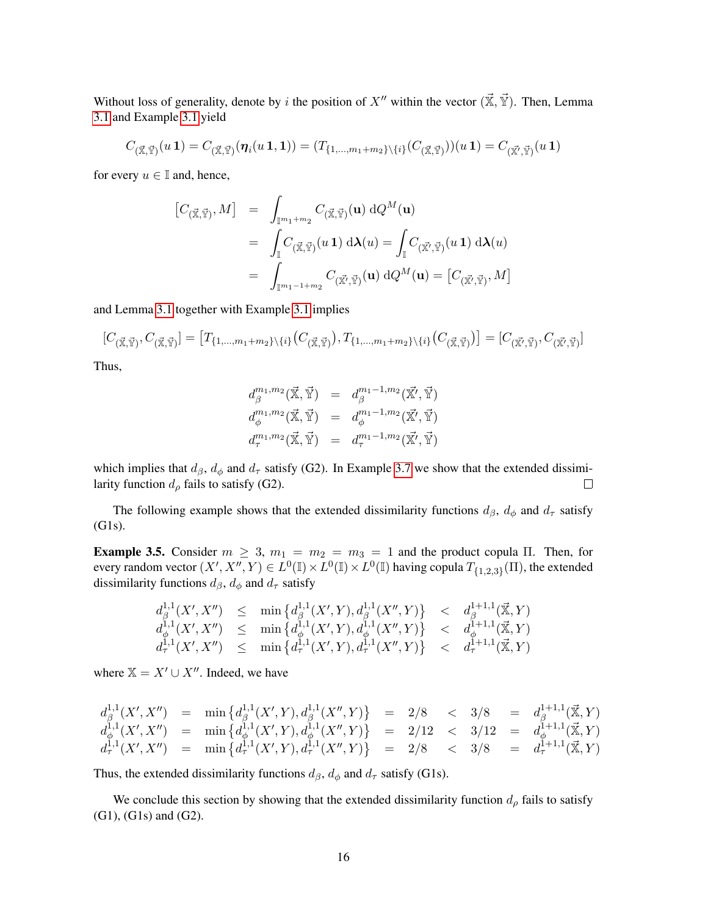Without loss of generality, denote by $i$ the position of $X''$ within the vector $(\vec{\mathbb{X}}, \vec{\mathbb{Y}})$. Then, Lemma 3.1 and Example 3.1 yield

$$C_{(\vec{\mathbb{X}},\vec{\mathbb{Y}})}(u\,\mathbf{1}) = C_{(\vec{\mathbb{X}},\vec{\mathbb{Y}})}(\boldsymbol{\eta}_i(u\,\mathbf{1},\mathbf{1})) = (T_{\{1,\ldots,m_1+m_2\}\setminus\{i\}}(C_{(\vec{\mathbb{X}},\vec{\mathbb{Y}})}))(u\,\mathbf{1}) = C_{(\vec{\mathbb{X}}',\vec{\mathbb{Y}})}(u\,\mathbf{1})$$

for every $u \in \mathbb{I}$ and, hence,

$$\begin{aligned}
[C_{(\vec{\mathbb{X}},\vec{\mathbb{Y}})}, M] &= \int_{\mathbb{I}^{m_1+m_2}} C_{(\vec{\mathbb{X}},\vec{\mathbb{Y}})}(\mathbf{u}) \, \mathrm{d}Q^M(\mathbf{u}) \\
&= \int_{\mathbb{I}} C_{(\vec{\mathbb{X}},\vec{\mathbb{Y}})}(u\,\mathbf{1}) \, \mathrm{d}\boldsymbol{\lambda}(u) = \int_{\mathbb{I}} C_{(\vec{\mathbb{X}}',\vec{\mathbb{Y}})}(u\,\mathbf{1}) \, \mathrm{d}\boldsymbol{\lambda}(u) \\
&= \int_{\mathbb{I}^{m_1-1+m_2}} C_{(\vec{\mathbb{X}}',\vec{\mathbb{Y}})}(\mathbf{u}) \, \mathrm{d}Q^M(\mathbf{u}) = [C_{(\vec{\mathbb{X}}',\vec{\mathbb{Y}})}, M]
\end{aligned}$$

and Lemma 3.1 together with Example 3.1 implies

$$[C_{(\vec{\mathbb{X}},\vec{\mathbb{Y}})}, C_{(\vec{\mathbb{X}},\vec{\mathbb{Y}})}] = \big[T_{\{1,\ldots,m_1+m_2\}\setminus\{i\}}\big(C_{(\vec{\mathbb{X}},\vec{\mathbb{Y}})}\big), T_{\{1,\ldots,m_1+m_2\}\setminus\{i\}}\big(C_{(\vec{\mathbb{X}},\vec{\mathbb{Y}})}\big)\big] = [C_{(\vec{\mathbb{X}}',\vec{\mathbb{Y}})}, C_{(\vec{\mathbb{X}}',\vec{\mathbb{Y}})}]$$

Thus,

$$\begin{aligned}
d_\beta^{m_1,m_2}(\vec{\mathbb{X}}, \vec{\mathbb{Y}}) &= d_\beta^{m_1-1,m_2}(\vec{\mathbb{X}}', \vec{\mathbb{Y}}) \\
d_\phi^{m_1,m_2}(\vec{\mathbb{X}}, \vec{\mathbb{Y}}) &= d_\phi^{m_1-1,m_2}(\vec{\mathbb{X}}', \vec{\mathbb{Y}}) \\
d_\tau^{m_1,m_2}(\vec{\mathbb{X}}, \vec{\mathbb{Y}}) &= d_\tau^{m_1-1,m_2}(\vec{\mathbb{X}}', \vec{\mathbb{Y}})
\end{aligned}$$

which implies that $d_\beta$, $d_\phi$ and $d_\tau$ satisfy (G2). In Example 3.7 we show that the extended dissimilarity function $d_\rho$ fails to satisfy (G2). □

The following example shows that the extended dissimilarity functions $d_\beta$, $d_\phi$ and $d_\tau$ satisfy (G1s).

**Example 3.5.** Consider $m \geq 3$, $m_1 = m_2 = m_3 = 1$ and the product copula $\Pi$. Then, for every random vector $(X', X'', Y) \in L^0(\mathbb{I}) \times L^0(\mathbb{I}) \times L^0(\mathbb{I})$ having copula $T_{\{1,2,3\}}(\Pi)$, the extended dissimilarity functions $d_\beta$, $d_\phi$ and $d_\tau$ satisfy

$$\begin{aligned}
d_\beta^{1,1}(X', X'') &\leq \min\left\{d_\beta^{1,1}(X', Y), d_\beta^{1,1}(X'', Y)\right\} &< d_\beta^{1+1,1}(\vec{\mathbb{X}}, Y) \\
d_\phi^{1,1}(X', X'') &\leq \min\left\{d_\phi^{1,1}(X', Y), d_\phi^{1,1}(X'', Y)\right\} &< d_\phi^{1+1,1}(\vec{\mathbb{X}}, Y) \\
d_\tau^{1,1}(X', X'') &\leq \min\left\{d_\tau^{1,1}(X', Y), d_\tau^{1,1}(X'', Y)\right\} &< d_\tau^{1+1,1}(\vec{\mathbb{X}}, Y)
\end{aligned}$$

where $\mathbb{X} = X' \cup X''$. Indeed, we have

$$\begin{aligned}
d_\beta^{1,1}(X', X'') &= \min\left\{d_\beta^{1,1}(X', Y), d_\beta^{1,1}(X'', Y)\right\} = 2/8 < 3/8 = d_\beta^{1+1,1}(\vec{\mathbb{X}}, Y) \\
d_\phi^{1,1}(X', X'') &= \min\left\{d_\phi^{1,1}(X', Y), d_\phi^{1,1}(X'', Y)\right\} = 2/12 < 3/12 = d_\phi^{1+1,1}(\vec{\mathbb{X}}, Y) \\
d_\tau^{1,1}(X', X'') &= \min\left\{d_\tau^{1,1}(X', Y), d_\tau^{1,1}(X'', Y)\right\} = 2/8 < 3/8 = d_\tau^{1+1,1}(\vec{\mathbb{X}}, Y)
\end{aligned}$$

Thus, the extended dissimilarity functions $d_\beta$, $d_\phi$ and $d_\tau$ satisfy (G1s).

We conclude this section by showing that the extended dissimilarity function $d_\rho$ fails to satisfy (G1), (G1s) and (G2).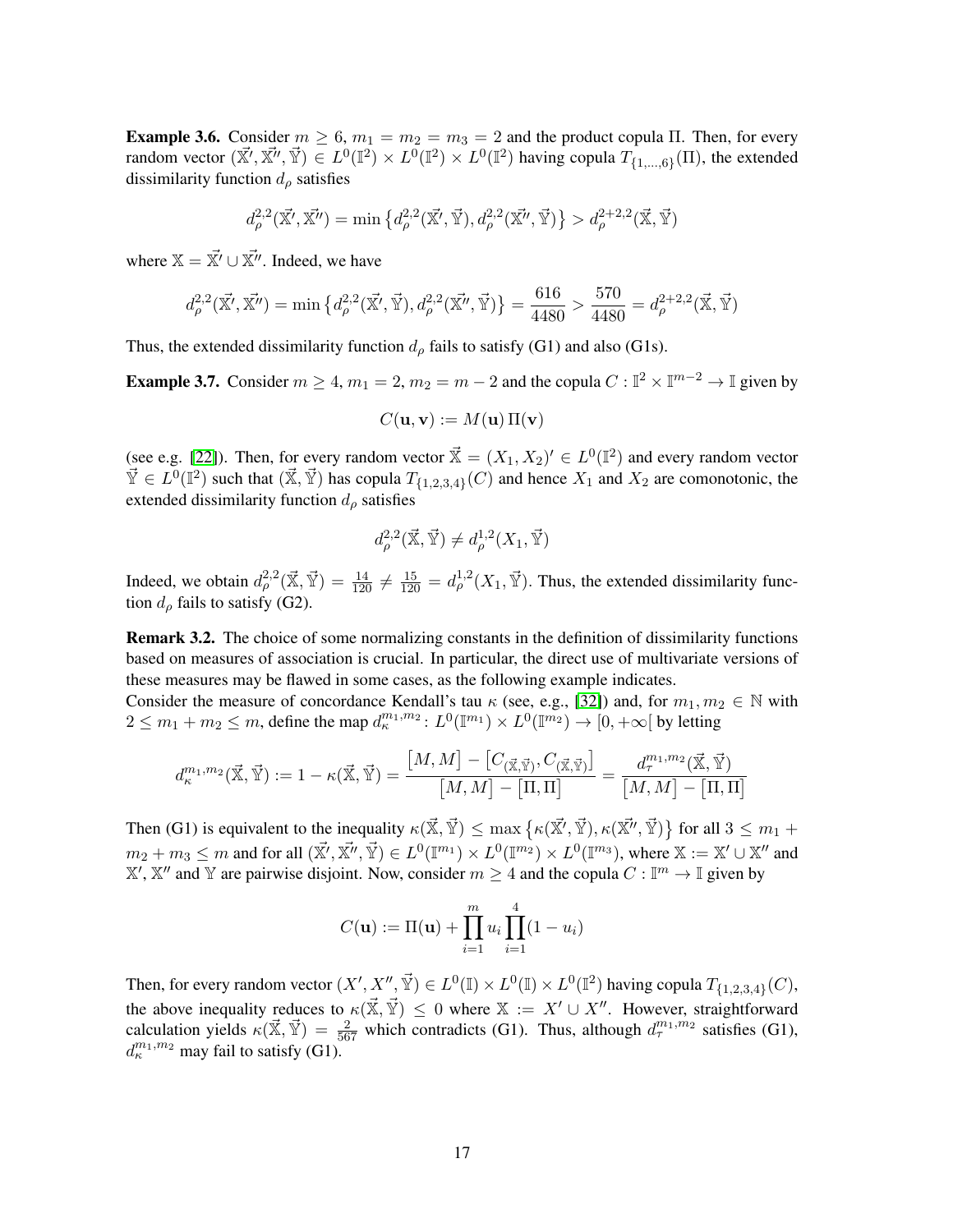**Example 3.6.** Consider $m \geq 6$, $m_1 = m_2 = m_3 = 2$ and the product copula $\Pi$. Then, for every random vector $(\vec{\mathbb{X}}', \vec{\mathbb{X}}'', \vec{\mathbb{Y}}) \in L^0(\mathbb{I}^2) \times L^0(\mathbb{I}^2) \times L^0(\mathbb{I}^2)$ having copula $T_{\{1,\dots,6\}}(\Pi)$, the extended dissimilarity function $d_\rho$ satisfies

$$d_\rho^{2,2}(\vec{\mathbb{X}}', \vec{\mathbb{X}}'') = \min\left\{d_\rho^{2,2}(\vec{\mathbb{X}}', \vec{\mathbb{Y}}), d_\rho^{2,2}(\vec{\mathbb{X}}'', \vec{\mathbb{Y}})\right\} > d_\rho^{2+2,2}(\vec{\mathbb{X}}, \vec{\mathbb{Y}})$$

where $\mathbb{X} = \vec{\mathbb{X}}' \cup \vec{\mathbb{X}}''$. Indeed, we have

$$d_\rho^{2,2}(\vec{\mathbb{X}}', \vec{\mathbb{X}}'') = \min\left\{d_\rho^{2,2}(\vec{\mathbb{X}}', \vec{\mathbb{Y}}), d_\rho^{2,2}(\vec{\mathbb{X}}'', \vec{\mathbb{Y}})\right\} = \frac{616}{4480} > \frac{570}{4480} = d_\rho^{2+2,2}(\vec{\mathbb{X}}, \vec{\mathbb{Y}})$$

Thus, the extended dissimilarity function $d_\rho$ fails to satisfy (G1) and also (G1s).

**Example 3.7.** Consider $m \geq 4$, $m_1 = 2$, $m_2 = m - 2$ and the copula $C : \mathbb{I}^2 \times \mathbb{I}^{m-2} \to \mathbb{I}$ given by

$$C(\mathbf{u}, \mathbf{v}) := M(\mathbf{u})\,\Pi(\mathbf{v})$$

(see e.g. [22]). Then, for every random vector $\vec{\mathbb{X}} = (X_1, X_2)' \in L^0(\mathbb{I}^2)$ and every random vector $\vec{\mathbb{Y}} \in L^0(\mathbb{I}^2)$ such that $(\vec{\mathbb{X}}, \vec{\mathbb{Y}})$ has copula $T_{\{1,2,3,4\}}(C)$ and hence $X_1$ and $X_2$ are comonotonic, the extended dissimilarity function $d_\rho$ satisfies

$$d_\rho^{2,2}(\vec{\mathbb{X}}, \vec{\mathbb{Y}}) \neq d_\rho^{1,2}(X_1, \vec{\mathbb{Y}})$$

Indeed, we obtain $d_\rho^{2,2}(\vec{\mathbb{X}}, \vec{\mathbb{Y}}) = \frac{14}{120} \neq \frac{15}{120} = d_\rho^{1,2}(X_1, \vec{\mathbb{Y}})$. Thus, the extended dissimilarity function $d_\rho$ fails to satisfy (G2).

**Remark 3.2.** The choice of some normalizing constants in the definition of dissimilarity functions based on measures of association is crucial. In particular, the direct use of multivariate versions of these measures may be flawed in some cases, as the following example indicates.
Consider the measure of concordance Kendall's tau $\kappa$ (see, e.g., [32]) and, for $m_1, m_2 \in \mathbb{N}$ with $2 \leq m_1 + m_2 \leq m$, define the map $d_\kappa^{m_1,m_2} \colon L^0(\mathbb{I}^{m_1}) \times L^0(\mathbb{I}^{m_2}) \to [0, +\infty[$ by letting

$$d_\kappa^{m_1,m_2}(\vec{\mathbb{X}}, \vec{\mathbb{Y}}) := 1 - \kappa(\vec{\mathbb{X}}, \vec{\mathbb{Y}}) = \frac{\left[M, M\right] - \left[C_{(\vec{\mathbb{X}}, \vec{\mathbb{Y}})}, C_{(\vec{\mathbb{X}}, \vec{\mathbb{Y}})}\right]}{\left[M, M\right] - \left[\Pi, \Pi\right]} = \frac{d_\tau^{m_1,m_2}(\vec{\mathbb{X}}, \vec{\mathbb{Y}})}{\left[M, M\right] - \left[\Pi, \Pi\right]}$$

Then (G1) is equivalent to the inequality $\kappa(\vec{\mathbb{X}}, \vec{\mathbb{Y}}) \leq \max\left\{\kappa(\vec{\mathbb{X}}', \vec{\mathbb{Y}}), \kappa(\vec{\mathbb{X}}'', \vec{\mathbb{Y}})\right\}$ for all $3 \leq m_1 + m_2 + m_3 \leq m$ and for all $(\vec{\mathbb{X}}', \vec{\mathbb{X}}'', \vec{\mathbb{Y}}) \in L^0(\mathbb{I}^{m_1}) \times L^0(\mathbb{I}^{m_2}) \times L^0(\mathbb{I}^{m_3})$, where $\mathbb{X} := \mathbb{X}' \cup \mathbb{X}''$ and $\mathbb{X}'$, $\mathbb{X}''$ and $\mathbb{Y}$ are pairwise disjoint. Now, consider $m \geq 4$ and the copula $C : \mathbb{I}^m \to \mathbb{I}$ given by

$$C(\mathbf{u}) := \Pi(\mathbf{u}) + \prod_{i=1}^{m} u_i \prod_{i=1}^{4} (1 - u_i)$$

Then, for every random vector $(X', X'', \vec{\mathbb{Y}}) \in L^0(\mathbb{I}) \times L^0(\mathbb{I}) \times L^0(\mathbb{I}^2)$ having copula $T_{\{1,2,3,4\}}(C)$, the above inequality reduces to $\kappa(\vec{\mathbb{X}}, \vec{\mathbb{Y}}) \leq 0$ where $\mathbb{X} := X' \cup X''$. However, straightforward calculation yields $\kappa(\vec{\mathbb{X}}, \vec{\mathbb{Y}}) = \frac{2}{567}$ which contradicts (G1). Thus, although $d_\tau^{m_1,m_2}$ satisfies (G1), $d_\kappa^{m_1,m_2}$ may fail to satisfy (G1).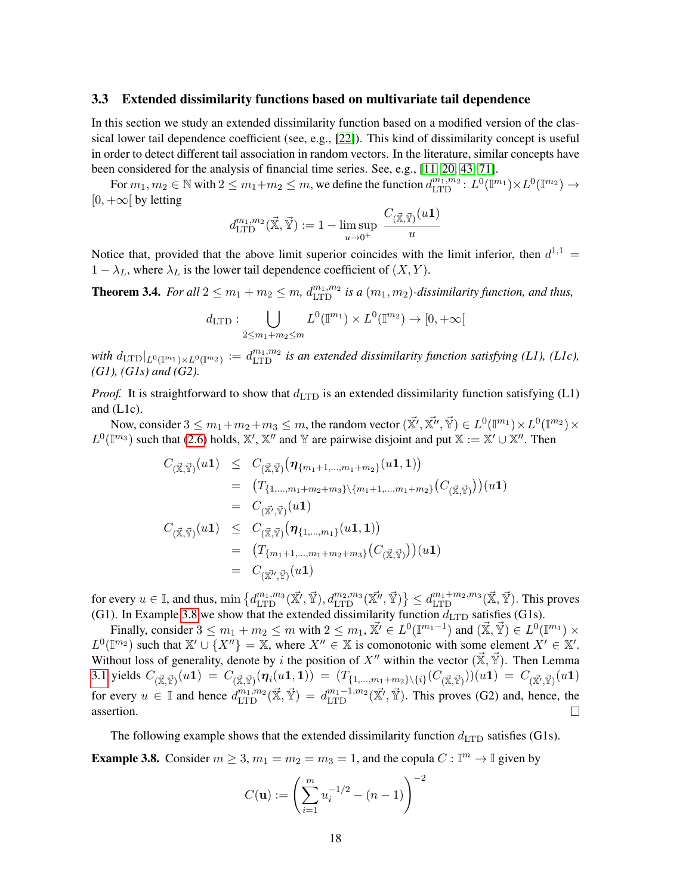### 3.3 Extended dissimilarity functions based on multivariate tail dependence

In this section we study an extended dissimilarity function based on a modified version of the classical lower tail dependence coefficient (see, e.g., [22]). This kind of dissimilarity concept is useful in order to detect different tail association in random vectors. In the literature, similar concepts have been considered for the analysis of financial time series. See, e.g., [11, 20, 43, 71].

For $m_1, m_2 \in \mathbb{N}$ with $2 \leq m_1+m_2 \leq m$, we define the function $d_{\mathrm{LTD}}^{m_1,m_2} \colon L^0(\mathbb{I}^{m_1}) \times L^0(\mathbb{I}^{m_2}) \to [0, +\infty[$ by letting

$$
d_{\mathrm{LTD}}^{m_1,m_2}(\vec{\mathbb{X}}, \vec{\mathbb{Y}}) := 1 - \limsup_{u \to 0^+} \frac{C_{(\vec{\mathbb{X}},\vec{\mathbb{Y}})}(u\mathbf{1})}{u}
$$

Notice that, provided that the above limit superior coincides with the limit inferior, then $d^{1,1} = 1 - \lambda_L$, where $\lambda_L$ is the lower tail dependence coefficient of $(X, Y)$.

**Theorem 3.4.** *For all $2 \leq m_1 + m_2 \leq m$, $d_{\mathrm{LTD}}^{m_1,m_2}$ is a $(m_1, m_2)$-dissimilarity function, and thus,*

$$
d_{\mathrm{LTD}} : \bigcup_{2 \leq m_1+m_2 \leq m} L^0(\mathbb{I}^{m_1}) \times L^0(\mathbb{I}^{m_2}) \to [0, +\infty[
$$

*with $d_{\mathrm{LTD}}|_{L^0(\mathbb{I}^{m_1}) \times L^0(\mathbb{I}^{m_2})} := d_{\mathrm{LTD}}^{m_1,m_2}$ is an extended dissimilarity function satisfying (L1), (L1c), (G1), (G1s) and (G2).*

*Proof.* It is straightforward to show that $d_{\mathrm{LTD}}$ is an extended dissimilarity function satisfying (L1) and (L1c).

Now, consider $3 \leq m_1+m_2+m_3 \leq m$, the random vector $(\vec{\mathbb{X}}', \vec{\mathbb{X}}'', \vec{\mathbb{Y}}) \in L^0(\mathbb{I}^{m_1}) \times L^0(\mathbb{I}^{m_2}) \times L^0(\mathbb{I}^{m_3})$ such that (2.6) holds, $\mathbb{X}'$, $\mathbb{X}''$ and $\mathbb{Y}$ are pairwise disjoint and put $\mathbb{X} := \mathbb{X}' \cup \mathbb{X}''$. Then

$$
\begin{aligned}
C_{(\vec{\mathbb{X}},\vec{\mathbb{Y}})}(u\mathbf{1}) &\leq C_{(\vec{\mathbb{X}},\vec{\mathbb{Y}})}\big(\boldsymbol{\eta}_{\{m_1+1,\ldots,m_1+m_2\}}(u\mathbf{1},\mathbf{1})\big) \\
&= \big(T_{\{1,\ldots,m_1+m_2+m_3\}\setminus\{m_1+1,\ldots,m_1+m_2\}}(C_{(\vec{\mathbb{X}},\vec{\mathbb{Y}})})\big)(u\mathbf{1}) \\
&= C_{(\vec{\mathbb{X}}',\vec{\mathbb{Y}})}(u\mathbf{1}) \\
C_{(\vec{\mathbb{X}},\vec{\mathbb{Y}})}(u\mathbf{1}) &\leq C_{(\vec{\mathbb{X}},\vec{\mathbb{Y}})}\big(\boldsymbol{\eta}_{\{1,\ldots,m_1\}}(u\mathbf{1},\mathbf{1})\big) \\
&= \big(T_{\{m_1+1,\ldots,m_1+m_2+m_3\}}(C_{(\vec{\mathbb{X}},\vec{\mathbb{Y}})})\big)(u\mathbf{1}) \\
&= C_{(\vec{\mathbb{X}}'',\vec{\mathbb{Y}})}(u\mathbf{1})
\end{aligned}
$$

for every $u \in \mathbb{I}$, and thus, $\min\{d_{\mathrm{LTD}}^{m_1,m_3}(\vec{\mathbb{X}}', \vec{\mathbb{Y}}), d_{\mathrm{LTD}}^{m_2,m_3}(\vec{\mathbb{X}}'', \vec{\mathbb{Y}})\} \leq d_{\mathrm{LTD}}^{m_1+m_2,m_3}(\vec{\mathbb{X}}, \vec{\mathbb{Y}})$. This proves (G1). In Example 3.8 we show that the extended dissimilarity function $d_{\mathrm{LTD}}$ satisfies (G1s).

Finally, consider $3 \leq m_1 + m_2 \leq m$ with $2 \leq m_1$, $\vec{\mathbb{X}}' \in L^0(\mathbb{I}^{m_1-1})$ and $(\vec{\mathbb{X}}, \vec{\mathbb{Y}}) \in L^0(\mathbb{I}^{m_1}) \times L^0(\mathbb{I}^{m_2})$ such that $\mathbb{X}' \cup \{X''\} = \mathbb{X}$, where $X'' \in \mathbb{X}$ is comonotonic with some element $X' \in \mathbb{X}'$. Without loss of generality, denote by $i$ the position of $X''$ within the vector $(\vec{\mathbb{X}}, \vec{\mathbb{Y}})$. Then Lemma 3.1 yields $C_{(\vec{\mathbb{X}},\vec{\mathbb{Y}})}(u\mathbf{1}) = C_{(\vec{\mathbb{X}},\vec{\mathbb{Y}})}(\boldsymbol{\eta}_i(u\mathbf{1},\mathbf{1})) = (T_{\{1,\ldots,m_1+m_2\}\setminus\{i\}}(C_{(\vec{\mathbb{X}},\vec{\mathbb{Y}})}))(u\mathbf{1}) = C_{(\vec{\mathbb{X}}',\vec{\mathbb{Y}})}(u\mathbf{1})$ for every $u \in \mathbb{I}$ and hence $d_{\mathrm{LTD}}^{m_1,m_2}(\vec{\mathbb{X}}, \vec{\mathbb{Y}}) = d_{\mathrm{LTD}}^{m_1-1,m_2}(\vec{\mathbb{X}}', \vec{\mathbb{Y}})$. This proves (G2) and, hence, the assertion. $\square$

The following example shows that the extended dissimilarity function $d_{\mathrm{LTD}}$ satisfies (G1s).

**Example 3.8.** Consider $m \geq 3$, $m_1 = m_2 = m_3 = 1$, and the copula $C : \mathbb{I}^m \to \mathbb{I}$ given by

$$
C(\mathbf{u}) := \left(\sum_{i=1}^{m} u_i^{-1/2} - (n-1)\right)^{-2}
$$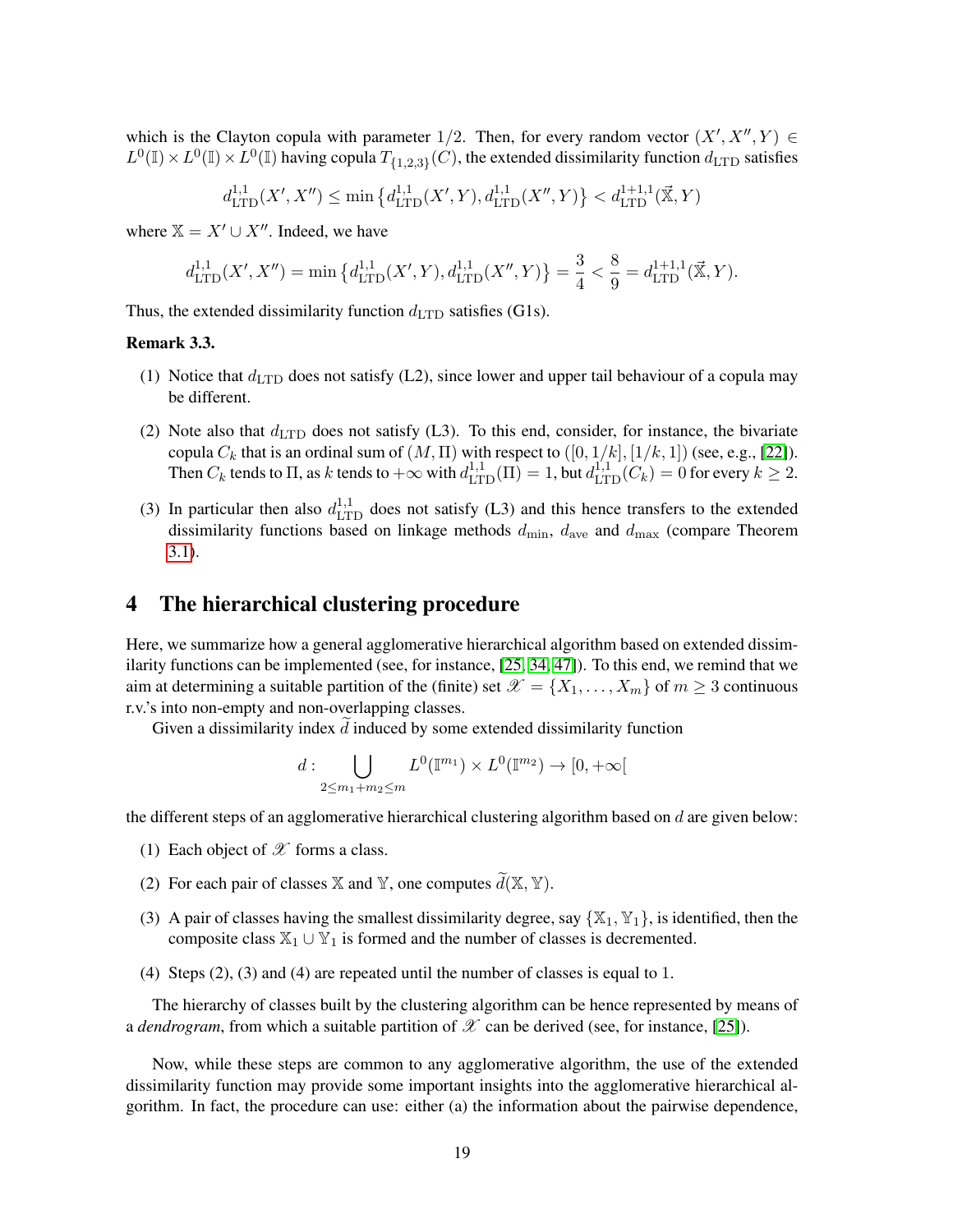which is the Clayton copula with parameter $1/2$. Then, for every random vector $(X', X'', Y) \in L^0(\mathbb{I}) \times L^0(\mathbb{I}) \times L^0(\mathbb{I})$ having copula $T_{\{1,2,3\}}(C)$, the extended dissimilarity function $d_{\mathrm{LTD}}$ satisfies

$$d^{1,1}_{\mathrm{LTD}}(X', X'') \leq \min\left\{d^{1,1}_{\mathrm{LTD}}(X', Y), d^{1,1}_{\mathrm{LTD}}(X'', Y)\right\} < d^{1+1,1}_{\mathrm{LTD}}(\vec{\mathbb{X}}, Y)$$

where $\mathbb{X} = X' \cup X''$. Indeed, we have

$$d^{1,1}_{\mathrm{LTD}}(X', X'') = \min\left\{d^{1,1}_{\mathrm{LTD}}(X', Y), d^{1,1}_{\mathrm{LTD}}(X'', Y)\right\} = \frac{3}{4} < \frac{8}{9} = d^{1+1,1}_{\mathrm{LTD}}(\vec{\mathbb{X}}, Y).$$

Thus, the extended dissimilarity function $d_{\mathrm{LTD}}$ satisfies (G1s).

**Remark 3.3.**

(1) Notice that $d_{\mathrm{LTD}}$ does not satisfy (L2), since lower and upper tail behaviour of a copula may be different.

(2) Note also that $d_{\mathrm{LTD}}$ does not satisfy (L3). To this end, consider, for instance, the bivariate copula $C_k$ that is an ordinal sum of $(M, \Pi)$ with respect to $([0, 1/k], [1/k, 1])$ (see, e.g., [22]). Then $C_k$ tends to $\Pi$, as $k$ tends to $+\infty$ with $d^{1,1}_{\mathrm{LTD}}(\Pi) = 1$, but $d^{1,1}_{\mathrm{LTD}}(C_k) = 0$ for every $k \geq 2$.

(3) In particular then also $d^{1,1}_{\mathrm{LTD}}$ does not satisfy (L3) and this hence transfers to the extended dissimilarity functions based on linkage methods $d_{\min}$, $d_{\mathrm{ave}}$ and $d_{\max}$ (compare Theorem 3.1).

# 4 The hierarchical clustering procedure

Here, we summarize how a general agglomerative hierarchical algorithm based on extended dissimilarity functions can be implemented (see, for instance, [25, 34, 47]). To this end, we remind that we aim at determining a suitable partition of the (finite) set $\mathscr{X} = \{X_1, \dots, X_m\}$ of $m \geq 3$ continuous r.v.'s into non-empty and non-overlapping classes.

Given a dissimilarity index $\widetilde{d}$ induced by some extended dissimilarity function

$$d : \bigcup_{2 \leq m_1 + m_2 \leq m} L^0(\mathbb{I}^{m_1}) \times L^0(\mathbb{I}^{m_2}) \to [0, +\infty[$$

the different steps of an agglomerative hierarchical clustering algorithm based on $d$ are given below:

(1) Each object of $\mathscr{X}$ forms a class.

(2) For each pair of classes $\mathbb{X}$ and $\mathbb{Y}$, one computes $\widetilde{d}(\mathbb{X}, \mathbb{Y})$.

(3) A pair of classes having the smallest dissimilarity degree, say $\{\mathbb{X}_1, \mathbb{Y}_1\}$, is identified, then the composite class $\mathbb{X}_1 \cup \mathbb{Y}_1$ is formed and the number of classes is decremented.

(4) Steps (2), (3) and (4) are repeated until the number of classes is equal to 1.

The hierarchy of classes built by the clustering algorithm can be hence represented by means of a *dendrogram*, from which a suitable partition of $\mathscr{X}$ can be derived (see, for instance, [25]).

Now, while these steps are common to any agglomerative algorithm, the use of the extended dissimilarity function may provide some important insights into the agglomerative hierarchical algorithm. In fact, the procedure can use: either (a) the information about the pairwise dependence,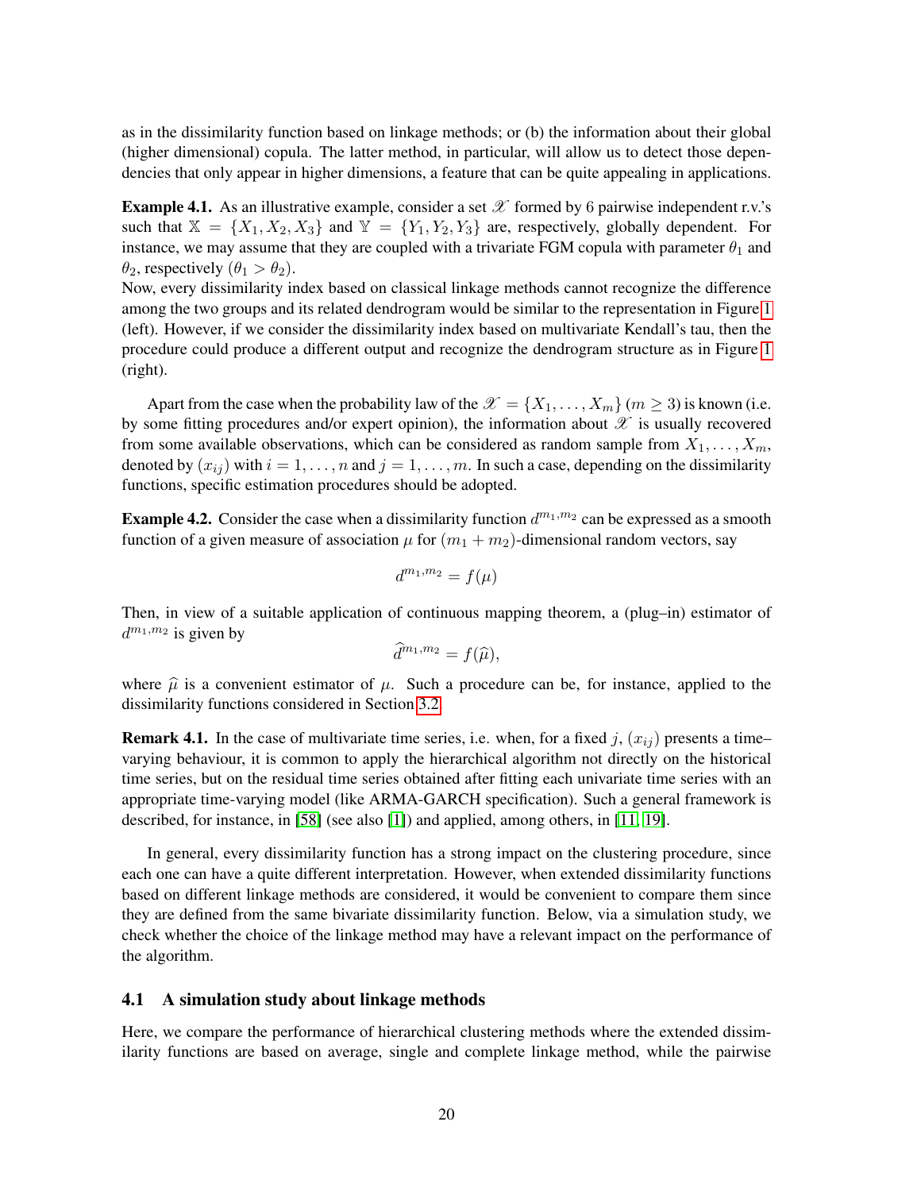as in the dissimilarity function based on linkage methods; or (b) the information about their global (higher dimensional) copula. The latter method, in particular, will allow us to detect those dependencies that only appear in higher dimensions, a feature that can be quite appealing in applications.

**Example 4.1.** As an illustrative example, consider a set $\mathscr{X}$ formed by 6 pairwise independent r.v.'s such that $\mathbb{X} = \{X_1, X_2, X_3\}$ and $\mathbb{Y} = \{Y_1, Y_2, Y_3\}$ are, respectively, globally dependent. For instance, we may assume that they are coupled with a trivariate FGM copula with parameter $\theta_1$ and $\theta_2$, respectively ($\theta_1 > \theta_2$).
Now, every dissimilarity index based on classical linkage methods cannot recognize the difference among the two groups and its related dendrogram would be similar to the representation in Figure 1 (left). However, if we consider the dissimilarity index based on multivariate Kendall's tau, then the procedure could produce a different output and recognize the dendrogram structure as in Figure 1 (right).

Apart from the case when the probability law of the $\mathscr{X} = \{X_1, \dots, X_m\}$ ($m \geq 3$) is known (i.e. by some fitting procedures and/or expert opinion), the information about $\mathscr{X}$ is usually recovered from some available observations, which can be considered as random sample from $X_1, \dots, X_m$, denoted by $(x_{ij})$ with $i = 1, \dots, n$ and $j = 1, \dots, m$. In such a case, depending on the dissimilarity functions, specific estimation procedures should be adopted.

**Example 4.2.** Consider the case when a dissimilarity function $d^{m_1,m_2}$ can be expressed as a smooth function of a given measure of association $\mu$ for $(m_1 + m_2)$-dimensional random vectors, say

$$d^{m_1,m_2} = f(\mu)$$

Then, in view of a suitable application of continuous mapping theorem, a (plug–in) estimator of $d^{m_1,m_2}$ is given by

$$\widehat{d}^{m_1,m_2} = f(\widehat{\mu}),$$

where $\widehat{\mu}$ is a convenient estimator of $\mu$. Such a procedure can be, for instance, applied to the dissimilarity functions considered in Section 3.2.

**Remark 4.1.** In the case of multivariate time series, i.e. when, for a fixed $j$, $(x_{ij})$ presents a time–varying behaviour, it is common to apply the hierarchical algorithm not directly on the historical time series, but on the residual time series obtained after fitting each univariate time series with an appropriate time-varying model (like ARMA-GARCH specification). Such a general framework is described, for instance, in [58] (see also [1]) and applied, among others, in [11, 19].

In general, every dissimilarity function has a strong impact on the clustering procedure, since each one can have a quite different interpretation. However, when extended dissimilarity functions based on different linkage methods are considered, it would be convenient to compare them since they are defined from the same bivariate dissimilarity function. Below, via a simulation study, we check whether the choice of the linkage method may have a relevant impact on the performance of the algorithm.

## 4.1 A simulation study about linkage methods

Here, we compare the performance of hierarchical clustering methods where the extended dissimilarity functions are based on average, single and complete linkage method, while the pairwise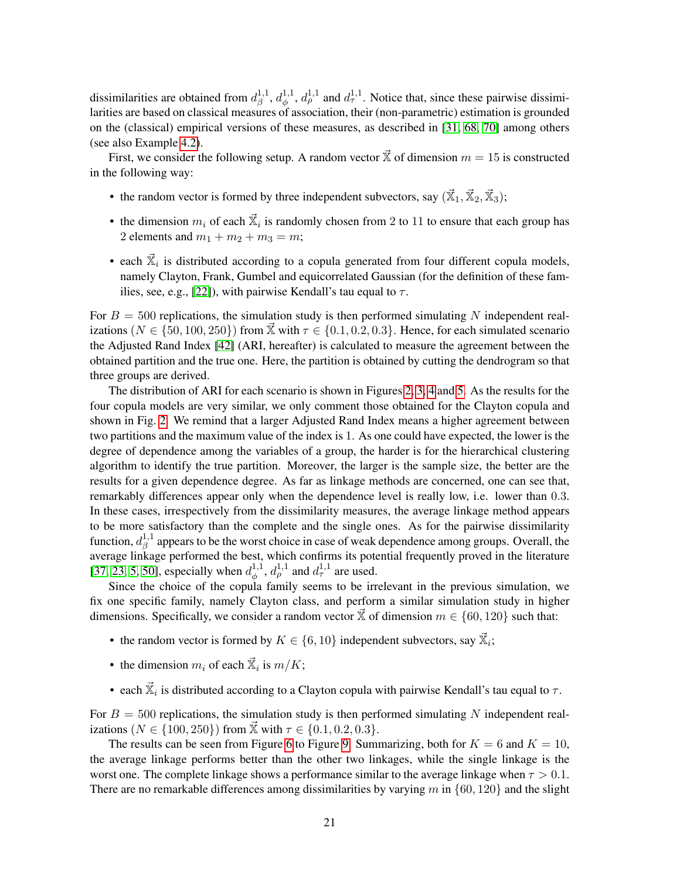dissimilarities are obtained from $d_\beta^{1,1}$, $d_\phi^{1,1}$, $d_\rho^{1,1}$ and $d_\tau^{1,1}$. Notice that, since these pairwise dissimilarities are based on classical measures of association, their (non-parametric) estimation is grounded on the (classical) empirical versions of these measures, as described in [31, 68, 70] among others (see also Example 4.2).

First, we consider the following setup. A random vector $\vec{\mathbb{X}}$ of dimension $m = 15$ is constructed in the following way:

- the random vector is formed by three independent subvectors, say $(\vec{\mathbb{X}}_1, \vec{\mathbb{X}}_2, \vec{\mathbb{X}}_3)$;
- the dimension $m_i$ of each $\vec{\mathbb{X}}_i$ is randomly chosen from 2 to 11 to ensure that each group has 2 elements and $m_1 + m_2 + m_3 = m$;
- each $\vec{\mathbb{X}}_i$ is distributed according to a copula generated from four different copula models, namely Clayton, Frank, Gumbel and equicorrelated Gaussian (for the definition of these families, see, e.g., [22]), with pairwise Kendall's tau equal to $\tau$.

For $B = 500$ replications, the simulation study is then performed simulating $N$ independent realizations ($N \in \{50, 100, 250\}$) from $\vec{\mathbb{X}}$ with $\tau \in \{0.1, 0.2, 0.3\}$. Hence, for each simulated scenario the Adjusted Rand Index [42] (ARI, hereafter) is calculated to measure the agreement between the obtained partition and the true one. Here, the partition is obtained by cutting the dendrogram so that three groups are derived.

The distribution of ARI for each scenario is shown in Figures 2, 3, 4 and 5. As the results for the four copula models are very similar, we only comment those obtained for the Clayton copula and shown in Fig. 2. We remind that a larger Adjusted Rand Index means a higher agreement between two partitions and the maximum value of the index is 1. As one could have expected, the lower is the degree of dependence among the variables of a group, the harder is for the hierarchical clustering algorithm to identify the true partition. Moreover, the larger is the sample size, the better are the results for a given dependence degree. As far as linkage methods are concerned, one can see that, remarkably differences appear only when the dependence level is really low, i.e. lower than 0.3. In these cases, irrespectively from the dissimilarity measures, the average linkage method appears to be more satisfactory than the complete and the single ones. As for the pairwise dissimilarity function, $d_\beta^{1,1}$ appears to be the worst choice in case of weak dependence among groups. Overall, the average linkage performed the best, which confirms its potential frequently proved in the literature [37, 23, 5, 50], especially when $d_\phi^{1,1}$, $d_\rho^{1,1}$ and $d_\tau^{1,1}$ are used.

Since the choice of the copula family seems to be irrelevant in the previous simulation, we fix one specific family, namely Clayton class, and perform a similar simulation study in higher dimensions. Specifically, we consider a random vector $\vec{\mathbb{X}}$ of dimension $m \in \{60, 120\}$ such that:

- the random vector is formed by $K \in \{6, 10\}$ independent subvectors, say $\vec{\mathbb{X}}_i$;
- the dimension $m_i$ of each $\vec{\mathbb{X}}_i$ is $m/K$;
- each $\vec{\mathbb{X}}_i$ is distributed according to a Clayton copula with pairwise Kendall's tau equal to $\tau$.

For $B = 500$ replications, the simulation study is then performed simulating $N$ independent realizations ($N \in \{100, 250\}$) from $\vec{\mathbb{X}}$ with $\tau \in \{0.1, 0.2, 0.3\}$.

The results can be seen from Figure 6 to Figure 9. Summarizing, both for $K = 6$ and $K = 10$, the average linkage performs better than the other two linkages, while the single linkage is the worst one. The complete linkage shows a performance similar to the average linkage when $\tau > 0.1$. There are no remarkable differences among dissimilarities by varying $m$ in $\{60, 120\}$ and the slight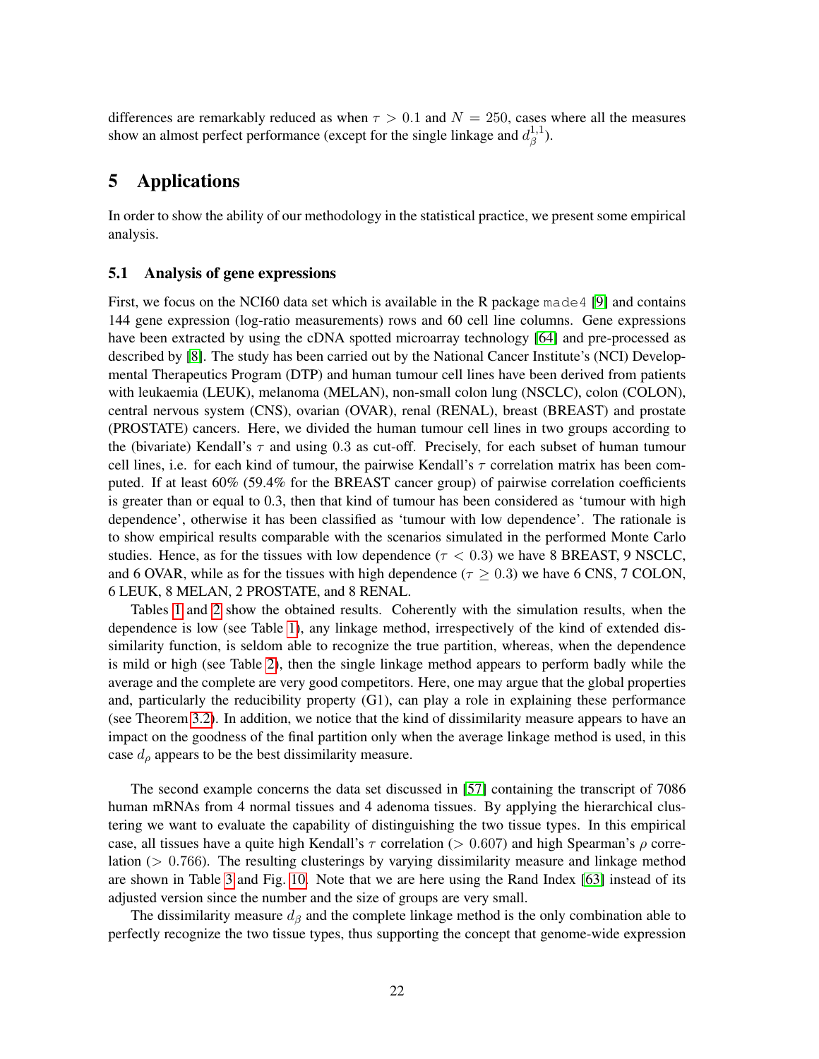differences are remarkably reduced as when $\tau > 0.1$ and $N = 250$, cases where all the measures show an almost perfect performance (except for the single linkage and $d_\beta^{1,1}$).

# 5 Applications

In order to show the ability of our methodology in the statistical practice, we present some empirical analysis.

## 5.1 Analysis of gene expressions

First, we focus on the NCI60 data set which is available in the R package `made4` [9] and contains 144 gene expression (log-ratio measurements) rows and 60 cell line columns. Gene expressions have been extracted by using the cDNA spotted microarray technology [64] and pre-processed as described by [8]. The study has been carried out by the National Cancer Institute's (NCI) Developmental Therapeutics Program (DTP) and human tumour cell lines have been derived from patients with leukaemia (LEUK), melanoma (MELAN), non-small colon lung (NSCLC), colon (COLON), central nervous system (CNS), ovarian (OVAR), renal (RENAL), breast (BREAST) and prostate (PROSTATE) cancers. Here, we divided the human tumour cell lines in two groups according to the (bivariate) Kendall's $\tau$ and using 0.3 as cut-off. Precisely, for each subset of human tumour cell lines, i.e. for each kind of tumour, the pairwise Kendall's $\tau$ correlation matrix has been computed. If at least 60% (59.4% for the BREAST cancer group) of pairwise correlation coefficients is greater than or equal to 0.3, then that kind of tumour has been considered as 'tumour with high dependence', otherwise it has been classified as 'tumour with low dependence'. The rationale is to show empirical results comparable with the scenarios simulated in the performed Monte Carlo studies. Hence, as for the tissues with low dependence ($\tau < 0.3$) we have 8 BREAST, 9 NSCLC, and 6 OVAR, while as for the tissues with high dependence ($\tau \geq 0.3$) we have 6 CNS, 7 COLON, 6 LEUK, 8 MELAN, 2 PROSTATE, and 8 RENAL.

Tables 1 and 2 show the obtained results. Coherently with the simulation results, when the dependence is low (see Table 1), any linkage method, irrespectively of the kind of extended dissimilarity function, is seldom able to recognize the true partition, whereas, when the dependence is mild or high (see Table 2), then the single linkage method appears to perform badly while the average and the complete are very good competitors. Here, one may argue that the global properties and, particularly the reducibility property (G1), can play a role in explaining these performance (see Theorem 3.2). In addition, we notice that the kind of dissimilarity measure appears to have an impact on the goodness of the final partition only when the average linkage method is used, in this case $d_\rho$ appears to be the best dissimilarity measure.

The second example concerns the data set discussed in [57] containing the transcript of 7086 human mRNAs from 4 normal tissues and 4 adenoma tissues. By applying the hierarchical clustering we want to evaluate the capability of distinguishing the two tissue types. In this empirical case, all tissues have a quite high Kendall's $\tau$ correlation ($> 0.607$) and high Spearman's $\rho$ correlation ($> 0.766$). The resulting clusterings by varying dissimilarity measure and linkage method are shown in Table 3 and Fig. 10. Note that we are here using the Rand Index [63] instead of its adjusted version since the number and the size of groups are very small.

The dissimilarity measure $d_\beta$ and the complete linkage method is the only combination able to perfectly recognize the two tissue types, thus supporting the concept that genome-wide expression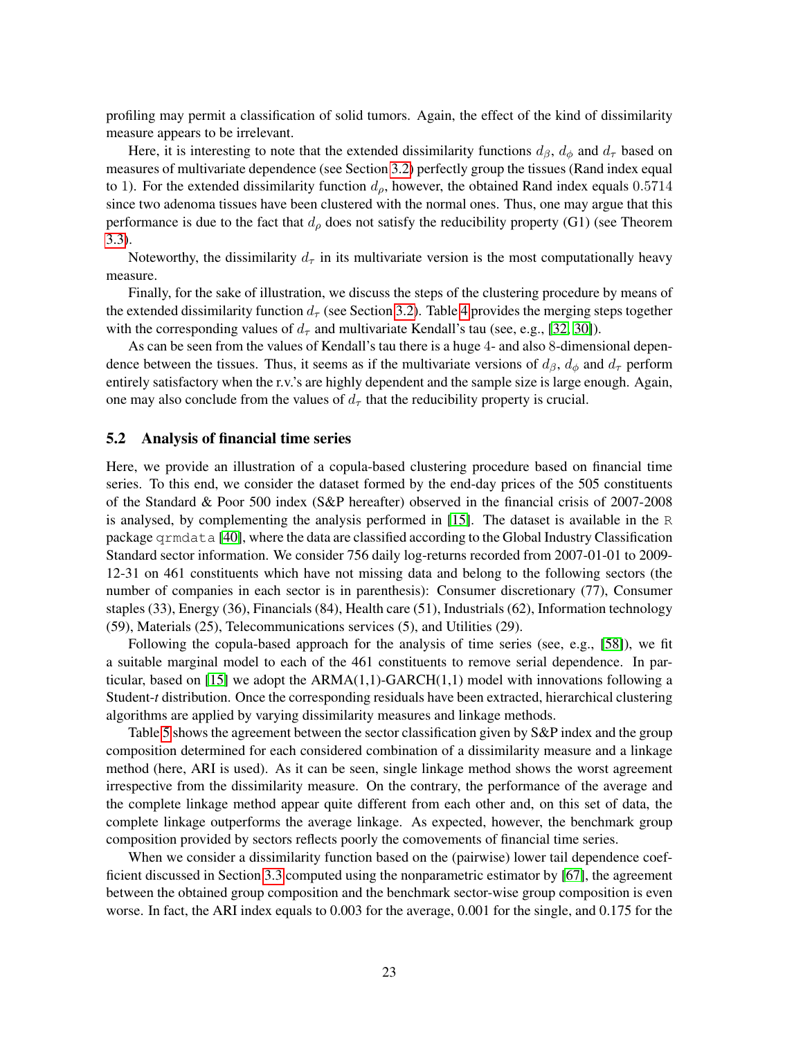profiling may permit a classification of solid tumors. Again, the effect of the kind of dissimilarity measure appears to be irrelevant.

Here, it is interesting to note that the extended dissimilarity functions $d_\beta$, $d_\phi$ and $d_\tau$ based on measures of multivariate dependence (see Section 3.2) perfectly group the tissues (Rand index equal to 1). For the extended dissimilarity function $d_\rho$, however, the obtained Rand index equals $0.5714$ since two adenoma tissues have been clustered with the normal ones. Thus, one may argue that this performance is due to the fact that $d_\rho$ does not satisfy the reducibility property (G1) (see Theorem 3.3).

Noteworthy, the dissimilarity $d_\tau$ in its multivariate version is the most computationally heavy measure.

Finally, for the sake of illustration, we discuss the steps of the clustering procedure by means of the extended dissimilarity function $d_\tau$ (see Section 3.2). Table 4 provides the merging steps together with the corresponding values of $d_\tau$ and multivariate Kendall's tau (see, e.g., [32, 30]).

As can be seen from the values of Kendall's tau there is a huge $4$- and also $8$-dimensional dependence between the tissues. Thus, it seems as if the multivariate versions of $d_\beta$, $d_\phi$ and $d_\tau$ perform entirely satisfactory when the r.v.'s are highly dependent and the sample size is large enough. Again, one may also conclude from the values of $d_\tau$ that the reducibility property is crucial.

## 5.2 Analysis of financial time series

Here, we provide an illustration of a copula-based clustering procedure based on financial time series. To this end, we consider the dataset formed by the end-day prices of the 505 constituents of the Standard & Poor 500 index (S&P hereafter) observed in the financial crisis of 2007-2008 is analysed, by complementing the analysis performed in [15]. The dataset is available in the `R` package `qrmdata` [40], where the data are classified according to the Global Industry Classification Standard sector information. We consider 756 daily log-returns recorded from 2007-01-01 to 2009-12-31 on 461 constituents which have not missing data and belong to the following sectors (the number of companies in each sector is in parenthesis): Consumer discretionary (77), Consumer staples (33), Energy (36), Financials (84), Health care (51), Industrials (62), Information technology (59), Materials (25), Telecommunications services (5), and Utilities (29).

Following the copula-based approach for the analysis of time series (see, e.g., [58]), we fit a suitable marginal model to each of the 461 constituents to remove serial dependence. In particular, based on [15] we adopt the ARMA(1,1)-GARCH(1,1) model with innovations following a Student-*t* distribution. Once the corresponding residuals have been extracted, hierarchical clustering algorithms are applied by varying dissimilarity measures and linkage methods.

Table 5 shows the agreement between the sector classification given by S&P index and the group composition determined for each considered combination of a dissimilarity measure and a linkage method (here, ARI is used). As it can be seen, single linkage method shows the worst agreement irrespective from the dissimilarity measure. On the contrary, the performance of the average and the complete linkage method appear quite different from each other and, on this set of data, the complete linkage outperforms the average linkage. As expected, however, the benchmark group composition provided by sectors reflects poorly the comovements of financial time series.

When we consider a dissimilarity function based on the (pairwise) lower tail dependence coefficient discussed in Section 3.3 computed using the nonparametric estimator by [67], the agreement between the obtained group composition and the benchmark sector-wise group composition is even worse. In fact, the ARI index equals to 0.003 for the average, 0.001 for the single, and 0.175 for the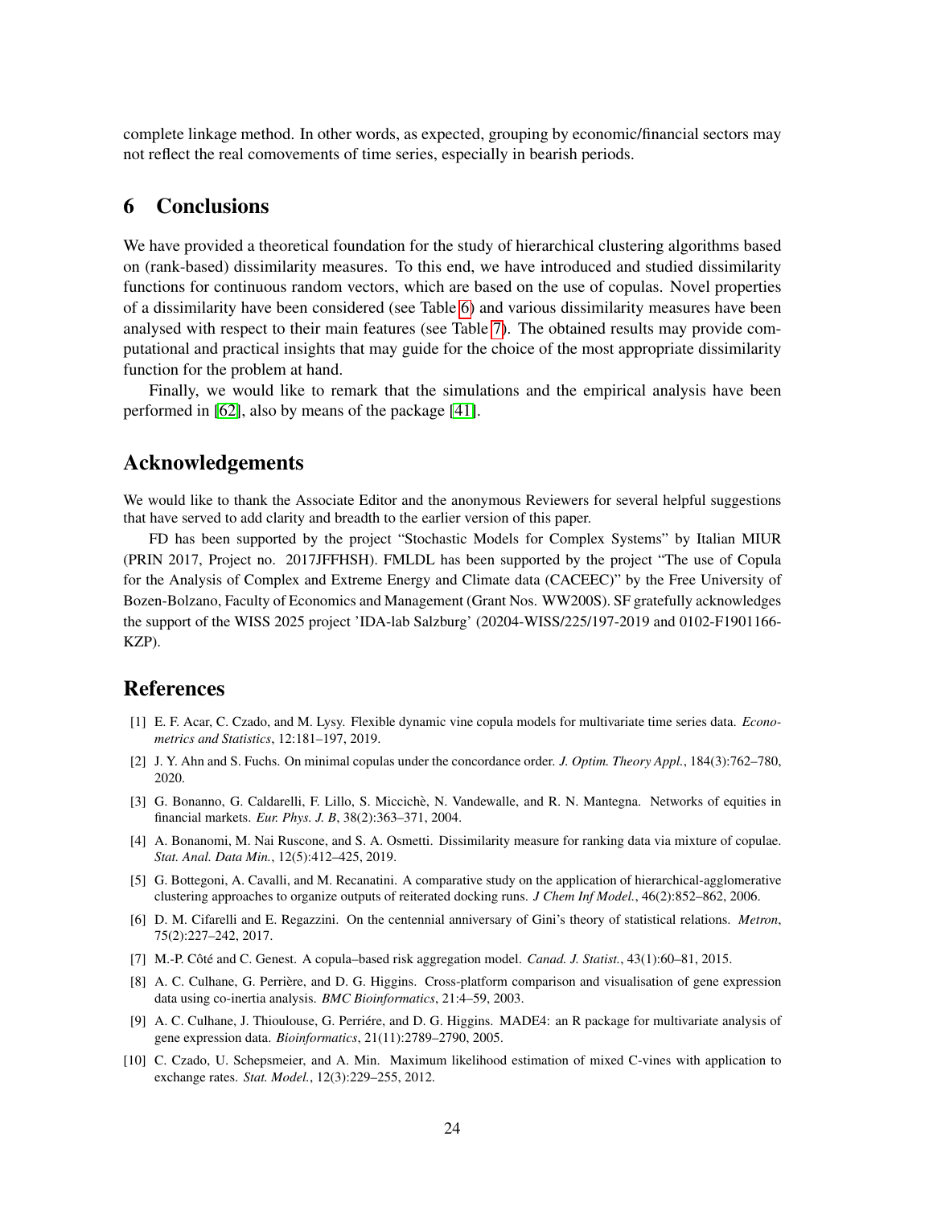complete linkage method. In other words, as expected, grouping by economic/financial sectors may not reflect the real comovements of time series, especially in bearish periods.

## 6 Conclusions

We have provided a theoretical foundation for the study of hierarchical clustering algorithms based on (rank-based) dissimilarity measures. To this end, we have introduced and studied dissimilarity functions for continuous random vectors, which are based on the use of copulas. Novel properties of a dissimilarity have been considered (see Table 6) and various dissimilarity measures have been analysed with respect to their main features (see Table 7). The obtained results may provide computational and practical insights that may guide for the choice of the most appropriate dissimilarity function for the problem at hand.

Finally, we would like to remark that the simulations and the empirical analysis have been performed in [62], also by means of the package [41].

## Acknowledgements

We would like to thank the Associate Editor and the anonymous Reviewers for several helpful suggestions that have served to add clarity and breadth to the earlier version of this paper.

FD has been supported by the project "Stochastic Models for Complex Systems" by Italian MIUR (PRIN 2017, Project no. 2017JFFHSH). FMLDL has been supported by the project "The use of Copula for the Analysis of Complex and Extreme Energy and Climate data (CACEEC)" by the Free University of Bozen-Bolzano, Faculty of Economics and Management (Grant Nos. WW200S). SF gratefully acknowledges the support of the WISS 2025 project 'IDA-lab Salzburg' (20204-WISS/225/197-2019 and 0102-F1901166-KZP).

## References

[1] E. F. Acar, C. Czado, and M. Lysy. Flexible dynamic vine copula models for multivariate time series data. *Econometrics and Statistics*, 12:181–197, 2019.

[2] J. Y. Ahn and S. Fuchs. On minimal copulas under the concordance order. *J. Optim. Theory Appl.*, 184(3):762–780, 2020.

[3] G. Bonanno, G. Caldarelli, F. Lillo, S. Miccichè, N. Vandewalle, and R. N. Mantegna. Networks of equities in financial markets. *Eur. Phys. J. B*, 38(2):363–371, 2004.

[4] A. Bonanomi, M. Nai Ruscone, and S. A. Osmetti. Dissimilarity measure for ranking data via mixture of copulae. *Stat. Anal. Data Min.*, 12(5):412–425, 2019.

[5] G. Bottegoni, A. Cavalli, and M. Recanatini. A comparative study on the application of hierarchical-agglomerative clustering approaches to organize outputs of reiterated docking runs. *J Chem Inf Model.*, 46(2):852–862, 2006.

[6] D. M. Cifarelli and E. Regazzini. On the centennial anniversary of Gini's theory of statistical relations. *Metron*, 75(2):227–242, 2017.

[7] M.-P. Côté and C. Genest. A copula–based risk aggregation model. *Canad. J. Statist.*, 43(1):60–81, 2015.

[8] A. C. Culhane, G. Perrière, and D. G. Higgins. Cross-platform comparison and visualisation of gene expression data using co-inertia analysis. *BMC Bioinformatics*, 21:4–59, 2003.

[9] A. C. Culhane, J. Thioulouse, G. Perriére, and D. G. Higgins. MADE4: an R package for multivariate analysis of gene expression data. *Bioinformatics*, 21(11):2789–2790, 2005.

[10] C. Czado, U. Schepsmeier, and A. Min. Maximum likelihood estimation of mixed C-vines with application to exchange rates. *Stat. Model.*, 12(3):229–255, 2012.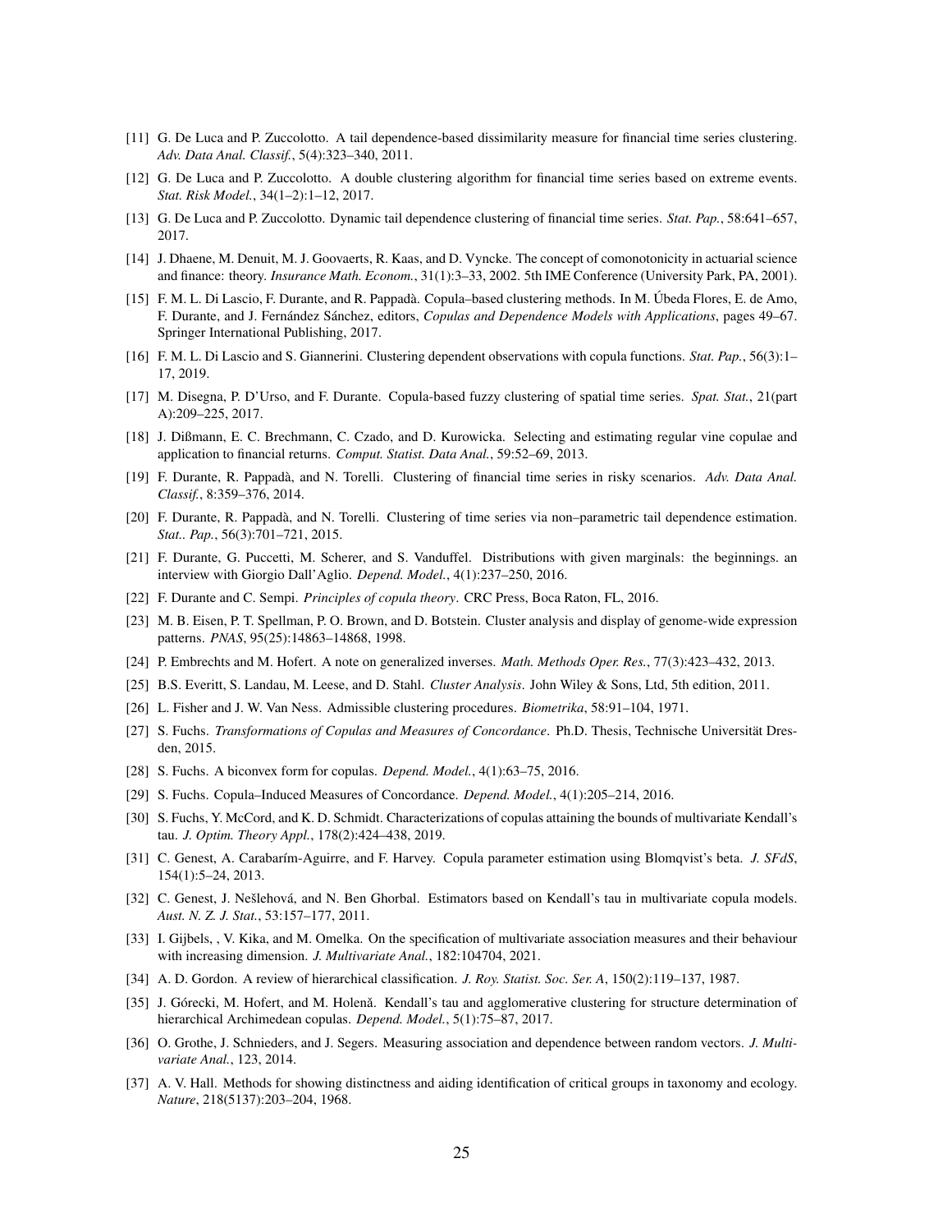[11] G. De Luca and P. Zuccolotto. A tail dependence-based dissimilarity measure for financial time series clustering. *Adv. Data Anal. Classif.*, 5(4):323–340, 2011.

[12] G. De Luca and P. Zuccolotto. A double clustering algorithm for financial time series based on extreme events. *Stat. Risk Model.*, 34(1–2):1–12, 2017.

[13] G. De Luca and P. Zuccolotto. Dynamic tail dependence clustering of financial time series. *Stat. Pap.*, 58:641–657, 2017.

[14] J. Dhaene, M. Denuit, M. J. Goovaerts, R. Kaas, and D. Vyncke. The concept of comonotonicity in actuarial science and finance: theory. *Insurance Math. Econom.*, 31(1):3–33, 2002. 5th IME Conference (University Park, PA, 2001).

[15] F. M. L. Di Lascio, F. Durante, and R. Pappadà. Copula–based clustering methods. In M. Úbeda Flores, E. de Amo, F. Durante, and J. Fernández Sánchez, editors, *Copulas and Dependence Models with Applications*, pages 49–67. Springer International Publishing, 2017.

[16] F. M. L. Di Lascio and S. Giannerini. Clustering dependent observations with copula functions. *Stat. Pap.*, 56(3):1–17, 2019.

[17] M. Disegna, P. D'Urso, and F. Durante. Copula-based fuzzy clustering of spatial time series. *Spat. Stat.*, 21(part A):209–225, 2017.

[18] J. Dißmann, E. C. Brechmann, C. Czado, and D. Kurowicka. Selecting and estimating regular vine copulae and application to financial returns. *Comput. Statist. Data Anal.*, 59:52–69, 2013.

[19] F. Durante, R. Pappadà, and N. Torelli. Clustering of financial time series in risky scenarios. *Adv. Data Anal. Classif.*, 8:359–376, 2014.

[20] F. Durante, R. Pappadà, and N. Torelli. Clustering of time series via non–parametric tail dependence estimation. *Stat.. Pap.*, 56(3):701–721, 2015.

[21] F. Durante, G. Puccetti, M. Scherer, and S. Vanduffel. Distributions with given marginals: the beginnings. an interview with Giorgio Dall'Aglio. *Depend. Model.*, 4(1):237–250, 2016.

[22] F. Durante and C. Sempi. *Principles of copula theory*. CRC Press, Boca Raton, FL, 2016.

[23] M. B. Eisen, P. T. Spellman, P. O. Brown, and D. Botstein. Cluster analysis and display of genome-wide expression patterns. *PNAS*, 95(25):14863–14868, 1998.

[24] P. Embrechts and M. Hofert. A note on generalized inverses. *Math. Methods Oper. Res.*, 77(3):423–432, 2013.

[25] B.S. Everitt, S. Landau, M. Leese, and D. Stahl. *Cluster Analysis*. John Wiley & Sons, Ltd, 5th edition, 2011.

[26] L. Fisher and J. W. Van Ness. Admissible clustering procedures. *Biometrika*, 58:91–104, 1971.

[27] S. Fuchs. *Transformations of Copulas and Measures of Concordance*. Ph.D. Thesis, Technische Universität Dresden, 2015.

[28] S. Fuchs. A biconvex form for copulas. *Depend. Model.*, 4(1):63–75, 2016.

[29] S. Fuchs. Copula–Induced Measures of Concordance. *Depend. Model.*, 4(1):205–214, 2016.

[30] S. Fuchs, Y. McCord, and K. D. Schmidt. Characterizations of copulas attaining the bounds of multivariate Kendall's tau. *J. Optim. Theory Appl.*, 178(2):424–438, 2019.

[31] C. Genest, A. Carabarím-Aguirre, and F. Harvey. Copula parameter estimation using Blomqvist's beta. *J. SFdS*, 154(1):5–24, 2013.

[32] C. Genest, J. Nešlehová, and N. Ben Ghorbal. Estimators based on Kendall's tau in multivariate copula models. *Aust. N. Z. J. Stat.*, 53:157–177, 2011.

[33] I. Gijbels, , V. Kika, and M. Omelka. On the specification of multivariate association measures and their behaviour with increasing dimension. *J. Multivariate Anal.*, 182:104704, 2021.

[34] A. D. Gordon. A review of hierarchical classification. *J. Roy. Statist. Soc. Ser. A*, 150(2):119–137, 1987.

[35] J. Górecki, M. Hofert, and M. Holenă. Kendall's tau and agglomerative clustering for structure determination of hierarchical Archimedean copulas. *Depend. Model.*, 5(1):75–87, 2017.

[36] O. Grothe, J. Schnieders, and J. Segers. Measuring association and dependence between random vectors. *J. Multivariate Anal.*, 123, 2014.

[37] A. V. Hall. Methods for showing distinctness and aiding identification of critical groups in taxonomy and ecology. *Nature*, 218(5137):203–204, 1968.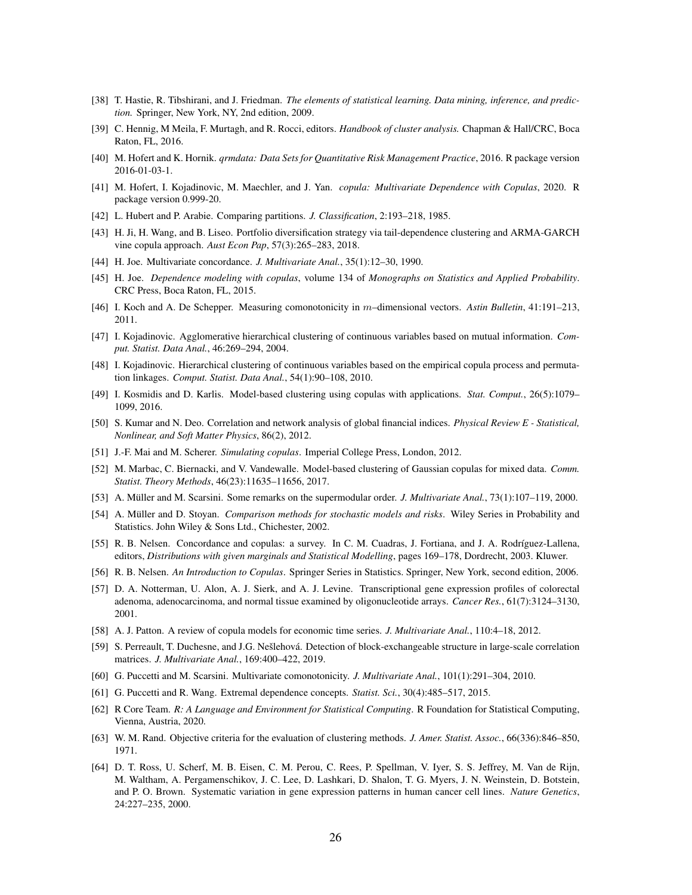[38] T. Hastie, R. Tibshirani, and J. Friedman. *The elements of statistical learning. Data mining, inference, and prediction.* Springer, New York, NY, 2nd edition, 2009.

[39] C. Hennig, M Meila, F. Murtagh, and R. Rocci, editors. *Handbook of cluster analysis.* Chapman & Hall/CRC, Boca Raton, FL, 2016.

[40] M. Hofert and K. Hornik. *qrmdata: Data Sets for Quantitative Risk Management Practice*, 2016. R package version 2016-01-03-1.

[41] M. Hofert, I. Kojadinovic, M. Maechler, and J. Yan. *copula: Multivariate Dependence with Copulas*, 2020. R package version 0.999-20.

[42] L. Hubert and P. Arabie. Comparing partitions. *J. Classification*, 2:193–218, 1985.

[43] H. Ji, H. Wang, and B. Liseo. Portfolio diversification strategy via tail-dependence clustering and ARMA-GARCH vine copula approach. *Aust Econ Pap*, 57(3):265–283, 2018.

[44] H. Joe. Multivariate concordance. *J. Multivariate Anal.*, 35(1):12–30, 1990.

[45] H. Joe. *Dependence modeling with copulas*, volume 134 of *Monographs on Statistics and Applied Probability*. CRC Press, Boca Raton, FL, 2015.

[46] I. Koch and A. De Schepper. Measuring comonotonicity in $m$–dimensional vectors. *Astin Bulletin*, 41:191–213, 2011.

[47] I. Kojadinovic. Agglomerative hierarchical clustering of continuous variables based on mutual information. *Comput. Statist. Data Anal.*, 46:269–294, 2004.

[48] I. Kojadinovic. Hierarchical clustering of continuous variables based on the empirical copula process and permutation linkages. *Comput. Statist. Data Anal.*, 54(1):90–108, 2010.

[49] I. Kosmidis and D. Karlis. Model-based clustering using copulas with applications. *Stat. Comput.*, 26(5):1079–1099, 2016.

[50] S. Kumar and N. Deo. Correlation and network analysis of global financial indices. *Physical Review E - Statistical, Nonlinear, and Soft Matter Physics*, 86(2), 2012.

[51] J.-F. Mai and M. Scherer. *Simulating copulas*. Imperial College Press, London, 2012.

[52] M. Marbac, C. Biernacki, and V. Vandewalle. Model-based clustering of Gaussian copulas for mixed data. *Comm. Statist. Theory Methods*, 46(23):11635–11656, 2017.

[53] A. Müller and M. Scarsini. Some remarks on the supermodular order. *J. Multivariate Anal.*, 73(1):107–119, 2000.

[54] A. Müller and D. Stoyan. *Comparison methods for stochastic models and risks*. Wiley Series in Probability and Statistics. John Wiley & Sons Ltd., Chichester, 2002.

[55] R. B. Nelsen. Concordance and copulas: a survey. In C. M. Cuadras, J. Fortiana, and J. A. Rodríguez-Lallena, editors, *Distributions with given marginals and Statistical Modelling*, pages 169–178, Dordrecht, 2003. Kluwer.

[56] R. B. Nelsen. *An Introduction to Copulas*. Springer Series in Statistics. Springer, New York, second edition, 2006.

[57] D. A. Notterman, U. Alon, A. J. Sierk, and A. J. Levine. Transcriptional gene expression profiles of colorectal adenoma, adenocarcinoma, and normal tissue examined by oligonucleotide arrays. *Cancer Res.*, 61(7):3124–3130, 2001.

[58] A. J. Patton. A review of copula models for economic time series. *J. Multivariate Anal.*, 110:4–18, 2012.

[59] S. Perreault, T. Duchesne, and J.G. Nešlehová. Detection of block-exchangeable structure in large-scale correlation matrices. *J. Multivariate Anal.*, 169:400–422, 2019.

[60] G. Puccetti and M. Scarsini. Multivariate comonotonicity. *J. Multivariate Anal.*, 101(1):291–304, 2010.

[61] G. Puccetti and R. Wang. Extremal dependence concepts. *Statist. Sci.*, 30(4):485–517, 2015.

[62] R Core Team. *R: A Language and Environment for Statistical Computing*. R Foundation for Statistical Computing, Vienna, Austria, 2020.

[63] W. M. Rand. Objective criteria for the evaluation of clustering methods. *J. Amer. Statist. Assoc.*, 66(336):846–850, 1971.

[64] D. T. Ross, U. Scherf, M. B. Eisen, C. M. Perou, C. Rees, P. Spellman, V. Iyer, S. S. Jeffrey, M. Van de Rijn, M. Waltham, A. Pergamenschikov, J. C. Lee, D. Lashkari, D. Shalon, T. G. Myers, J. N. Weinstein, D. Botstein, and P. O. Brown. Systematic variation in gene expression patterns in human cancer cell lines. *Nature Genetics*, 24:227–235, 2000.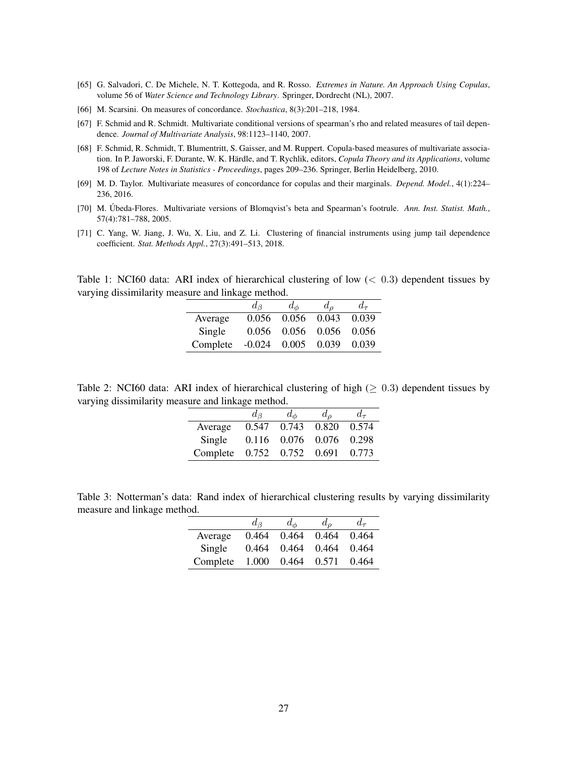[65] G. Salvadori, C. De Michele, N. T. Kottegoda, and R. Rosso. *Extremes in Nature. An Approach Using Copulas*, volume 56 of *Water Science and Technology Library*. Springer, Dordrecht (NL), 2007.

[66] M. Scarsini. On measures of concordance. *Stochastica*, 8(3):201–218, 1984.

[67] F. Schmid and R. Schmidt. Multivariate conditional versions of spearman's rho and related measures of tail dependence. *Journal of Multivariate Analysis*, 98:1123–1140, 2007.

[68] F. Schmid, R. Schmidt, T. Blumentritt, S. Gaisser, and M. Ruppert. Copula-based measures of multivariate association. In P. Jaworski, F. Durante, W. K. Härdle, and T. Rychlik, editors, *Copula Theory and its Applications*, volume 198 of *Lecture Notes in Statistics - Proceedings*, pages 209–236. Springer, Berlin Heidelberg, 2010.

[69] M. D. Taylor. Multivariate measures of concordance for copulas and their marginals. *Depend. Model.*, 4(1):224–236, 2016.

[70] M. Úbeda-Flores. Multivariate versions of Blomqvist's beta and Spearman's footrule. *Ann. Inst. Statist. Math.*, 57(4):781–788, 2005.

[71] C. Yang, W. Jiang, J. Wu, X. Liu, and Z. Li. Clustering of financial instruments using jump tail dependence coefficient. *Stat. Methods Appl.*, 27(3):491–513, 2018.

Table 1: NCI60 data: ARI index of hierarchical clustering of low ($< 0.3$) dependent tissues by varying dissimilarity measure and linkage method.

| | $d_\beta$ | $d_\phi$ | $d_\rho$ | $d_\tau$ |
|---|---|---|---|---|
| Average | 0.056 | 0.056 | 0.043 | 0.039 |
| Single | 0.056 | 0.056 | 0.056 | 0.056 |
| Complete | -0.024 | 0.005 | 0.039 | 0.039 |

Table 2: NCI60 data: ARI index of hierarchical clustering of high ($\geq 0.3$) dependent tissues by varying dissimilarity measure and linkage method.

| | $d_\beta$ | $d_\phi$ | $d_\rho$ | $d_\tau$ |
|---|---|---|---|---|
| Average | 0.547 | 0.743 | 0.820 | 0.574 |
| Single | 0.116 | 0.076 | 0.076 | 0.298 |
| Complete | 0.752 | 0.752 | 0.691 | 0.773 |

Table 3: Notterman's data: Rand index of hierarchical clustering results by varying dissimilarity measure and linkage method.

| | $d_\beta$ | $d_\phi$ | $d_\rho$ | $d_\tau$ |
|---|---|---|---|---|
| Average | 0.464 | 0.464 | 0.464 | 0.464 |
| Single | 0.464 | 0.464 | 0.464 | 0.464 |
| Complete | 1.000 | 0.464 | 0.571 | 0.464 |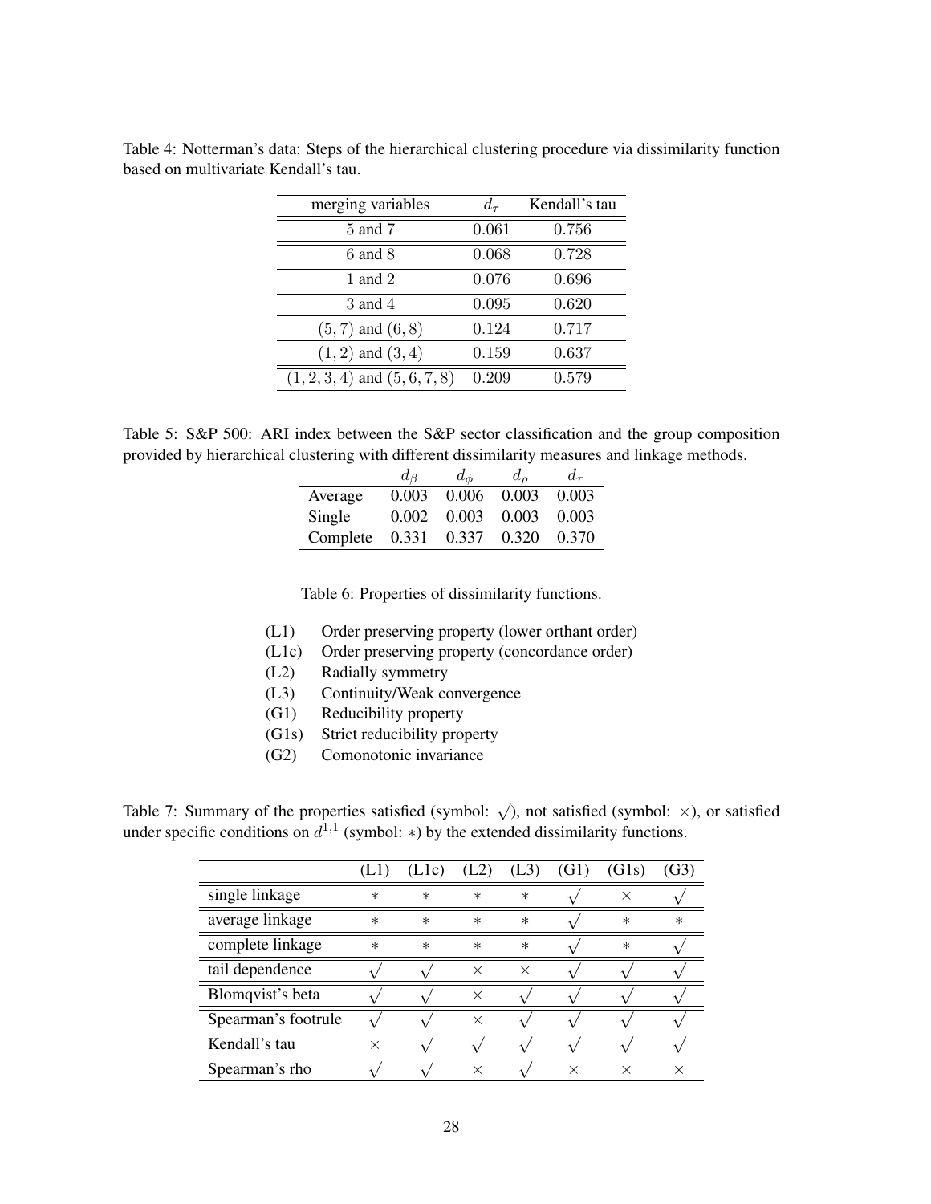Table 4: Notterman's data: Steps of the hierarchical clustering procedure via dissimilarity function based on multivariate Kendall's tau.

| merging variables | $d_\tau$ | Kendall's tau |
|---|---|---|
| 5 and 7 | 0.061 | 0.756 |
| 6 and 8 | 0.068 | 0.728 |
| 1 and 2 | 0.076 | 0.696 |
| 3 and 4 | 0.095 | 0.620 |
| $(5,7)$ and $(6,8)$ | 0.124 | 0.717 |
| $(1,2)$ and $(3,4)$ | 0.159 | 0.637 |
| $(1,2,3,4)$ and $(5,6,7,8)$ | 0.209 | 0.579 |

Table 5: S&P 500: ARI index between the S&P sector classification and the group composition provided by hierarchical clustering with different dissimilarity measures and linkage methods.

| | $d_\beta$ | $d_\phi$ | $d_\rho$ | $d_\tau$ |
|---|---|---|---|---|
| Average | 0.003 | 0.006 | 0.003 | 0.003 |
| Single | 0.002 | 0.003 | 0.003 | 0.003 |
| Complete | 0.331 | 0.337 | 0.320 | 0.370 |

Table 6: Properties of dissimilarity functions.

| | |
|---|---|
| (L1) | Order preserving property (lower orthant order) |
| (L1c) | Order preserving property (concordance order) |
| (L2) | Radially symmetry |
| (L3) | Continuity/Weak convergence |
| (G1) | Reducibility property |
| (G1s) | Strict reducibility property |
| (G2) | Comonotonic invariance |

Table 7: Summary of the properties satisfied (symbol: $\surd$), not satisfied (symbol: $\times$), or satisfied under specific conditions on $d^{1,1}$ (symbol: $*$) by the extended dissimilarity functions.

| | (L1) | (L1c) | (L2) | (L3) | (G1) | (G1s) | (G3) |
|---|---|---|---|---|---|---|---|
| single linkage | $*$ | $*$ | $*$ | $*$ | $\surd$ | $\times$ | $\surd$ |
| average linkage | $*$ | $*$ | $*$ | $*$ | $\surd$ | $*$ | $*$ |
| complete linkage | $*$ | $*$ | $*$ | $*$ | $\surd$ | $*$ | $\surd$ |
| tail dependence | $\surd$ | $\surd$ | $\times$ | $\times$ | $\surd$ | $\surd$ | $\surd$ |
| Blomqvist's beta | $\surd$ | $\surd$ | $\times$ | $\surd$ | $\surd$ | $\surd$ | $\surd$ |
| Spearman's footrule | $\surd$ | $\surd$ | $\times$ | $\surd$ | $\surd$ | $\surd$ | $\surd$ |
| Kendall's tau | $\times$ | $\surd$ | $\surd$ | $\surd$ | $\surd$ | $\surd$ | $\surd$ |
| Spearman's rho | $\surd$ | $\surd$ | $\times$ | $\surd$ | $\times$ | $\times$ | $\times$ |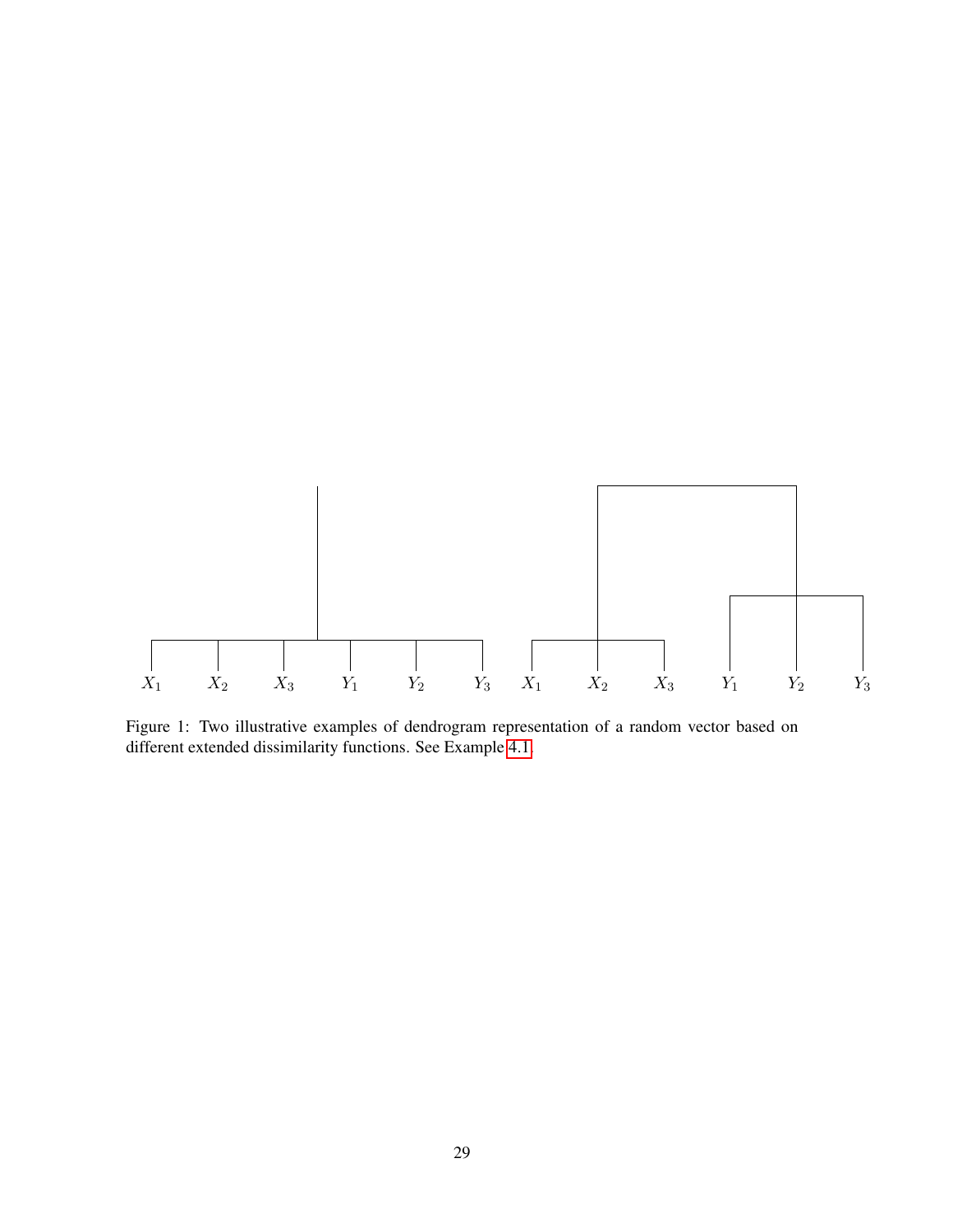$X_1$ $X_2$ $X_3$ $Y_1$ $Y_2$ $Y_3$ $X_1$ $X_2$ $X_3$ $Y_1$ $Y_2$ $Y_3$

Figure 1: Two illustrative examples of dendrogram representation of a random vector based on different extended dissimilarity functions. See Example 4.1.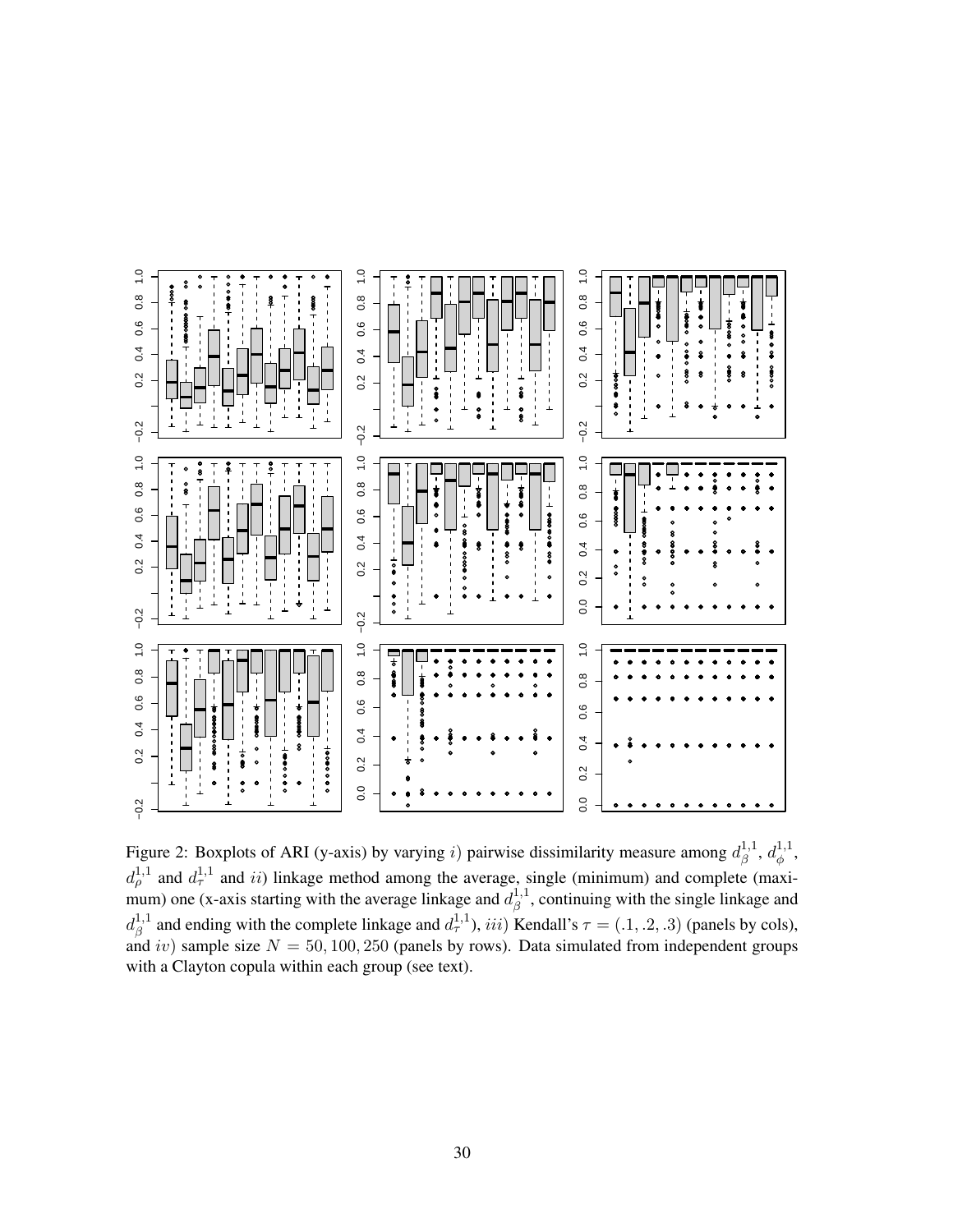Figure 2: Boxplots of ARI (y-axis) by varying $i)$ pairwise dissimilarity measure among $d_{\beta}^{1,1}$, $d_{\phi}^{1,1}$, $d_{\rho}^{1,1}$ and $d_{\tau}^{1,1}$ and $ii)$ linkage method among the average, single (minimum) and complete (maximum) one (x-axis starting with the average linkage and $d_{\beta}^{1,1}$, continuing with the single linkage and $d_{\beta}^{1,1}$ and ending with the complete linkage and $d_{\tau}^{1,1}$), $iii)$ Kendall's $\tau = (.1, .2, .3)$ (panels by cols), and $iv)$ sample size $N = 50, 100, 250$ (panels by rows). Data simulated from independent groups with a Clayton copula within each group (see text).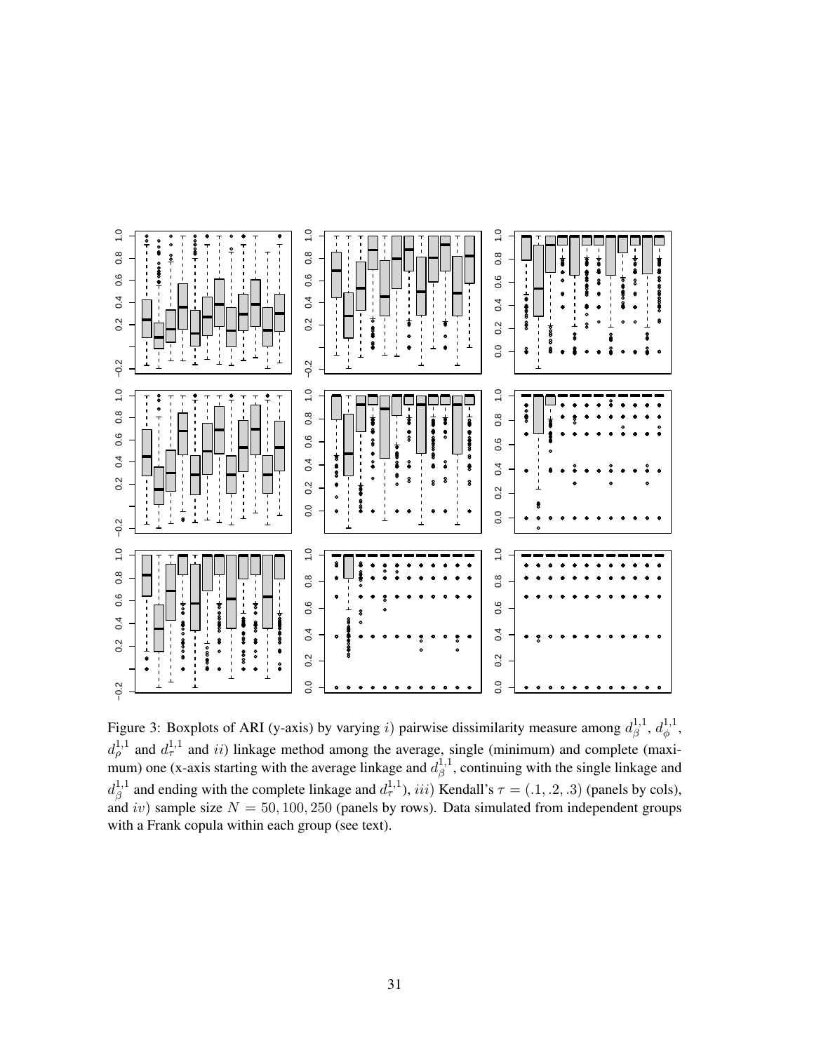Figure 3: Boxplots of ARI (y-axis) by varying $i$) pairwise dissimilarity measure among $d_{\beta}^{1,1}$, $d_{\phi}^{1,1}$, $d_{\rho}^{1,1}$ and $d_{\tau}^{1,1}$ and $ii$) linkage method among the average, single (minimum) and complete (maximum) one (x-axis starting with the average linkage and $d_{\beta}^{1,1}$, continuing with the single linkage and $d_{\beta}^{1,1}$ and ending with the complete linkage and $d_{\tau}^{1,1}$), $iii$) Kendall's $\tau = (.1, .2, .3)$ (panels by cols), and $iv$) sample size $N = 50, 100, 250$ (panels by rows). Data simulated from independent groups with a Frank copula within each group (see text).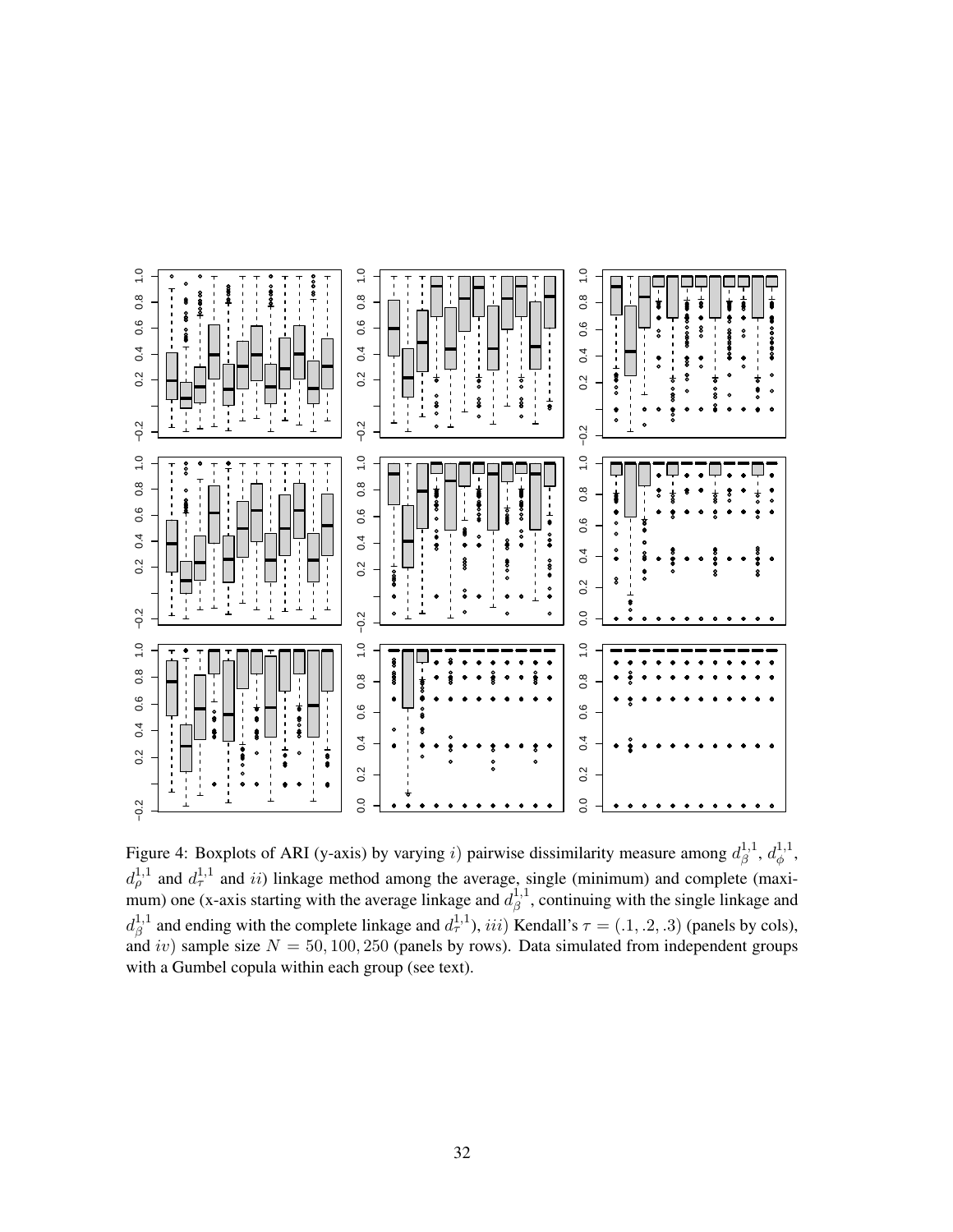Figure 4: Boxplots of ARI (y-axis) by varying $i$) pairwise dissimilarity measure among $d_{\beta}^{1,1}$, $d_{\phi}^{1,1}$, $d_{\rho}^{1,1}$ and $d_{\tau}^{1,1}$ and $ii$) linkage method among the average, single (minimum) and complete (maximum) one (x-axis starting with the average linkage and $d_{\beta}^{1,1}$, continuing with the single linkage and $d_{\beta}^{1,1}$ and ending with the complete linkage and $d_{\tau}^{1,1}$), $iii$) Kendall's $\tau = (.1, .2, .3)$ (panels by cols), and $iv$) sample size $N = 50, 100, 250$ (panels by rows). Data simulated from independent groups with a Gumbel copula within each group (see text).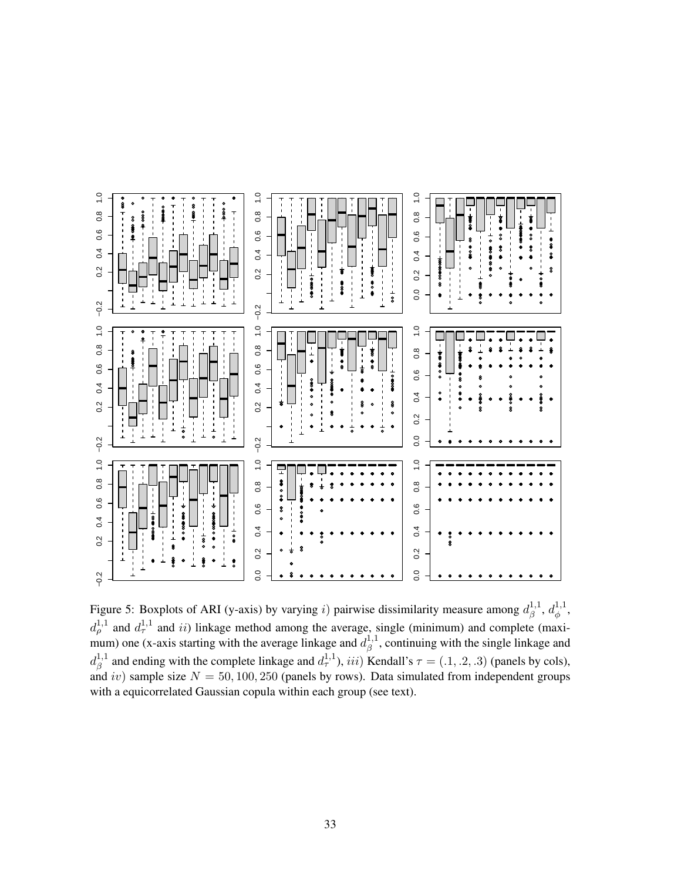Figure 5: Boxplots of ARI (y-axis) by varying $i)$ pairwise dissimilarity measure among $d_{\beta}^{1,1}$, $d_{\phi}^{1,1}$, $d_{\rho}^{1,1}$ and $d_{\tau}^{1,1}$ and $ii)$ linkage method among the average, single (minimum) and complete (maximum) one (x-axis starting with the average linkage and $d_{\beta}^{1,1}$, continuing with the single linkage and $d_{\beta}^{1,1}$ and ending with the complete linkage and $d_{\tau}^{1,1}$), $iii)$ Kendall's $\tau = (.1, .2, .3)$ (panels by cols), and $iv)$ sample size $N = 50, 100, 250$ (panels by rows). Data simulated from independent groups with a equicorrelated Gaussian copula within each group (see text).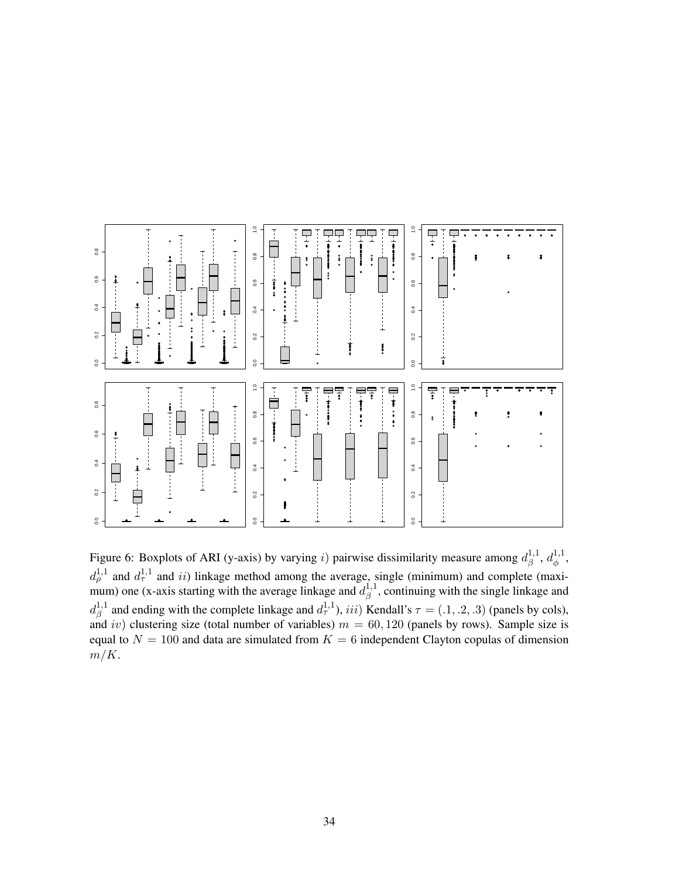Figure 6: Boxplots of ARI (y-axis) by varying $i)$ pairwise dissimilarity measure among $d_{\beta}^{1,1}$, $d_{\phi}^{1,1}$, $d_{\rho}^{1,1}$ and $d_{\tau}^{1,1}$ and $ii)$ linkage method among the average, single (minimum) and complete (maximum) one (x-axis starting with the average linkage and $d_{\beta}^{1,1}$, continuing with the single linkage and $d_{\beta}^{1,1}$ and ending with the complete linkage and $d_{\tau}^{1,1}$), $iii)$ Kendall's $\tau = (.1, .2, .3)$ (panels by cols), and $iv)$ clustering size (total number of variables) $m = 60, 120$ (panels by rows). Sample size is equal to $N = 100$ and data are simulated from $K = 6$ independent Clayton copulas of dimension $m/K$.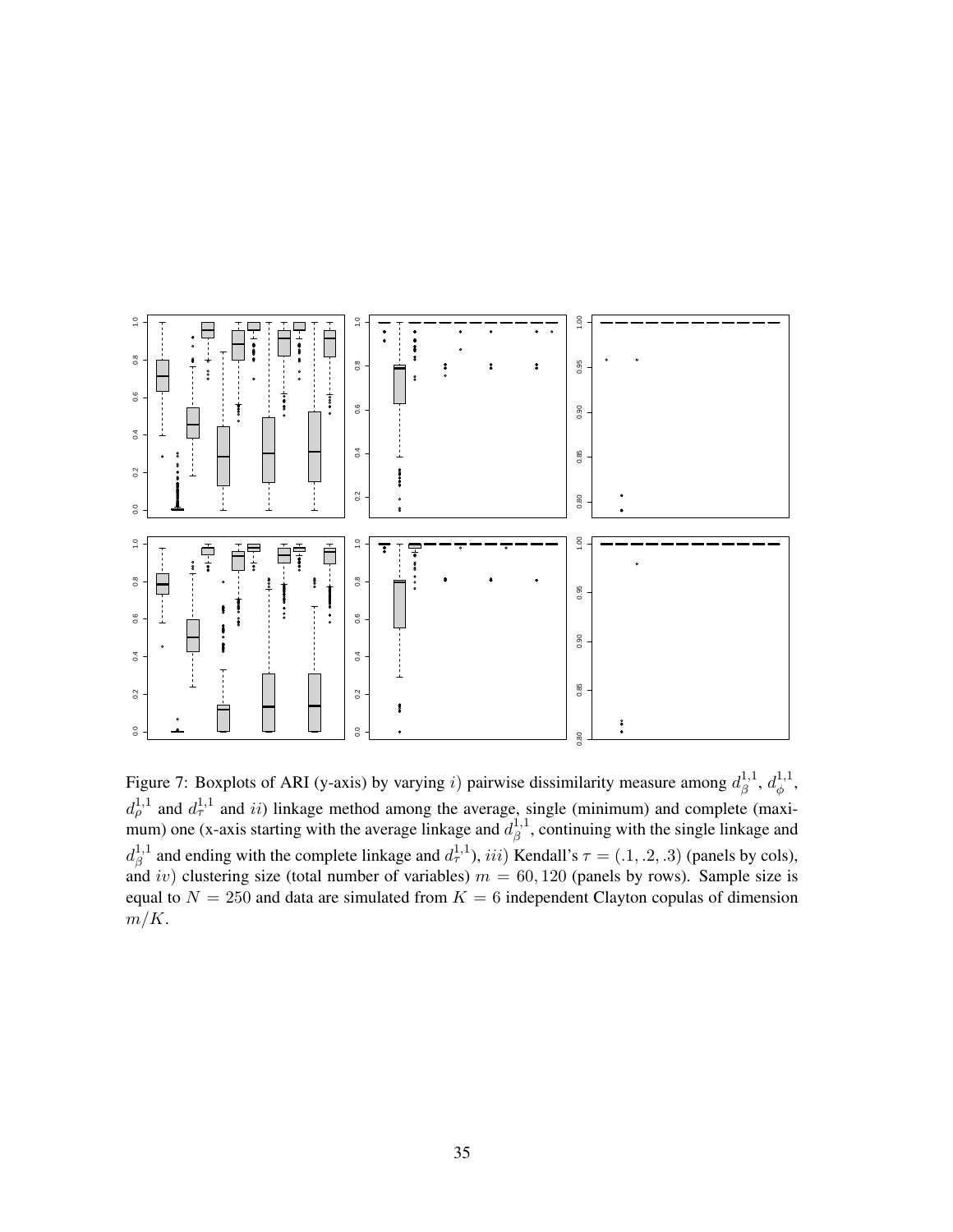Figure 7: Boxplots of ARI (y-axis) by varying $i$) pairwise dissimilarity measure among $d_{\beta}^{1,1}$, $d_{\phi}^{1,1}$, $d_{\rho}^{1,1}$ and $d_{\tau}^{1,1}$ and $ii$) linkage method among the average, single (minimum) and complete (maximum) one (x-axis starting with the average linkage and $d_{\beta}^{1,1}$, continuing with the single linkage and $d_{\beta}^{1,1}$ and ending with the complete linkage and $d_{\tau}^{1,1}$), $iii$) Kendall's $\tau = (.1, .2, .3)$ (panels by cols), and $iv$) clustering size (total number of variables) $m = 60, 120$ (panels by rows). Sample size is equal to $N = 250$ and data are simulated from $K = 6$ independent Clayton copulas of dimension $m/K$.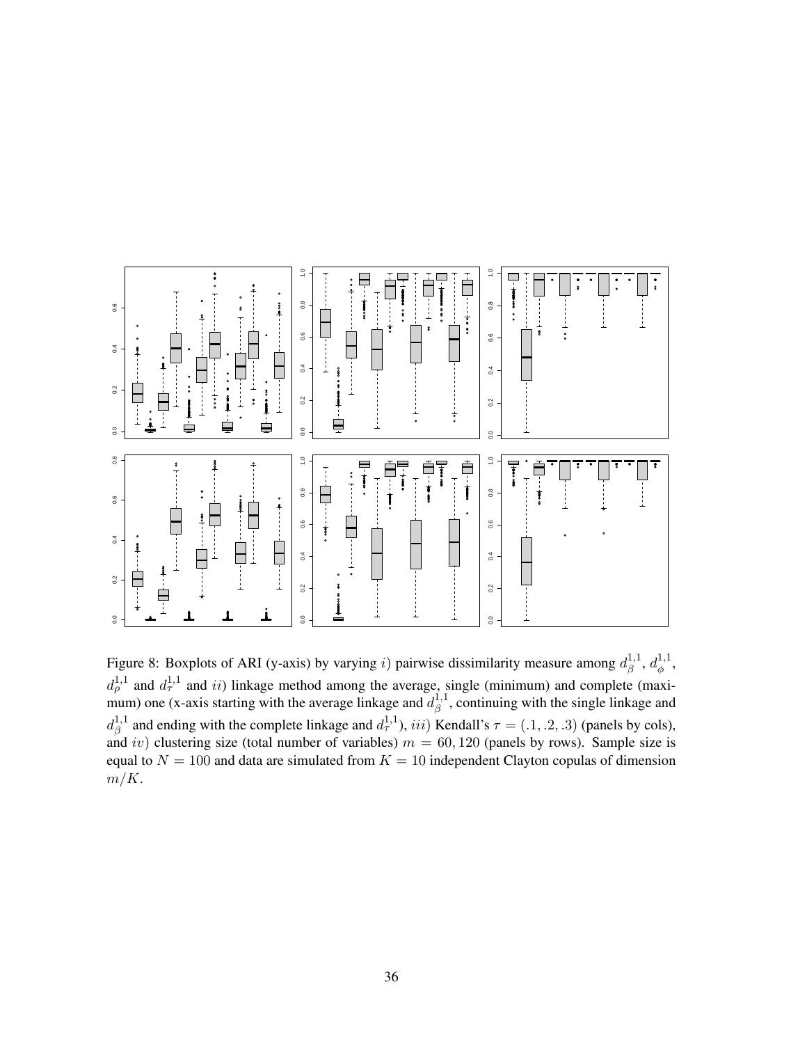Figure 8: Boxplots of ARI (y-axis) by varying $i)$ pairwise dissimilarity measure among $d_\beta^{1,1}$, $d_\phi^{1,1}$, $d_\rho^{1,1}$ and $d_\tau^{1,1}$ and $ii)$ linkage method among the average, single (minimum) and complete (maximum) one (x-axis starting with the average linkage and $d_\beta^{1,1}$, continuing with the single linkage and $d_\beta^{1,1}$ and ending with the complete linkage and $d_\tau^{1,1}$), $iii)$ Kendall's $\tau = (.1, .2, .3)$ (panels by cols), and $iv)$ clustering size (total number of variables) $m = 60, 120$ (panels by rows). Sample size is equal to $N = 100$ and data are simulated from $K = 10$ independent Clayton copulas of dimension $m/K$.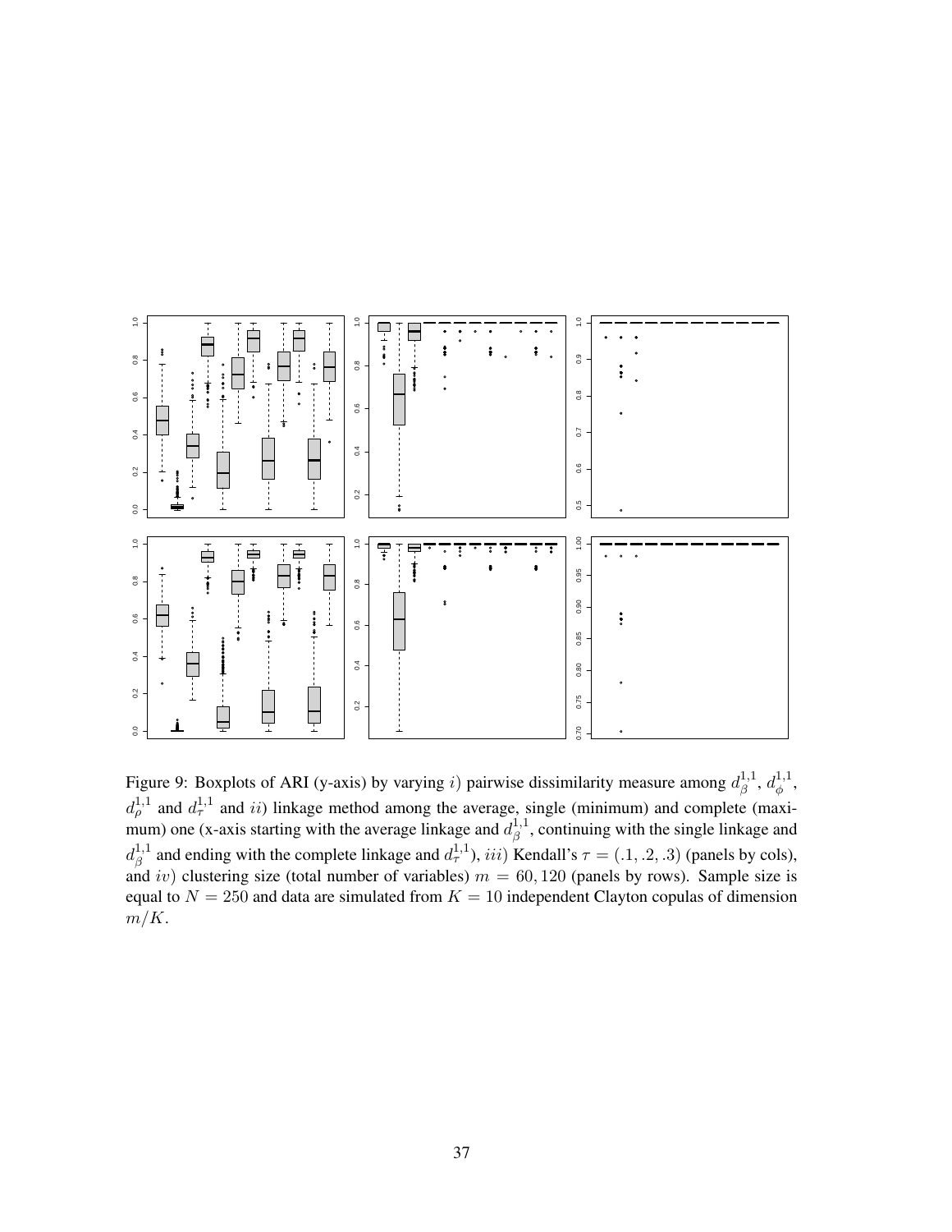Figure 9: Boxplots of ARI (y-axis) by varying $i$) pairwise dissimilarity measure among $d_{\beta}^{1,1}$, $d_{\phi}^{1,1}$, $d_{\rho}^{1,1}$ and $d_{\tau}^{1,1}$ and $ii$) linkage method among the average, single (minimum) and complete (maximum) one (x-axis starting with the average linkage and $d_{\beta}^{1,1}$, continuing with the single linkage and $d_{\beta}^{1,1}$ and ending with the complete linkage and $d_{\tau}^{1,1}$), $iii$) Kendall's $\tau = (.1, .2, .3)$ (panels by cols), and $iv$) clustering size (total number of variables) $m = 60, 120$ (panels by rows). Sample size is equal to $N = 250$ and data are simulated from $K = 10$ independent Clayton copulas of dimension $m/K$.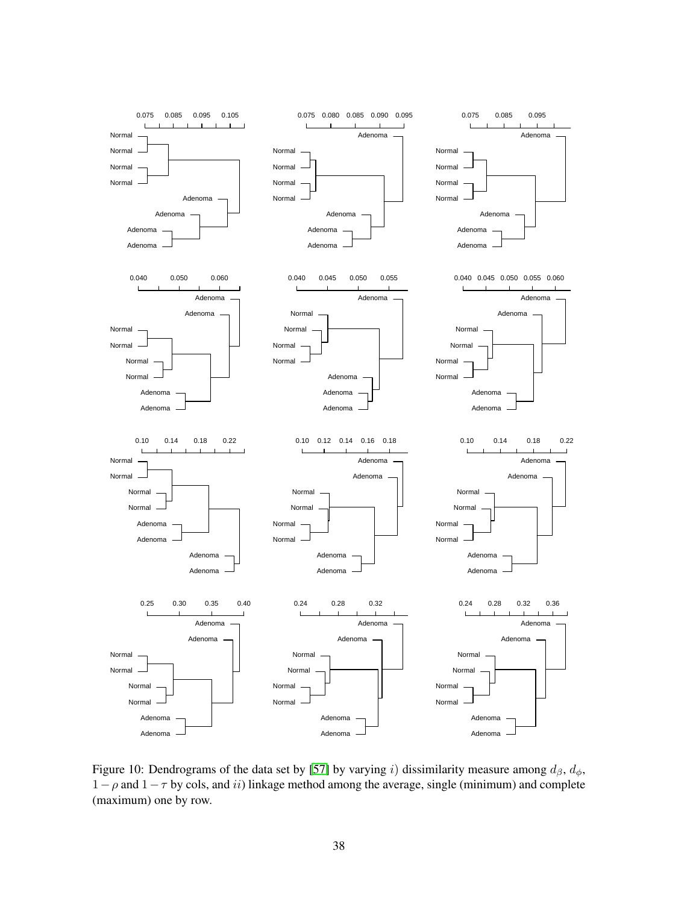0.075 0.085 0.095 0.105

Normal
Normal
Normal
Normal
Adenoma
Adenoma
Adenoma
Adenoma

0.075 0.080 0.085 0.090 0.095

Adenoma
Normal
Normal
Normal
Normal
Adenoma
Adenoma
Adenoma

0.075 0.085 0.095

Adenoma
Normal
Normal
Normal
Normal
Adenoma
Adenoma
Adenoma

0.040 0.050 0.060

Adenoma
Adenoma
Normal
Normal
Normal
Normal
Adenoma
Adenoma

0.040 0.045 0.050 0.055

Adenoma
Normal
Normal
Normal
Normal
Adenoma
Adenoma
Adenoma

0.040 0.045 0.050 0.055 0.060

Adenoma
Adenoma
Normal
Normal
Normal
Normal
Adenoma
Adenoma

0.10 0.14 0.18 0.22

Normal
Normal
Normal
Normal
Adenoma
Adenoma
Adenoma
Adenoma

0.10 0.12 0.14 0.16 0.18

Adenoma
Adenoma
Normal
Normal
Normal
Normal
Adenoma
Adenoma

0.10 0.14 0.18 0.22

Adenoma
Adenoma
Normal
Normal
Normal
Normal
Adenoma
Adenoma

0.25 0.30 0.35 0.40

Adenoma
Adenoma
Normal
Normal
Normal
Normal
Adenoma
Adenoma

0.24 0.28 0.32

Adenoma
Adenoma
Normal
Normal
Normal
Normal
Adenoma
Adenoma

0.24 0.28 0.32 0.36

Adenoma
Adenoma
Normal
Normal
Normal
Normal
Adenoma
Adenoma

Figure 10: Dendrograms of the data set by [57] by varying $i$) dissimilarity measure among $d_\beta$, $d_\phi$, $1-\rho$ and $1-\tau$ by cols, and $ii$) linkage method among the average, single (minimum) and complete (maximum) one by row.